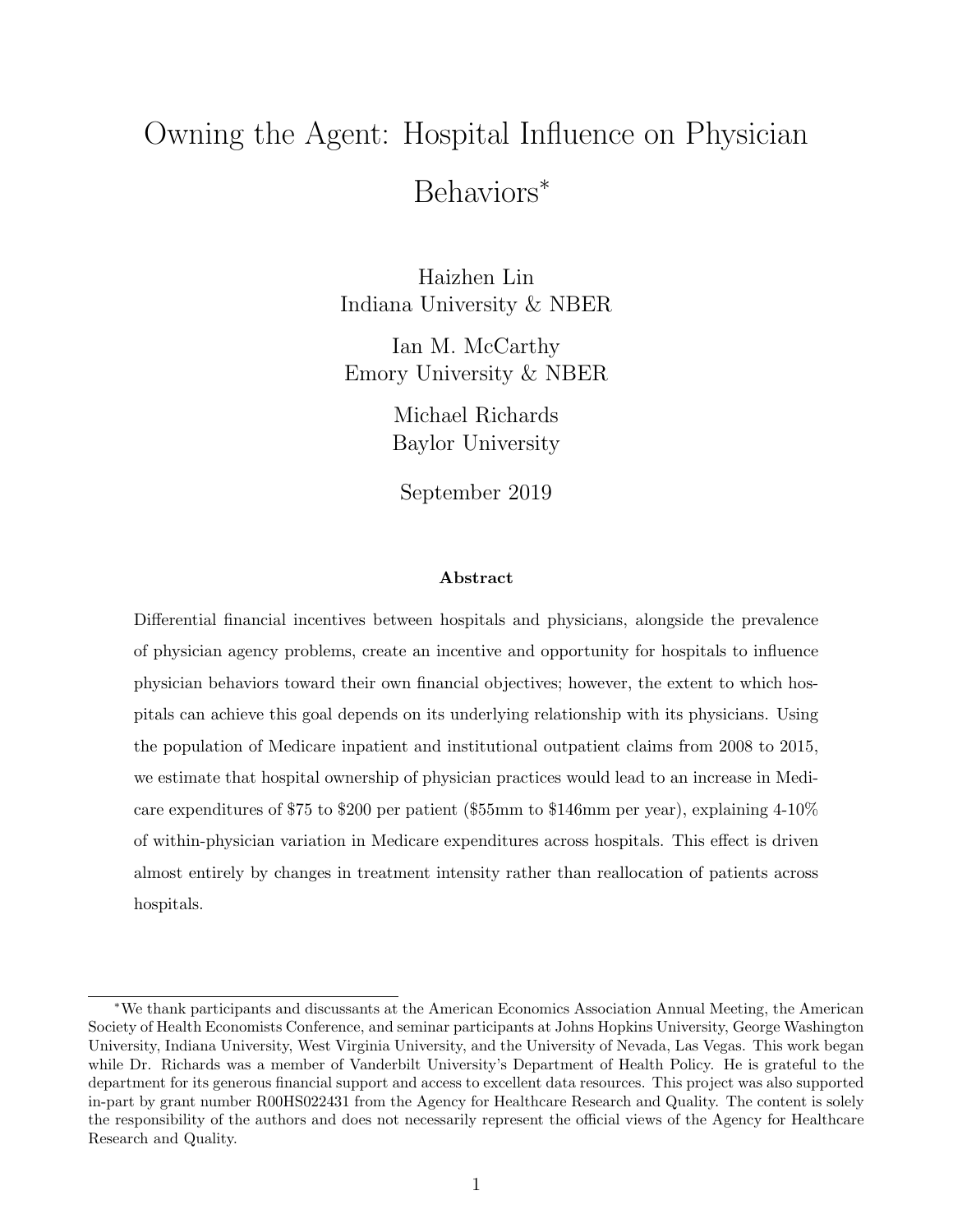# Owning the Agent: Hospital Influence on Physician Behaviors*

Haizhen Lin
Indiana University & NBER

Ian M. McCarthy
Emory University & NBER

Michael Richards
Baylor University

September 2019

### Abstract

Differential financial incentives between hospitals and physicians, alongside the prevalence of physician agency problems, create an incentive and opportunity for hospitals to influence physician behaviors toward their own financial objectives; however, the extent to which hospitals can achieve this goal depends on its underlying relationship with its physicians. Using the population of Medicare inpatient and institutional outpatient claims from 2008 to 2015, we estimate that hospital ownership of physician practices would lead to an increase in Medicare expenditures of $75 to $200 per patient ($55mm to $146mm per year), explaining 4-10% of within-physician variation in Medicare expenditures across hospitals. This effect is driven almost entirely by changes in treatment intensity rather than reallocation of patients across hospitals.

---

*We thank participants and discussants at the American Economics Association Annual Meeting, the American Society of Health Economists Conference, and seminar participants at Johns Hopkins University, George Washington University, Indiana University, West Virginia University, and the University of Nevada, Las Vegas. This work began while Dr. Richards was a member of Vanderbilt University's Department of Health Policy. He is grateful to the department for its generous financial support and access to excellent data resources. This project was also supported in-part by grant number R00HS022431 from the Agency for Healthcare Research and Quality. The content is solely the responsibility of the authors and does not necessarily represent the official views of the Agency for Healthcare Research and Quality.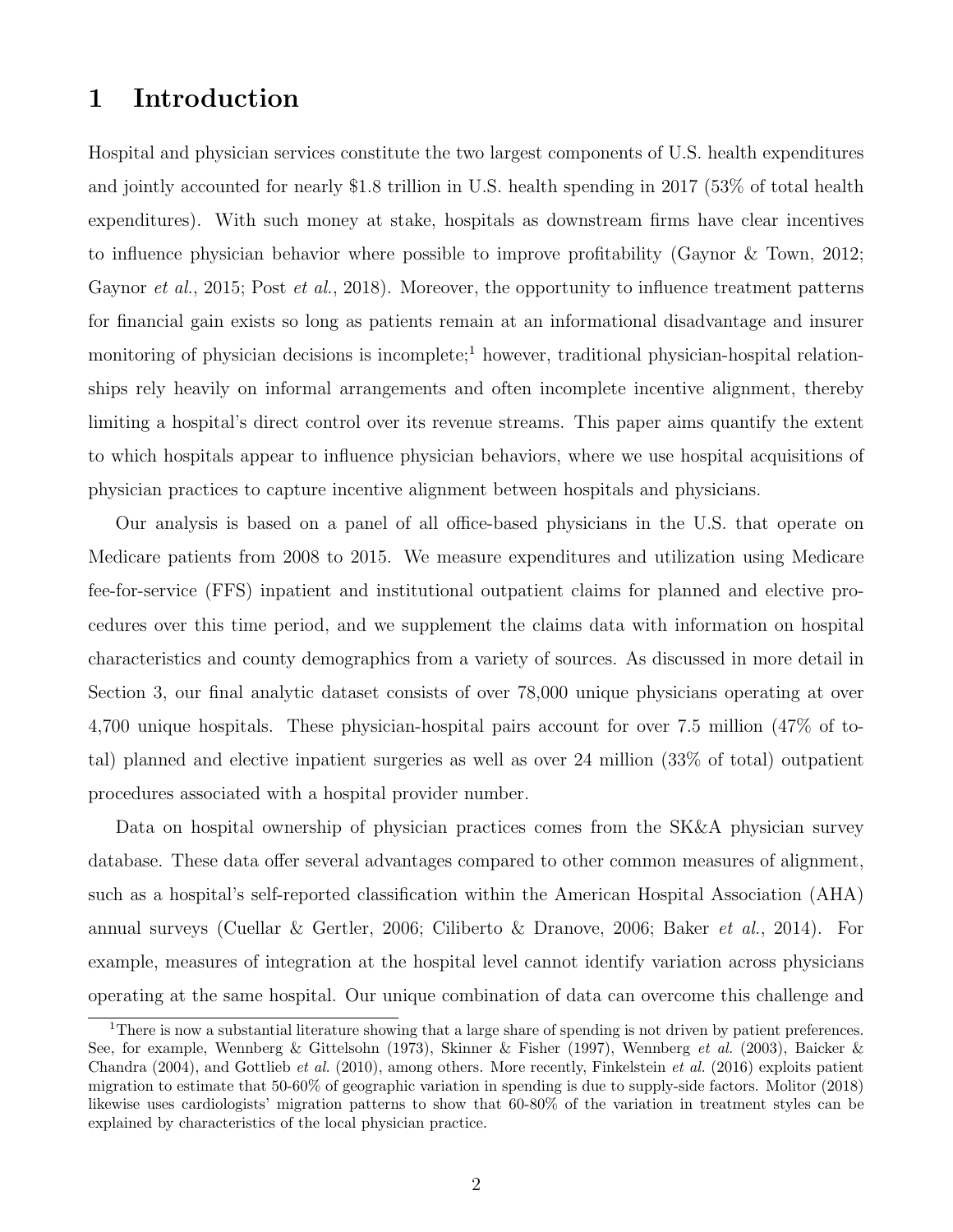# 1 Introduction

Hospital and physician services constitute the two largest components of U.S. health expenditures and jointly accounted for nearly $1.8 trillion in U.S. health spending in 2017 (53% of total health expenditures). With such money at stake, hospitals as downstream firms have clear incentives to influence physician behavior where possible to improve profitability (Gaynor & Town, 2012; Gaynor *et al.*, 2015; Post *et al.*, 2018). Moreover, the opportunity to influence treatment patterns for financial gain exists so long as patients remain at an informational disadvantage and insurer monitoring of physician decisions is incomplete;[1] however, traditional physician-hospital relationships rely heavily on informal arrangements and often incomplete incentive alignment, thereby limiting a hospital's direct control over its revenue streams. This paper aims quantify the extent to which hospitals appear to influence physician behaviors, where we use hospital acquisitions of physician practices to capture incentive alignment between hospitals and physicians.

Our analysis is based on a panel of all office-based physicians in the U.S. that operate on Medicare patients from 2008 to 2015. We measure expenditures and utilization using Medicare fee-for-service (FFS) inpatient and institutional outpatient claims for planned and elective procedures over this time period, and we supplement the claims data with information on hospital characteristics and county demographics from a variety of sources. As discussed in more detail in Section 3, our final analytic dataset consists of over 78,000 unique physicians operating at over 4,700 unique hospitals. These physician-hospital pairs account for over 7.5 million (47% of total) planned and elective inpatient surgeries as well as over 24 million (33% of total) outpatient procedures associated with a hospital provider number.

Data on hospital ownership of physician practices comes from the SK&A physician survey database. These data offer several advantages compared to other common measures of alignment, such as a hospital's self-reported classification within the American Hospital Association (AHA) annual surveys (Cuellar & Gertler, 2006; Ciliberto & Dranove, 2006; Baker *et al.*, 2014). For example, measures of integration at the hospital level cannot identify variation across physicians operating at the same hospital. Our unique combination of data can overcome this challenge and

[1] There is now a substantial literature showing that a large share of spending is not driven by patient preferences. See, for example, Wennberg & Gittelsohn (1973), Skinner & Fisher (1997), Wennberg *et al.* (2003), Baicker & Chandra (2004), and Gottlieb *et al.* (2010), among others. More recently, Finkelstein *et al.* (2016) exploits patient migration to estimate that 50-60% of geographic variation in spending is due to supply-side factors. Molitor (2018) likewise uses cardiologists' migration patterns to show that 60-80% of the variation in treatment styles can be explained by characteristics of the local physician practice.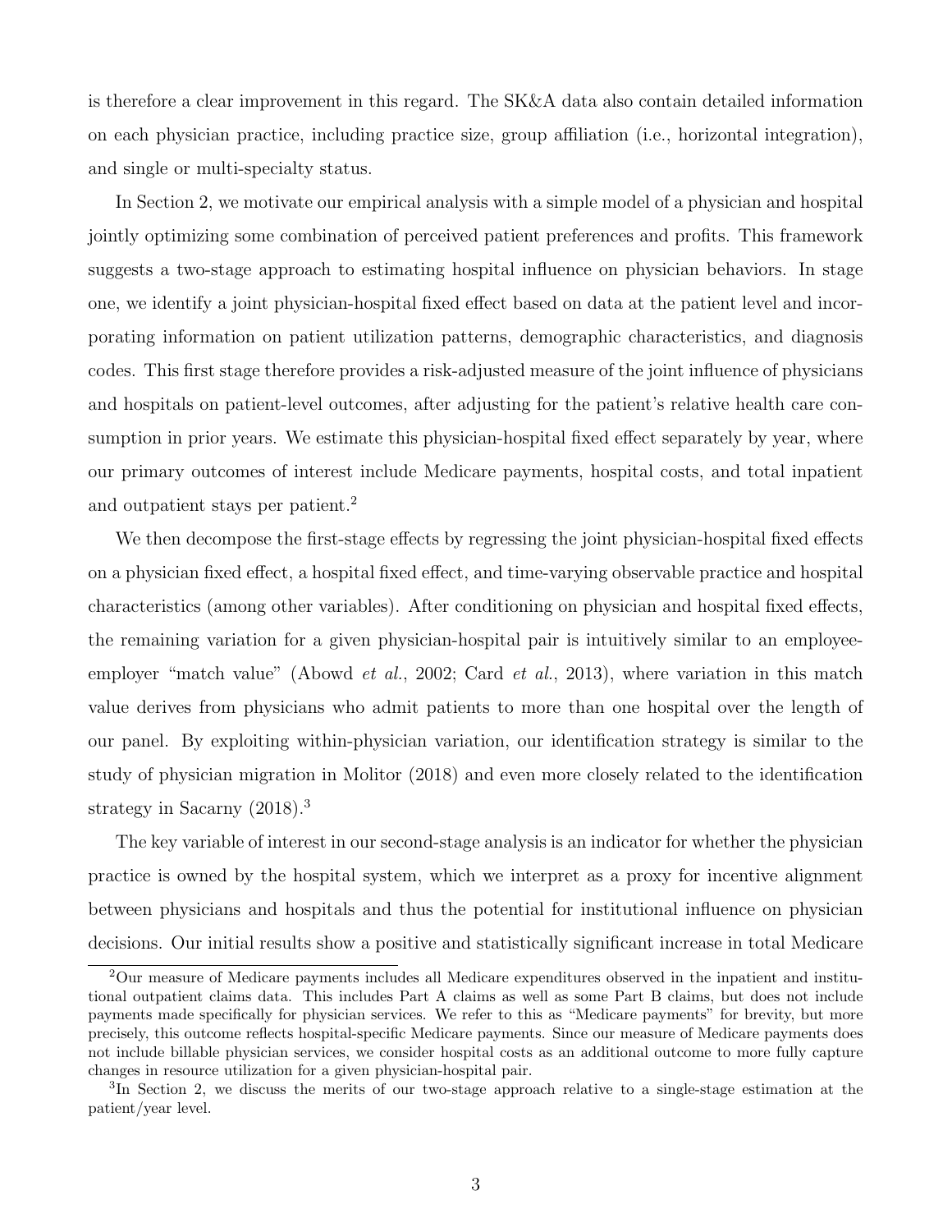is therefore a clear improvement in this regard. The SK&A data also contain detailed information on each physician practice, including practice size, group affiliation (i.e., horizontal integration), and single or multi-specialty status.

In Section 2, we motivate our empirical analysis with a simple model of a physician and hospital jointly optimizing some combination of perceived patient preferences and profits. This framework suggests a two-stage approach to estimating hospital influence on physician behaviors. In stage one, we identify a joint physician-hospital fixed effect based on data at the patient level and incorporating information on patient utilization patterns, demographic characteristics, and diagnosis codes. This first stage therefore provides a risk-adjusted measure of the joint influence of physicians and hospitals on patient-level outcomes, after adjusting for the patient's relative health care consumption in prior years. We estimate this physician-hospital fixed effect separately by year, where our primary outcomes of interest include Medicare payments, hospital costs, and total inpatient and outpatient stays per patient.[2]

We then decompose the first-stage effects by regressing the joint physician-hospital fixed effects on a physician fixed effect, a hospital fixed effect, and time-varying observable practice and hospital characteristics (among other variables). After conditioning on physician and hospital fixed effects, the remaining variation for a given physician-hospital pair is intuitively similar to an employee-employer "match value" (Abowd *et al.*, 2002; Card *et al.*, 2013), where variation in this match value derives from physicians who admit patients to more than one hospital over the length of our panel. By exploiting within-physician variation, our identification strategy is similar to the study of physician migration in Molitor (2018) and even more closely related to the identification strategy in Sacarny (2018).[3]

The key variable of interest in our second-stage analysis is an indicator for whether the physician practice is owned by the hospital system, which we interpret as a proxy for incentive alignment between physicians and hospitals and thus the potential for institutional influence on physician decisions. Our initial results show a positive and statistically significant increase in total Medicare

[2]Our measure of Medicare payments includes all Medicare expenditures observed in the inpatient and institutional outpatient claims data. This includes Part A claims as well as some Part B claims, but does not include payments made specifically for physician services. We refer to this as "Medicare payments" for brevity, but more precisely, this outcome reflects hospital-specific Medicare payments. Since our measure of Medicare payments does not include billable physician services, we consider hospital costs as an additional outcome to more fully capture changes in resource utilization for a given physician-hospital pair.

[3]In Section 2, we discuss the merits of our two-stage approach relative to a single-stage estimation at the patient/year level.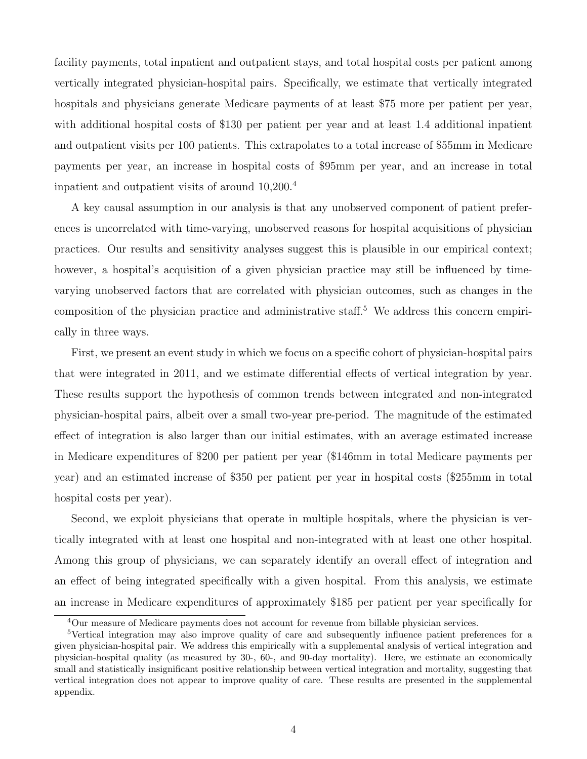facility payments, total inpatient and outpatient stays, and total hospital costs per patient among vertically integrated physician-hospital pairs. Specifically, we estimate that vertically integrated hospitals and physicians generate Medicare payments of at least $75 more per patient per year, with additional hospital costs of $130 per patient per year and at least 1.4 additional inpatient and outpatient visits per 100 patients. This extrapolates to a total increase of $55mm in Medicare payments per year, an increase in hospital costs of $95mm per year, and an increase in total inpatient and outpatient visits of around 10,200.[4]

A key causal assumption in our analysis is that any unobserved component of patient preferences is uncorrelated with time-varying, unobserved reasons for hospital acquisitions of physician practices. Our results and sensitivity analyses suggest this is plausible in our empirical context; however, a hospital's acquisition of a given physician practice may still be influenced by time-varying unobserved factors that are correlated with physician outcomes, such as changes in the composition of the physician practice and administrative staff.[5] We address this concern empirically in three ways.

First, we present an event study in which we focus on a specific cohort of physician-hospital pairs that were integrated in 2011, and we estimate differential effects of vertical integration by year. These results support the hypothesis of common trends between integrated and non-integrated physician-hospital pairs, albeit over a small two-year pre-period. The magnitude of the estimated effect of integration is also larger than our initial estimates, with an average estimated increase in Medicare expenditures of $200 per patient per year ($146mm in total Medicare payments per year) and an estimated increase of $350 per patient per year in hospital costs ($255mm in total hospital costs per year).

Second, we exploit physicians that operate in multiple hospitals, where the physician is vertically integrated with at least one hospital and non-integrated with at least one other hospital. Among this group of physicians, we can separately identify an overall effect of integration and an effect of being integrated specifically with a given hospital. From this analysis, we estimate an increase in Medicare expenditures of approximately $185 per patient per year specifically for

[4] Our measure of Medicare payments does not account for revenue from billable physician services.

[5] Vertical integration may also improve quality of care and subsequently influence patient preferences for a given physician-hospital pair. We address this empirically with a supplemental analysis of vertical integration and physician-hospital quality (as measured by 30-, 60-, and 90-day mortality). Here, we estimate an economically small and statistically insignificant positive relationship between vertical integration and mortality, suggesting that vertical integration does not appear to improve quality of care. These results are presented in the supplemental appendix.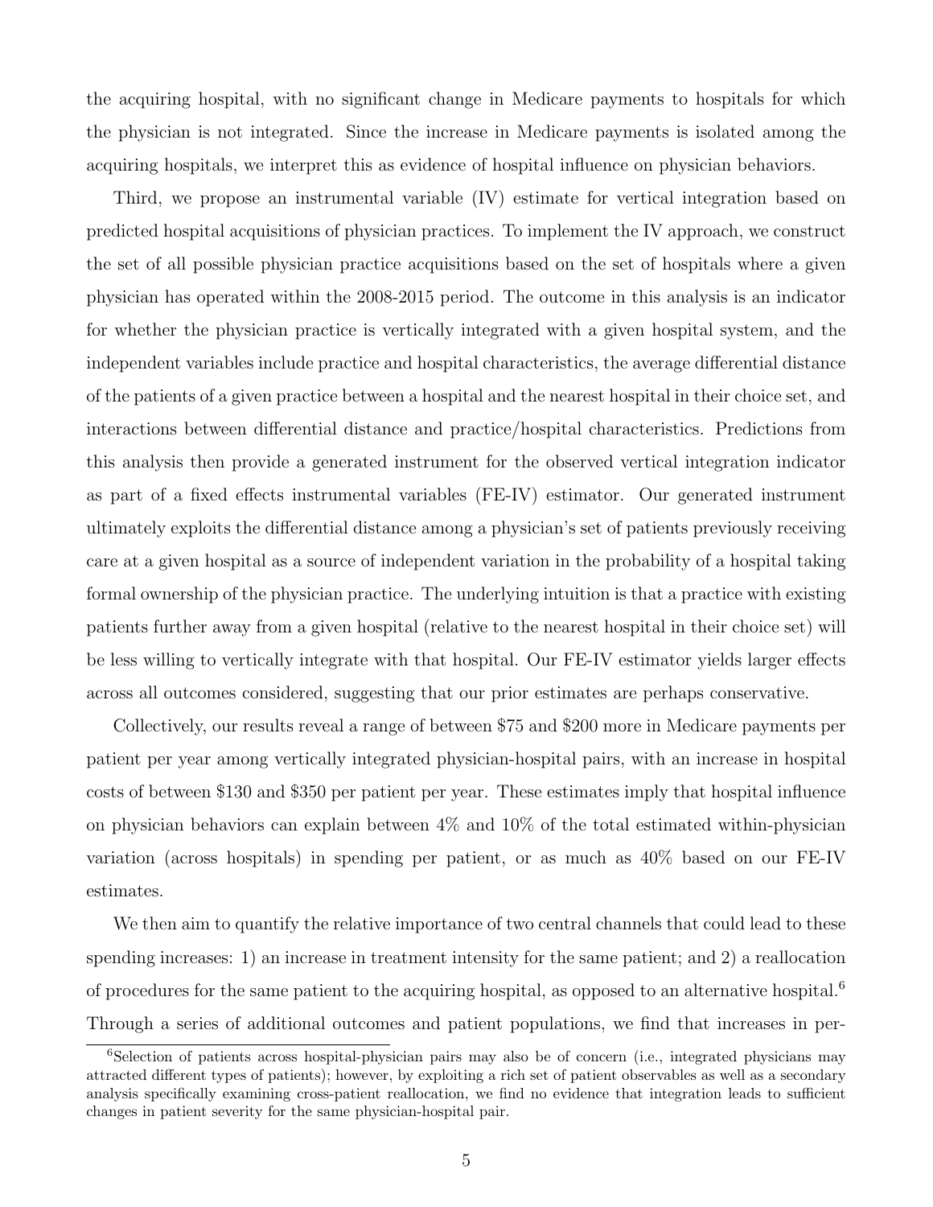the acquiring hospital, with no significant change in Medicare payments to hospitals for which the physician is not integrated. Since the increase in Medicare payments is isolated among the acquiring hospitals, we interpret this as evidence of hospital influence on physician behaviors.

Third, we propose an instrumental variable (IV) estimate for vertical integration based on predicted hospital acquisitions of physician practices. To implement the IV approach, we construct the set of all possible physician practice acquisitions based on the set of hospitals where a given physician has operated within the 2008-2015 period. The outcome in this analysis is an indicator for whether the physician practice is vertically integrated with a given hospital system, and the independent variables include practice and hospital characteristics, the average differential distance of the patients of a given practice between a hospital and the nearest hospital in their choice set, and interactions between differential distance and practice/hospital characteristics. Predictions from this analysis then provide a generated instrument for the observed vertical integration indicator as part of a fixed effects instrumental variables (FE-IV) estimator. Our generated instrument ultimately exploits the differential distance among a physician's set of patients previously receiving care at a given hospital as a source of independent variation in the probability of a hospital taking formal ownership of the physician practice. The underlying intuition is that a practice with existing patients further away from a given hospital (relative to the nearest hospital in their choice set) will be less willing to vertically integrate with that hospital. Our FE-IV estimator yields larger effects across all outcomes considered, suggesting that our prior estimates are perhaps conservative.

Collectively, our results reveal a range of between \$75 and \$200 more in Medicare payments per patient per year among vertically integrated physician-hospital pairs, with an increase in hospital costs of between \$130 and \$350 per patient per year. These estimates imply that hospital influence on physician behaviors can explain between 4% and 10% of the total estimated within-physician variation (across hospitals) in spending per patient, or as much as 40% based on our FE-IV estimates.

We then aim to quantify the relative importance of two central channels that could lead to these spending increases: 1) an increase in treatment intensity for the same patient; and 2) a reallocation of procedures for the same patient to the acquiring hospital, as opposed to an alternative hospital.[6] Through a series of additional outcomes and patient populations, we find that increases in per-

[6] Selection of patients across hospital-physician pairs may also be of concern (i.e., integrated physicians may attracted different types of patients); however, by exploiting a rich set of patient observables as well as a secondary analysis specifically examining cross-patient reallocation, we find no evidence that integration leads to sufficient changes in patient severity for the same physician-hospital pair.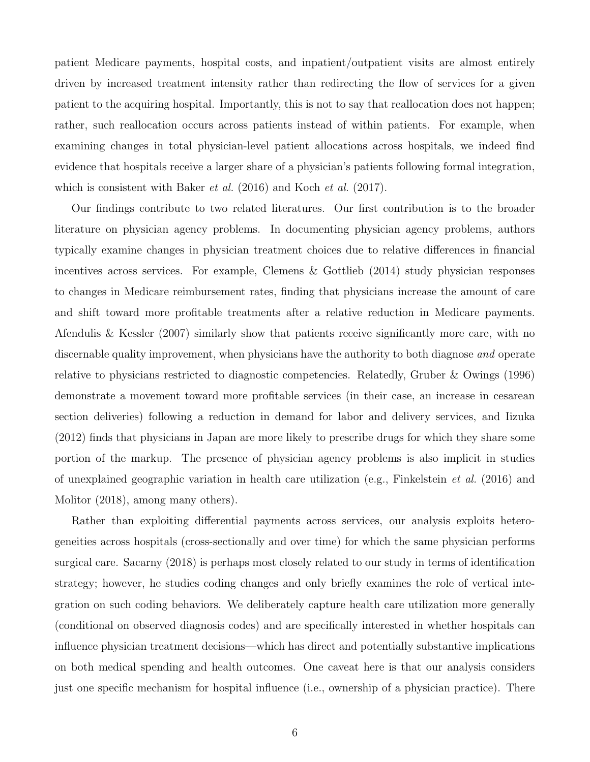patient Medicare payments, hospital costs, and inpatient/outpatient visits are almost entirely driven by increased treatment intensity rather than redirecting the flow of services for a given patient to the acquiring hospital. Importantly, this is not to say that reallocation does not happen; rather, such reallocation occurs across patients instead of within patients. For example, when examining changes in total physician-level patient allocations across hospitals, we indeed find evidence that hospitals receive a larger share of a physician's patients following formal integration, which is consistent with Baker *et al.* (2016) and Koch *et al.* (2017).

Our findings contribute to two related literatures. Our first contribution is to the broader literature on physician agency problems. In documenting physician agency problems, authors typically examine changes in physician treatment choices due to relative differences in financial incentives across services. For example, Clemens & Gottlieb (2014) study physician responses to changes in Medicare reimbursement rates, finding that physicians increase the amount of care and shift toward more profitable treatments after a relative reduction in Medicare payments. Afendulis & Kessler (2007) similarly show that patients receive significantly more care, with no discernable quality improvement, when physicians have the authority to both diagnose *and* operate relative to physicians restricted to diagnostic competencies. Relatedly, Gruber & Owings (1996) demonstrate a movement toward more profitable services (in their case, an increase in cesarean section deliveries) following a reduction in demand for labor and delivery services, and Iizuka (2012) finds that physicians in Japan are more likely to prescribe drugs for which they share some portion of the markup. The presence of physician agency problems is also implicit in studies of unexplained geographic variation in health care utilization (e.g., Finkelstein *et al.* (2016) and Molitor (2018), among many others).

Rather than exploiting differential payments across services, our analysis exploits heterogeneities across hospitals (cross-sectionally and over time) for which the same physician performs surgical care. Sacarny (2018) is perhaps most closely related to our study in terms of identification strategy; however, he studies coding changes and only briefly examines the role of vertical integration on such coding behaviors. We deliberately capture health care utilization more generally (conditional on observed diagnosis codes) and are specifically interested in whether hospitals can influence physician treatment decisions—which has direct and potentially substantive implications on both medical spending and health outcomes. One caveat here is that our analysis considers just one specific mechanism for hospital influence (i.e., ownership of a physician practice). There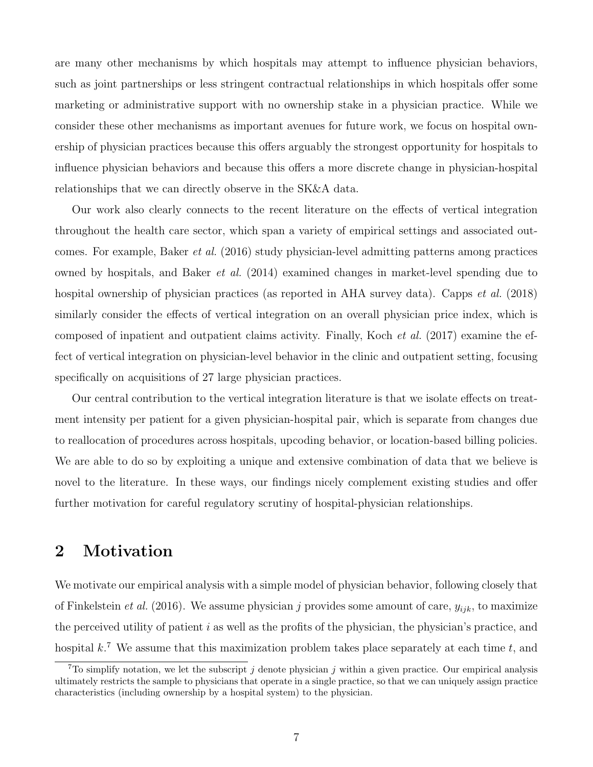are many other mechanisms by which hospitals may attempt to influence physician behaviors, such as joint partnerships or less stringent contractual relationships in which hospitals offer some marketing or administrative support with no ownership stake in a physician practice. While we consider these other mechanisms as important avenues for future work, we focus on hospital ownership of physician practices because this offers arguably the strongest opportunity for hospitals to influence physician behaviors and because this offers a more discrete change in physician-hospital relationships that we can directly observe in the SK&A data.

Our work also clearly connects to the recent literature on the effects of vertical integration throughout the health care sector, which span a variety of empirical settings and associated outcomes. For example, Baker *et al.* (2016) study physician-level admitting patterns among practices owned by hospitals, and Baker *et al.* (2014) examined changes in market-level spending due to hospital ownership of physician practices (as reported in AHA survey data). Capps *et al.* (2018) similarly consider the effects of vertical integration on an overall physician price index, which is composed of inpatient and outpatient claims activity. Finally, Koch *et al.* (2017) examine the effect of vertical integration on physician-level behavior in the clinic and outpatient setting, focusing specifically on acquisitions of 27 large physician practices.

Our central contribution to the vertical integration literature is that we isolate effects on treatment intensity per patient for a given physician-hospital pair, which is separate from changes due to reallocation of procedures across hospitals, upcoding behavior, or location-based billing policies. We are able to do so by exploiting a unique and extensive combination of data that we believe is novel to the literature. In these ways, our findings nicely complement existing studies and offer further motivation for careful regulatory scrutiny of hospital-physician relationships.

## 2 Motivation

We motivate our empirical analysis with a simple model of physician behavior, following closely that of Finkelstein *et al.* (2016). We assume physician $j$ provides some amount of care, $y_{ijk}$, to maximize the perceived utility of patient $i$ as well as the profits of the physician, the physician's practice, and hospital $k$.[7] We assume that this maximization problem takes place separately at each time $t$, and

[7] To simplify notation, we let the subscript $j$ denote physician $j$ within a given practice. Our empirical analysis ultimately restricts the sample to physicians that operate in a single practice, so that we can uniquely assign practice characteristics (including ownership by a hospital system) to the physician.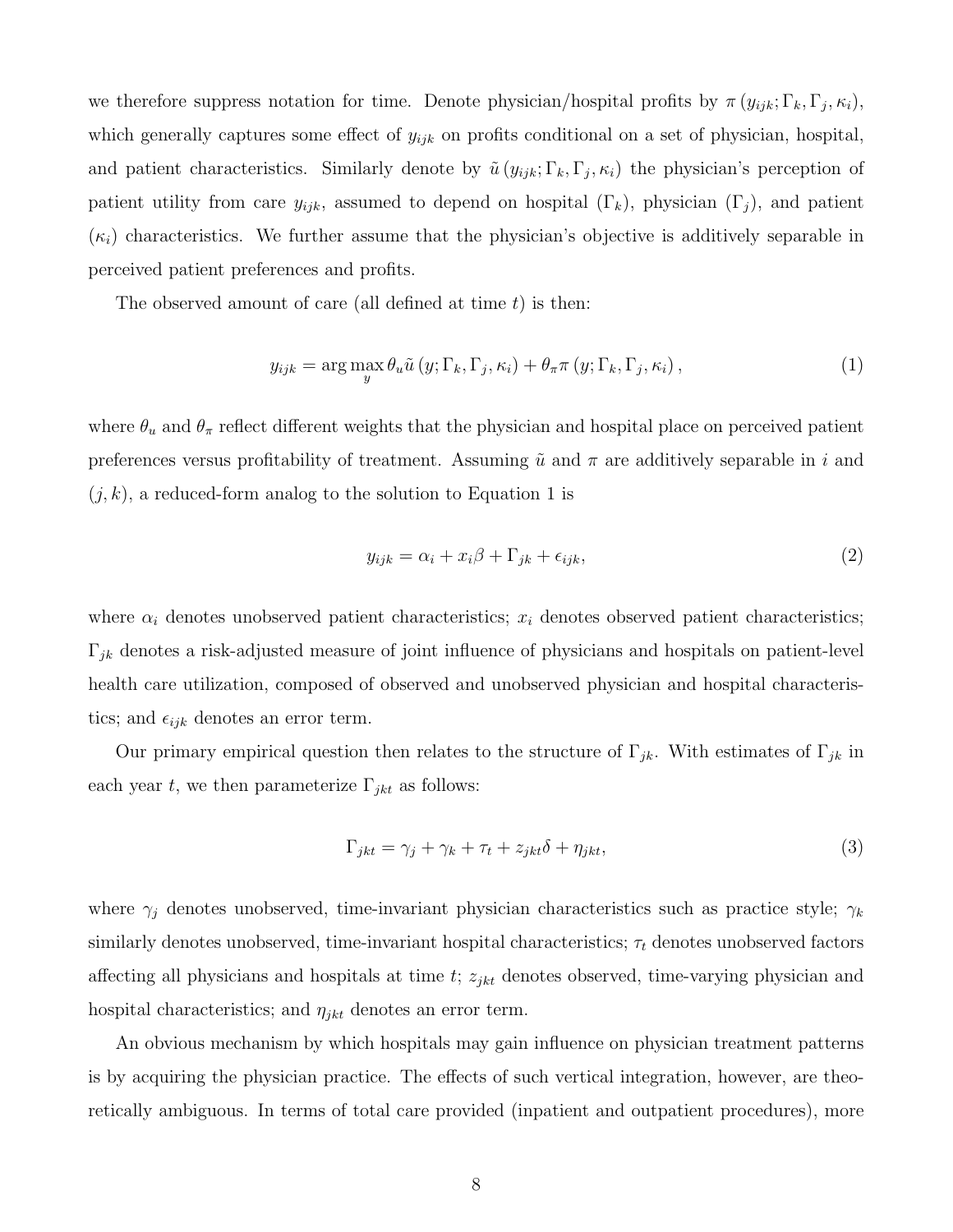we therefore suppress notation for time. Denote physician/hospital profits by $\pi \left(y_{ijk}; \Gamma_k, \Gamma_j, \kappa_i\right)$, which generally captures some effect of $y_{ijk}$ on profits conditional on a set of physician, hospital, and patient characteristics. Similarly denote by $\tilde{u}\left(y_{ijk}; \Gamma_k, \Gamma_j, \kappa_i\right)$ the physician's perception of patient utility from care $y_{ijk}$, assumed to depend on hospital ($\Gamma_k$), physician ($\Gamma_j$), and patient ($\kappa_i$) characteristics. We further assume that the physician's objective is additively separable in perceived patient preferences and profits.

The observed amount of care (all defined at time $t$) is then:

$$y_{ijk} = \arg\max_{y} \theta_u \tilde{u}\left(y; \Gamma_k, \Gamma_j, \kappa_i\right) + \theta_\pi \pi\left(y; \Gamma_k, \Gamma_j, \kappa_i\right), \tag{1}$$

where $\theta_u$ and $\theta_\pi$ reflect different weights that the physician and hospital place on perceived patient preferences versus profitability of treatment. Assuming $\tilde{u}$ and $\pi$ are additively separable in $i$ and $(j, k)$, a reduced-form analog to the solution to Equation 1 is

$$y_{ijk} = \alpha_i + x_i\beta + \Gamma_{jk} + \epsilon_{ijk}, \tag{2}$$

where $\alpha_i$ denotes unobserved patient characteristics; $x_i$ denotes observed patient characteristics; $\Gamma_{jk}$ denotes a risk-adjusted measure of joint influence of physicians and hospitals on patient-level health care utilization, composed of observed and unobserved physician and hospital characteristics; and $\epsilon_{ijk}$ denotes an error term.

Our primary empirical question then relates to the structure of $\Gamma_{jk}$. With estimates of $\Gamma_{jk}$ in each year $t$, we then parameterize $\Gamma_{jkt}$ as follows:

$$\Gamma_{jkt} = \gamma_j + \gamma_k + \tau_t + z_{jkt}\delta + \eta_{jkt}, \tag{3}$$

where $\gamma_j$ denotes unobserved, time-invariant physician characteristics such as practice style; $\gamma_k$ similarly denotes unobserved, time-invariant hospital characteristics; $\tau_t$ denotes unobserved factors affecting all physicians and hospitals at time $t$; $z_{jkt}$ denotes observed, time-varying physician and hospital characteristics; and $\eta_{jkt}$ denotes an error term.

An obvious mechanism by which hospitals may gain influence on physician treatment patterns is by acquiring the physician practice. The effects of such vertical integration, however, are theoretically ambiguous. In terms of total care provided (inpatient and outpatient procedures), more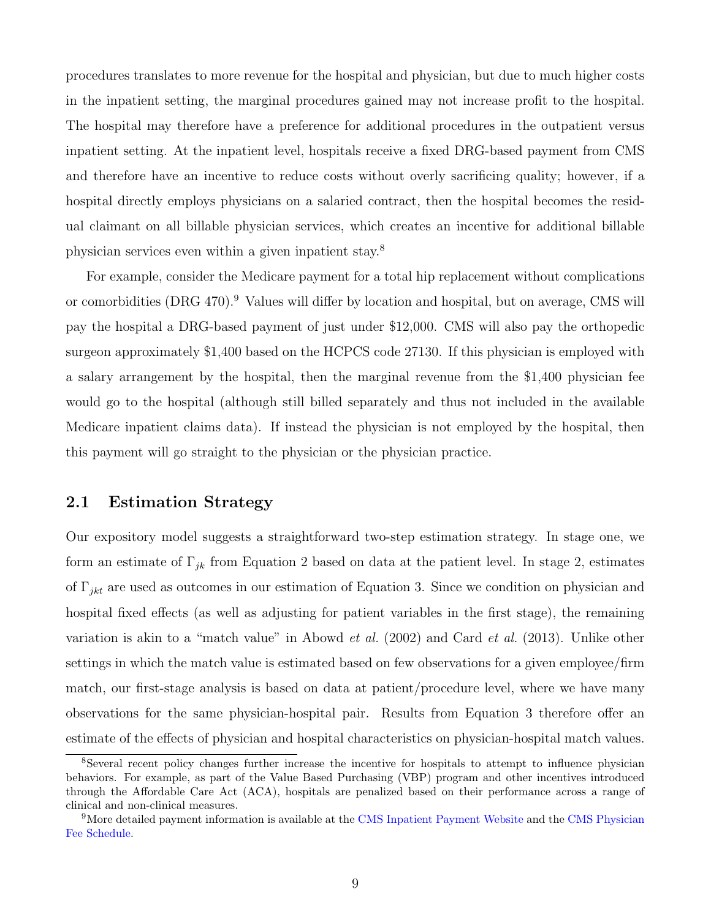procedures translates to more revenue for the hospital and physician, but due to much higher costs in the inpatient setting, the marginal procedures gained may not increase profit to the hospital. The hospital may therefore have a preference for additional procedures in the outpatient versus inpatient setting. At the inpatient level, hospitals receive a fixed DRG-based payment from CMS and therefore have an incentive to reduce costs without overly sacrificing quality; however, if a hospital directly employs physicians on a salaried contract, then the hospital becomes the residual claimant on all billable physician services, which creates an incentive for additional billable physician services even within a given inpatient stay.[8]

For example, consider the Medicare payment for a total hip replacement without complications or comorbidities (DRG 470).[9] Values will differ by location and hospital, but on average, CMS will pay the hospital a DRG-based payment of just under $12,000. CMS will also pay the orthopedic surgeon approximately $1,400 based on the HCPCS code 27130. If this physician is employed with a salary arrangement by the hospital, then the marginal revenue from the $1,400 physician fee would go to the hospital (although still billed separately and thus not included in the available Medicare inpatient claims data). If instead the physician is not employed by the hospital, then this payment will go straight to the physician or the physician practice.

## 2.1 Estimation Strategy

Our expository model suggests a straightforward two-step estimation strategy. In stage one, we form an estimate of $\Gamma_{jk}$ from Equation 2 based on data at the patient level. In stage 2, estimates of $\Gamma_{jkt}$ are used as outcomes in our estimation of Equation 3. Since we condition on physician and hospital fixed effects (as well as adjusting for patient variables in the first stage), the remaining variation is akin to a "match value" in Abowd *et al.* (2002) and Card *et al.* (2013). Unlike other settings in which the match value is estimated based on few observations for a given employee/firm match, our first-stage analysis is based on data at patient/procedure level, where we have many observations for the same physician-hospital pair. Results from Equation 3 therefore offer an estimate of the effects of physician and hospital characteristics on physician-hospital match values.

[8] Several recent policy changes further increase the incentive for hospitals to attempt to influence physician behaviors. For example, as part of the Value Based Purchasing (VBP) program and other incentives introduced through the Affordable Care Act (ACA), hospitals are penalized based on their performance across a range of clinical and non-clinical measures.

[9] More detailed payment information is available at the CMS Inpatient Payment Website and the CMS Physician Fee Schedule.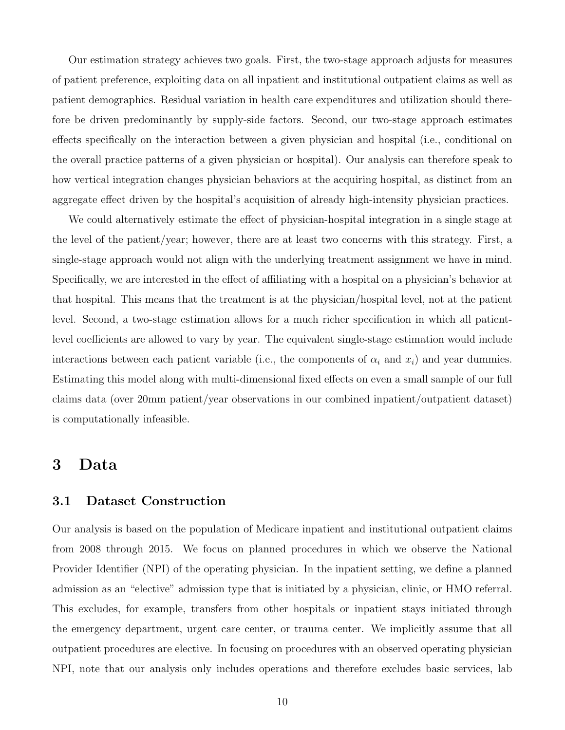Our estimation strategy achieves two goals. First, the two-stage approach adjusts for measures of patient preference, exploiting data on all inpatient and institutional outpatient claims as well as patient demographics. Residual variation in health care expenditures and utilization should therefore be driven predominantly by supply-side factors. Second, our two-stage approach estimates effects specifically on the interaction between a given physician and hospital (i.e., conditional on the overall practice patterns of a given physician or hospital). Our analysis can therefore speak to how vertical integration changes physician behaviors at the acquiring hospital, as distinct from an aggregate effect driven by the hospital's acquisition of already high-intensity physician practices.

We could alternatively estimate the effect of physician-hospital integration in a single stage at the level of the patient/year; however, there are at least two concerns with this strategy. First, a single-stage approach would not align with the underlying treatment assignment we have in mind. Specifically, we are interested in the effect of affiliating with a hospital on a physician's behavior at that hospital. This means that the treatment is at the physician/hospital level, not at the patient level. Second, a two-stage estimation allows for a much richer specification in which all patient-level coefficients are allowed to vary by year. The equivalent single-stage estimation would include interactions between each patient variable (i.e., the components of $\alpha_i$ and $x_i$) and year dummies. Estimating this model along with multi-dimensional fixed effects on even a small sample of our full claims data (over 20mm patient/year observations in our combined inpatient/outpatient dataset) is computationally infeasible.

# 3 Data

## 3.1 Dataset Construction

Our analysis is based on the population of Medicare inpatient and institutional outpatient claims from 2008 through 2015. We focus on planned procedures in which we observe the National Provider Identifier (NPI) of the operating physician. In the inpatient setting, we define a planned admission as an "elective" admission type that is initiated by a physician, clinic, or HMO referral. This excludes, for example, transfers from other hospitals or inpatient stays initiated through the emergency department, urgent care center, or trauma center. We implicitly assume that all outpatient procedures are elective. In focusing on procedures with an observed operating physician NPI, note that our analysis only includes operations and therefore excludes basic services, lab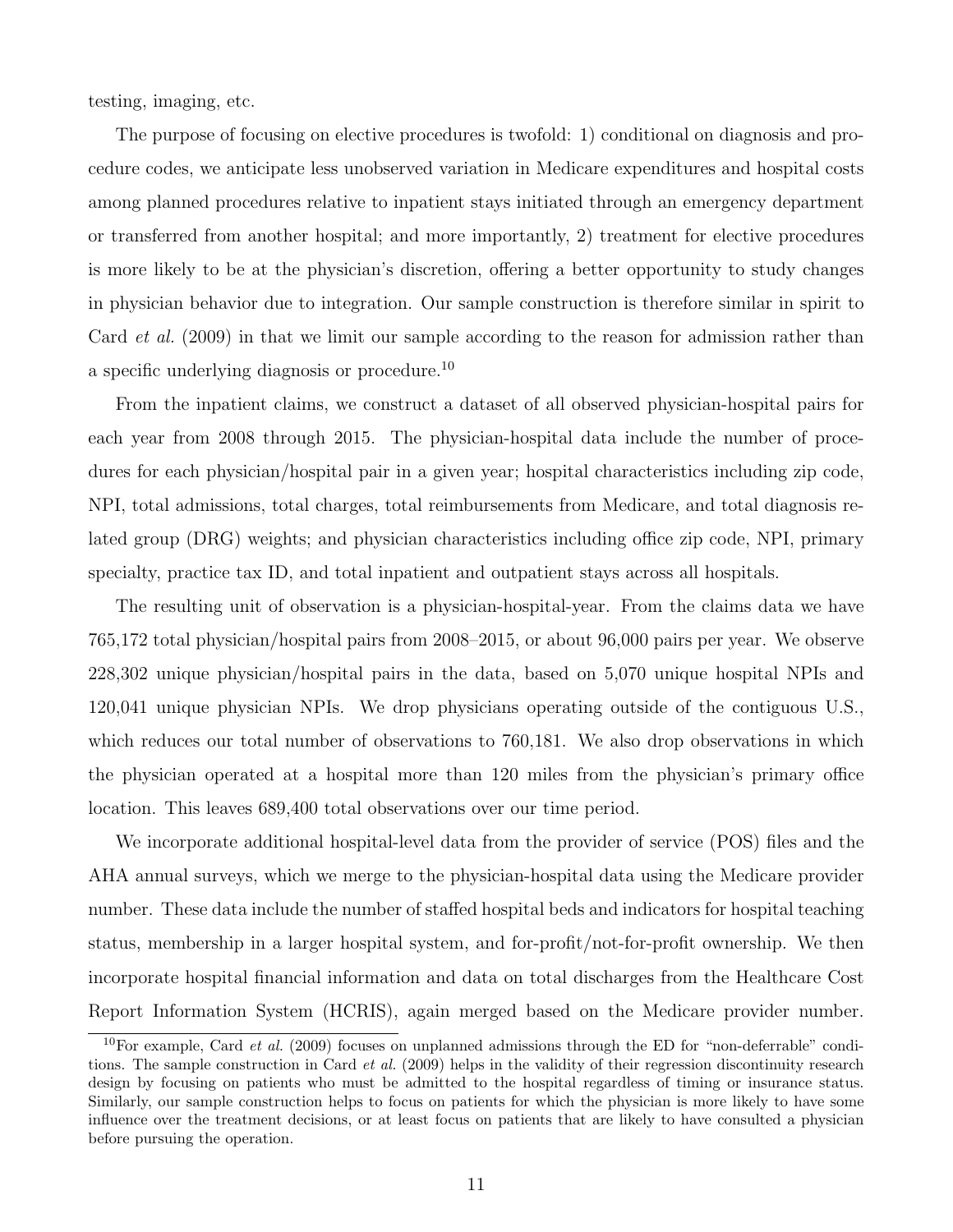testing, imaging, etc.

The purpose of focusing on elective procedures is twofold: 1) conditional on diagnosis and procedure codes, we anticipate less unobserved variation in Medicare expenditures and hospital costs among planned procedures relative to inpatient stays initiated through an emergency department or transferred from another hospital; and more importantly, 2) treatment for elective procedures is more likely to be at the physician's discretion, offering a better opportunity to study changes in physician behavior due to integration. Our sample construction is therefore similar in spirit to Card *et al.* (2009) in that we limit our sample according to the reason for admission rather than a specific underlying diagnosis or procedure.[10]

From the inpatient claims, we construct a dataset of all observed physician-hospital pairs for each year from 2008 through 2015. The physician-hospital data include the number of procedures for each physician/hospital pair in a given year; hospital characteristics including zip code, NPI, total admissions, total charges, total reimbursements from Medicare, and total diagnosis related group (DRG) weights; and physician characteristics including office zip code, NPI, primary specialty, practice tax ID, and total inpatient and outpatient stays across all hospitals.

The resulting unit of observation is a physician-hospital-year. From the claims data we have 765,172 total physician/hospital pairs from 2008–2015, or about 96,000 pairs per year. We observe 228,302 unique physician/hospital pairs in the data, based on 5,070 unique hospital NPIs and 120,041 unique physician NPIs. We drop physicians operating outside of the contiguous U.S., which reduces our total number of observations to 760,181. We also drop observations in which the physician operated at a hospital more than 120 miles from the physician's primary office location. This leaves 689,400 total observations over our time period.

We incorporate additional hospital-level data from the provider of service (POS) files and the AHA annual surveys, which we merge to the physician-hospital data using the Medicare provider number. These data include the number of staffed hospital beds and indicators for hospital teaching status, membership in a larger hospital system, and for-profit/not-for-profit ownership. We then incorporate hospital financial information and data on total discharges from the Healthcare Cost Report Information System (HCRIS), again merged based on the Medicare provider number.

[10] For example, Card *et al.* (2009) focuses on unplanned admissions through the ED for "non-deferrable" conditions. The sample construction in Card *et al.* (2009) helps in the validity of their regression discontinuity research design by focusing on patients who must be admitted to the hospital regardless of timing or insurance status. Similarly, our sample construction helps to focus on patients for which the physician is more likely to have some influence over the treatment decisions, or at least focus on patients that are likely to have consulted a physician before pursuing the operation.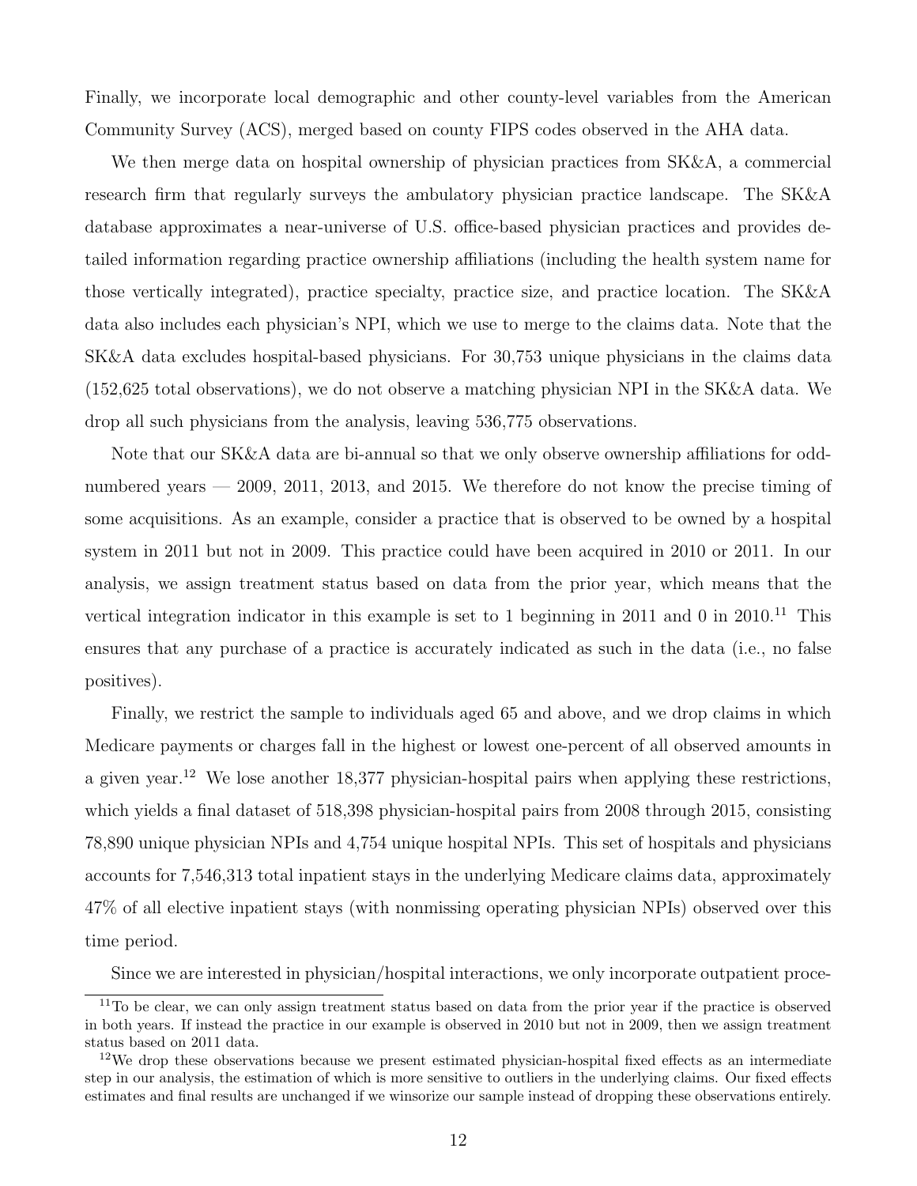Finally, we incorporate local demographic and other county-level variables from the American Community Survey (ACS), merged based on county FIPS codes observed in the AHA data.

We then merge data on hospital ownership of physician practices from SK&A, a commercial research firm that regularly surveys the ambulatory physician practice landscape. The SK&A database approximates a near-universe of U.S. office-based physician practices and provides detailed information regarding practice ownership affiliations (including the health system name for those vertically integrated), practice specialty, practice size, and practice location. The SK&A data also includes each physician's NPI, which we use to merge to the claims data. Note that the SK&A data excludes hospital-based physicians. For 30,753 unique physicians in the claims data (152,625 total observations), we do not observe a matching physician NPI in the SK&A data. We drop all such physicians from the analysis, leaving 536,775 observations.

Note that our SK&A data are bi-annual so that we only observe ownership affiliations for odd-numbered years — 2009, 2011, 2013, and 2015. We therefore do not know the precise timing of some acquisitions. As an example, consider a practice that is observed to be owned by a hospital system in 2011 but not in 2009. This practice could have been acquired in 2010 or 2011. In our analysis, we assign treatment status based on data from the prior year, which means that the vertical integration indicator in this example is set to 1 beginning in 2011 and 0 in 2010.[11] This ensures that any purchase of a practice is accurately indicated as such in the data (i.e., no false positives).

Finally, we restrict the sample to individuals aged 65 and above, and we drop claims in which Medicare payments or charges fall in the highest or lowest one-percent of all observed amounts in a given year.[12] We lose another 18,377 physician-hospital pairs when applying these restrictions, which yields a final dataset of 518,398 physician-hospital pairs from 2008 through 2015, consisting 78,890 unique physician NPIs and 4,754 unique hospital NPIs. This set of hospitals and physicians accounts for 7,546,313 total inpatient stays in the underlying Medicare claims data, approximately 47% of all elective inpatient stays (with nonmissing operating physician NPIs) observed over this time period.

Since we are interested in physician/hospital interactions, we only incorporate outpatient proce-

[11] To be clear, we can only assign treatment status based on data from the prior year if the practice is observed in both years. If instead the practice in our example is observed in 2010 but not in 2009, then we assign treatment status based on 2011 data.

[12] We drop these observations because we present estimated physician-hospital fixed effects as an intermediate step in our analysis, the estimation of which is more sensitive to outliers in the underlying claims. Our fixed effects estimates and final results are unchanged if we winsorize our sample instead of dropping these observations entirely.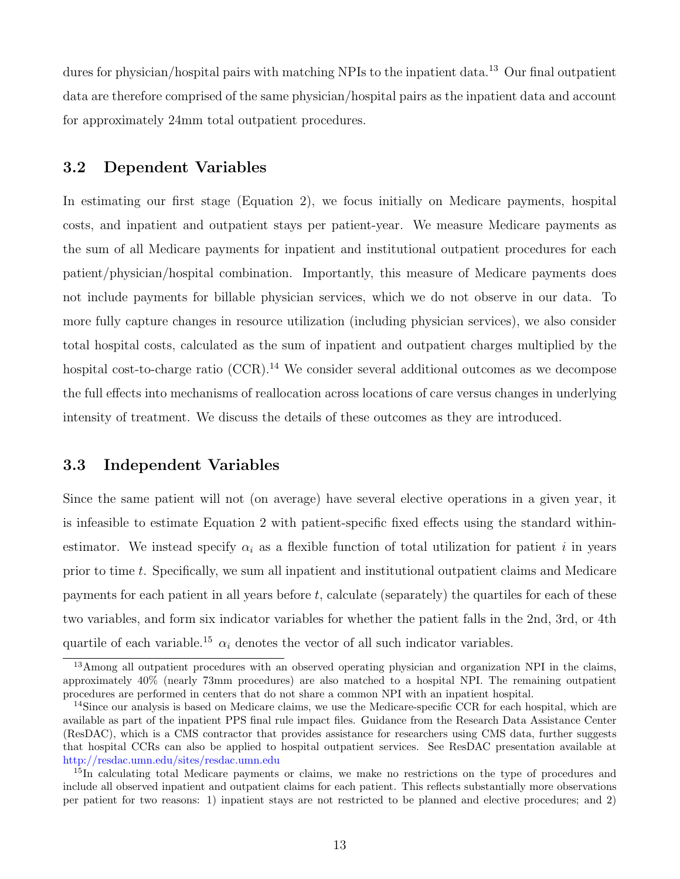dures for physician/hospital pairs with matching NPIs to the inpatient data.[13] Our final outpatient data are therefore comprised of the same physician/hospital pairs as the inpatient data and account for approximately 24mm total outpatient procedures.

### 3.2 Dependent Variables

In estimating our first stage (Equation 2), we focus initially on Medicare payments, hospital costs, and inpatient and outpatient stays per patient-year. We measure Medicare payments as the sum of all Medicare payments for inpatient and institutional outpatient procedures for each patient/physician/hospital combination. Importantly, this measure of Medicare payments does not include payments for billable physician services, which we do not observe in our data. To more fully capture changes in resource utilization (including physician services), we also consider total hospital costs, calculated as the sum of inpatient and outpatient charges multiplied by the hospital cost-to-charge ratio (CCR).[14] We consider several additional outcomes as we decompose the full effects into mechanisms of reallocation across locations of care versus changes in underlying intensity of treatment. We discuss the details of these outcomes as they are introduced.

### 3.3 Independent Variables

Since the same patient will not (on average) have several elective operations in a given year, it is infeasible to estimate Equation 2 with patient-specific fixed effects using the standard within-estimator. We instead specify $\alpha_i$ as a flexible function of total utilization for patient $i$ in years prior to time $t$. Specifically, we sum all inpatient and institutional outpatient claims and Medicare payments for each patient in all years before $t$, calculate (separately) the quartiles for each of these two variables, and form six indicator variables for whether the patient falls in the 2nd, 3rd, or 4th quartile of each variable.[15] $\alpha_i$ denotes the vector of all such indicator variables.

[13] Among all outpatient procedures with an observed operating physician and organization NPI in the claims, approximately 40% (nearly 73mm procedures) are also matched to a hospital NPI. The remaining outpatient procedures are performed in centers that do not share a common NPI with an inpatient hospital.

[14] Since our analysis is based on Medicare claims, we use the Medicare-specific CCR for each hospital, which are available as part of the inpatient PPS final rule impact files. Guidance from the Research Data Assistance Center (ResDAC), which is a CMS contractor that provides assistance for researchers using CMS data, further suggests that hospital CCRs can also be applied to hospital outpatient services. See ResDAC presentation available at http://resdac.umn.edu/sites/resdac.umn.edu

[15] In calculating total Medicare payments or claims, we make no restrictions on the type of procedures and include all observed inpatient and outpatient claims for each patient. This reflects substantially more observations per patient for two reasons: 1) inpatient stays are not restricted to be planned and elective procedures; and 2)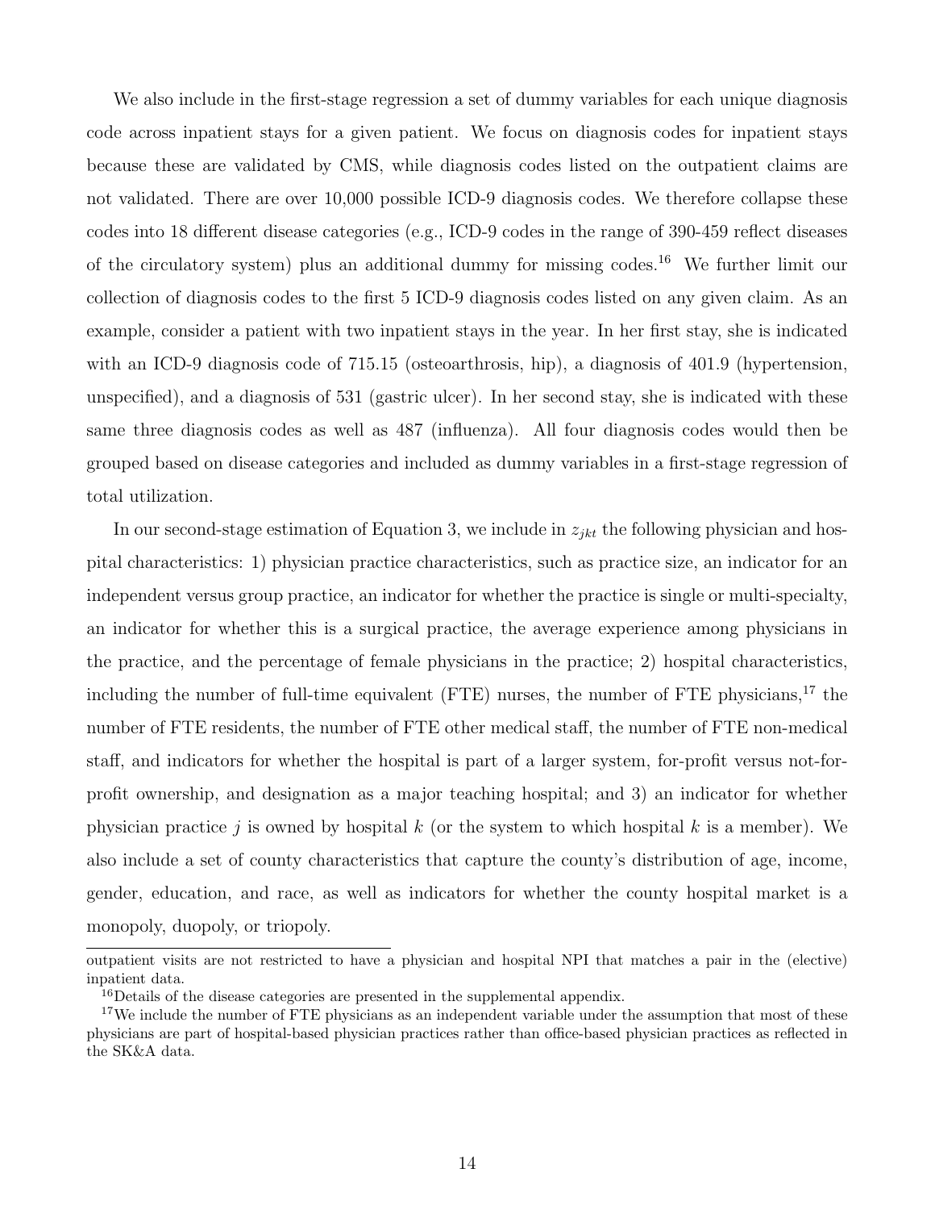We also include in the first-stage regression a set of dummy variables for each unique diagnosis code across inpatient stays for a given patient. We focus on diagnosis codes for inpatient stays because these are validated by CMS, while diagnosis codes listed on the outpatient claims are not validated. There are over 10,000 possible ICD-9 diagnosis codes. We therefore collapse these codes into 18 different disease categories (e.g., ICD-9 codes in the range of 390-459 reflect diseases of the circulatory system) plus an additional dummy for missing codes.[16] We further limit our collection of diagnosis codes to the first 5 ICD-9 diagnosis codes listed on any given claim. As an example, consider a patient with two inpatient stays in the year. In her first stay, she is indicated with an ICD-9 diagnosis code of 715.15 (osteoarthrosis, hip), a diagnosis of 401.9 (hypertension, unspecified), and a diagnosis of 531 (gastric ulcer). In her second stay, she is indicated with these same three diagnosis codes as well as 487 (influenza). All four diagnosis codes would then be grouped based on disease categories and included as dummy variables in a first-stage regression of total utilization.

In our second-stage estimation of Equation 3, we include in $z_{jkt}$ the following physician and hospital characteristics: 1) physician practice characteristics, such as practice size, an indicator for an independent versus group practice, an indicator for whether the practice is single or multi-specialty, an indicator for whether this is a surgical practice, the average experience among physicians in the practice, and the percentage of female physicians in the practice; 2) hospital characteristics, including the number of full-time equivalent (FTE) nurses, the number of FTE physicians,[17] the number of FTE residents, the number of FTE other medical staff, the number of FTE non-medical staff, and indicators for whether the hospital is part of a larger system, for-profit versus not-for-profit ownership, and designation as a major teaching hospital; and 3) an indicator for whether physician practice $j$ is owned by hospital $k$ (or the system to which hospital $k$ is a member). We also include a set of county characteristics that capture the county's distribution of age, income, gender, education, and race, as well as indicators for whether the county hospital market is a monopoly, duopoly, or triopoly.

outpatient visits are not restricted to have a physician and hospital NPI that matches a pair in the (elective) inpatient data.

[16] Details of the disease categories are presented in the supplemental appendix.

[17] We include the number of FTE physicians as an independent variable under the assumption that most of these physicians are part of hospital-based physician practices rather than office-based physician practices as reflected in the SK&A data.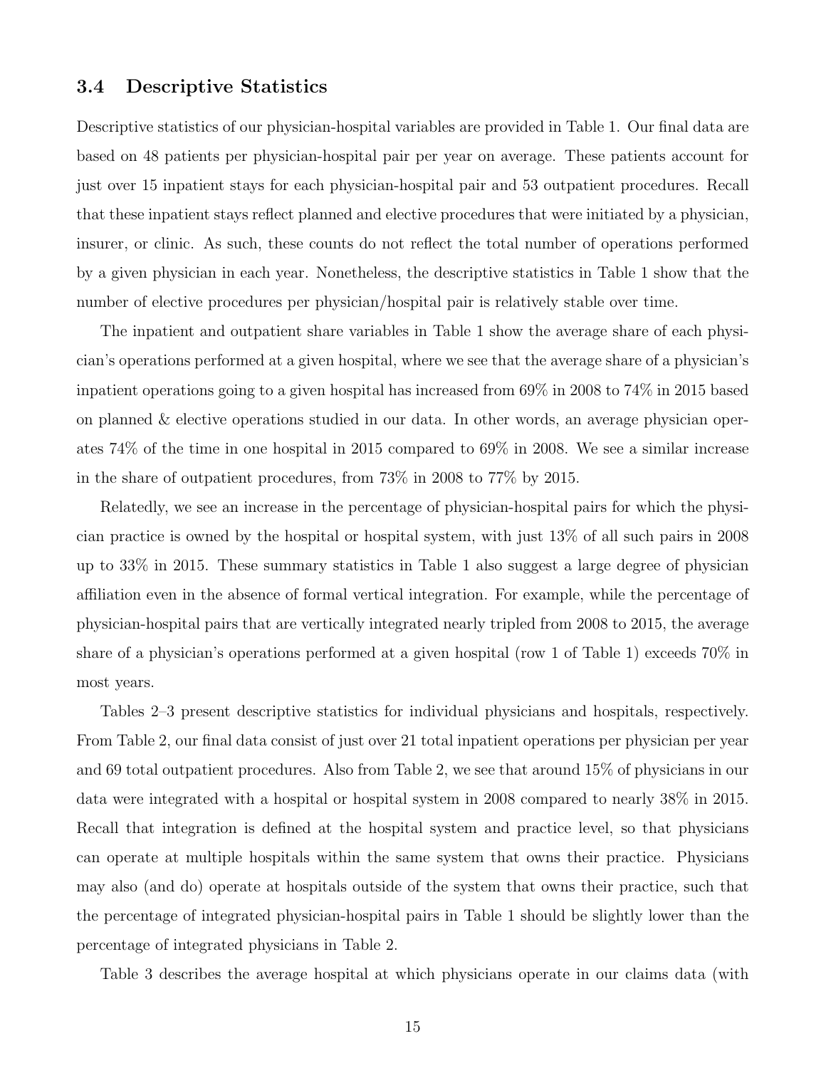### 3.4 Descriptive Statistics

Descriptive statistics of our physician-hospital variables are provided in Table 1. Our final data are based on 48 patients per physician-hospital pair per year on average. These patients account for just over 15 inpatient stays for each physician-hospital pair and 53 outpatient procedures. Recall that these inpatient stays reflect planned and elective procedures that were initiated by a physician, insurer, or clinic. As such, these counts do not reflect the total number of operations performed by a given physician in each year. Nonetheless, the descriptive statistics in Table 1 show that the number of elective procedures per physician/hospital pair is relatively stable over time.

The inpatient and outpatient share variables in Table 1 show the average share of each physician's operations performed at a given hospital, where we see that the average share of a physician's inpatient operations going to a given hospital has increased from 69% in 2008 to 74% in 2015 based on planned & elective operations studied in our data. In other words, an average physician operates 74% of the time in one hospital in 2015 compared to 69% in 2008. We see a similar increase in the share of outpatient procedures, from 73% in 2008 to 77% by 2015.

Relatedly, we see an increase in the percentage of physician-hospital pairs for which the physician practice is owned by the hospital or hospital system, with just 13% of all such pairs in 2008 up to 33% in 2015. These summary statistics in Table 1 also suggest a large degree of physician affiliation even in the absence of formal vertical integration. For example, while the percentage of physician-hospital pairs that are vertically integrated nearly tripled from 2008 to 2015, the average share of a physician's operations performed at a given hospital (row 1 of Table 1) exceeds 70% in most years.

Tables 2–3 present descriptive statistics for individual physicians and hospitals, respectively. From Table 2, our final data consist of just over 21 total inpatient operations per physician per year and 69 total outpatient procedures. Also from Table 2, we see that around 15% of physicians in our data were integrated with a hospital or hospital system in 2008 compared to nearly 38% in 2015. Recall that integration is defined at the hospital system and practice level, so that physicians can operate at multiple hospitals within the same system that owns their practice. Physicians may also (and do) operate at hospitals outside of the system that owns their practice, such that the percentage of integrated physician-hospital pairs in Table 1 should be slightly lower than the percentage of integrated physicians in Table 2.

Table 3 describes the average hospital at which physicians operate in our claims data (with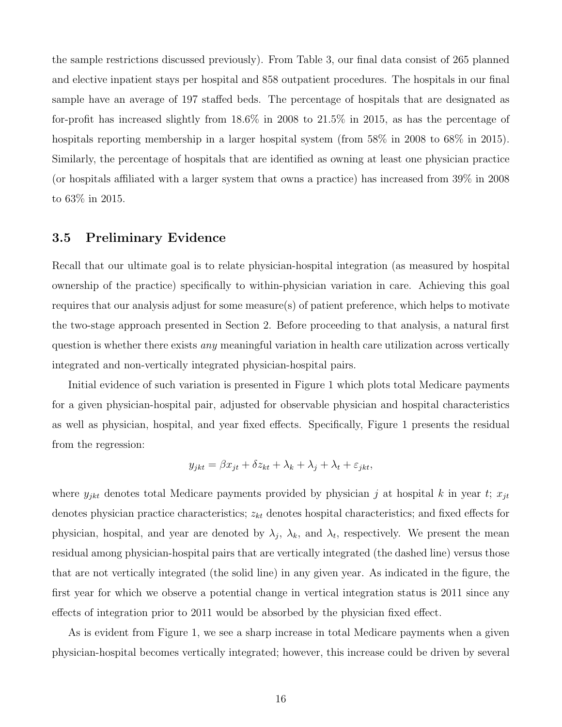the sample restrictions discussed previously). From Table 3, our final data consist of 265 planned and elective inpatient stays per hospital and 858 outpatient procedures. The hospitals in our final sample have an average of 197 staffed beds. The percentage of hospitals that are designated as for-profit has increased slightly from 18.6% in 2008 to 21.5% in 2015, as has the percentage of hospitals reporting membership in a larger hospital system (from 58% in 2008 to 68% in 2015). Similarly, the percentage of hospitals that are identified as owning at least one physician practice (or hospitals affiliated with a larger system that owns a practice) has increased from 39% in 2008 to 63% in 2015.

### 3.5 Preliminary Evidence

Recall that our ultimate goal is to relate physician-hospital integration (as measured by hospital ownership of the practice) specifically to within-physician variation in care. Achieving this goal requires that our analysis adjust for some measure(s) of patient preference, which helps to motivate the two-stage approach presented in Section 2. Before proceeding to that analysis, a natural first question is whether there exists *any* meaningful variation in health care utilization across vertically integrated and non-vertically integrated physician-hospital pairs.

Initial evidence of such variation is presented in Figure 1 which plots total Medicare payments for a given physician-hospital pair, adjusted for observable physician and hospital characteristics as well as physician, hospital, and year fixed effects. Specifically, Figure 1 presents the residual from the regression:

$$y_{jkt} = \beta x_{jt} + \delta z_{kt} + \lambda_k + \lambda_j + \lambda_t + \varepsilon_{jkt},$$

where $y_{jkt}$ denotes total Medicare payments provided by physician $j$ at hospital $k$ in year $t$; $x_{jt}$ denotes physician practice characteristics; $z_{kt}$ denotes hospital characteristics; and fixed effects for physician, hospital, and year are denoted by $\lambda_j$, $\lambda_k$, and $\lambda_t$, respectively. We present the mean residual among physician-hospital pairs that are vertically integrated (the dashed line) versus those that are not vertically integrated (the solid line) in any given year. As indicated in the figure, the first year for which we observe a potential change in vertical integration status is 2011 since any effects of integration prior to 2011 would be absorbed by the physician fixed effect.

As is evident from Figure 1, we see a sharp increase in total Medicare payments when a given physician-hospital becomes vertically integrated; however, this increase could be driven by several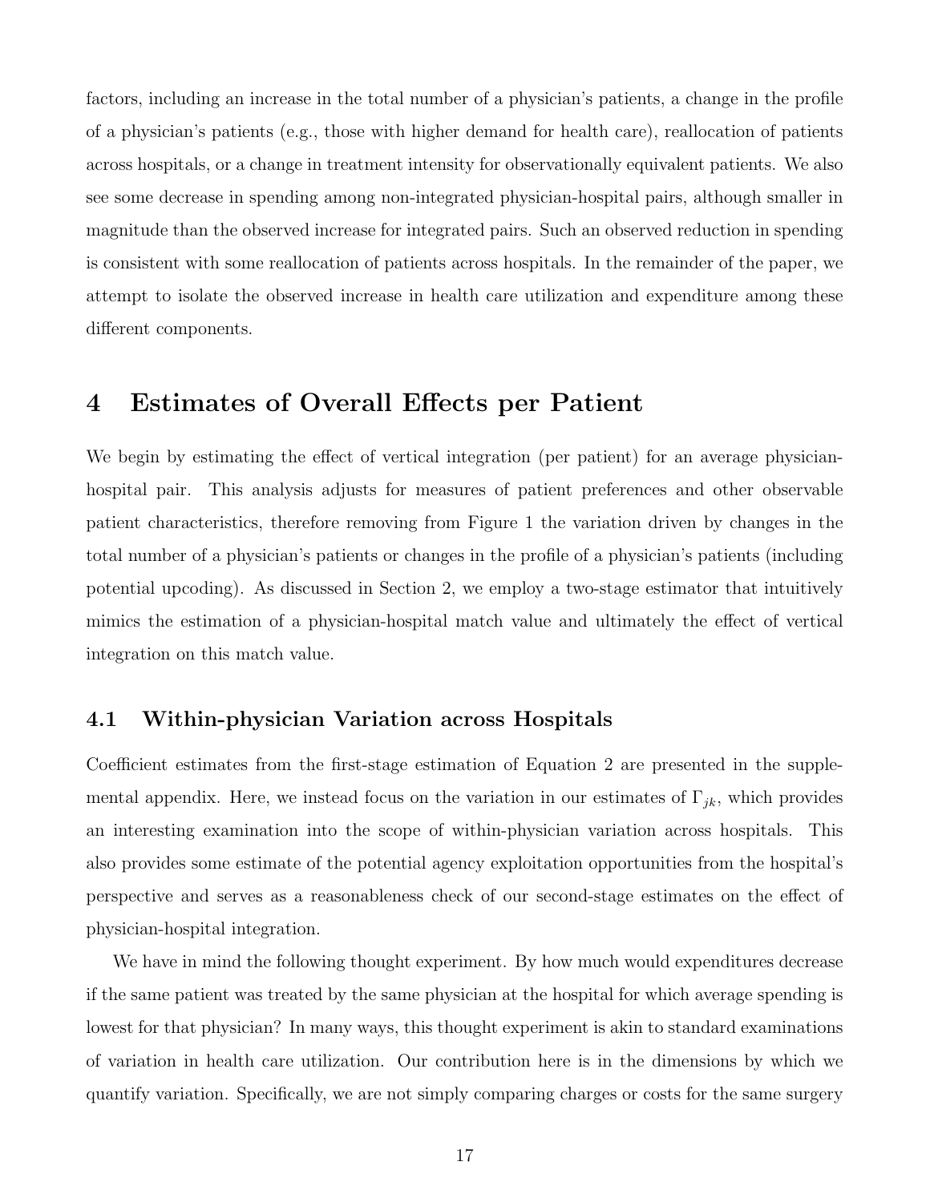factors, including an increase in the total number of a physician's patients, a change in the profile of a physician's patients (e.g., those with higher demand for health care), reallocation of patients across hospitals, or a change in treatment intensity for observationally equivalent patients. We also see some decrease in spending among non-integrated physician-hospital pairs, although smaller in magnitude than the observed increase for integrated pairs. Such an observed reduction in spending is consistent with some reallocation of patients across hospitals. In the remainder of the paper, we attempt to isolate the observed increase in health care utilization and expenditure among these different components.

# 4 Estimates of Overall Effects per Patient

We begin by estimating the effect of vertical integration (per patient) for an average physician-hospital pair. This analysis adjusts for measures of patient preferences and other observable patient characteristics, therefore removing from Figure 1 the variation driven by changes in the total number of a physician's patients or changes in the profile of a physician's patients (including potential upcoding). As discussed in Section 2, we employ a two-stage estimator that intuitively mimics the estimation of a physician-hospital match value and ultimately the effect of vertical integration on this match value.

## 4.1 Within-physician Variation across Hospitals

Coefficient estimates from the first-stage estimation of Equation 2 are presented in the supplemental appendix. Here, we instead focus on the variation in our estimates of $\Gamma_{jk}$, which provides an interesting examination into the scope of within-physician variation across hospitals. This also provides some estimate of the potential agency exploitation opportunities from the hospital's perspective and serves as a reasonableness check of our second-stage estimates on the effect of physician-hospital integration.

We have in mind the following thought experiment. By how much would expenditures decrease if the same patient was treated by the same physician at the hospital for which average spending is lowest for that physician? In many ways, this thought experiment is akin to standard examinations of variation in health care utilization. Our contribution here is in the dimensions by which we quantify variation. Specifically, we are not simply comparing charges or costs for the same surgery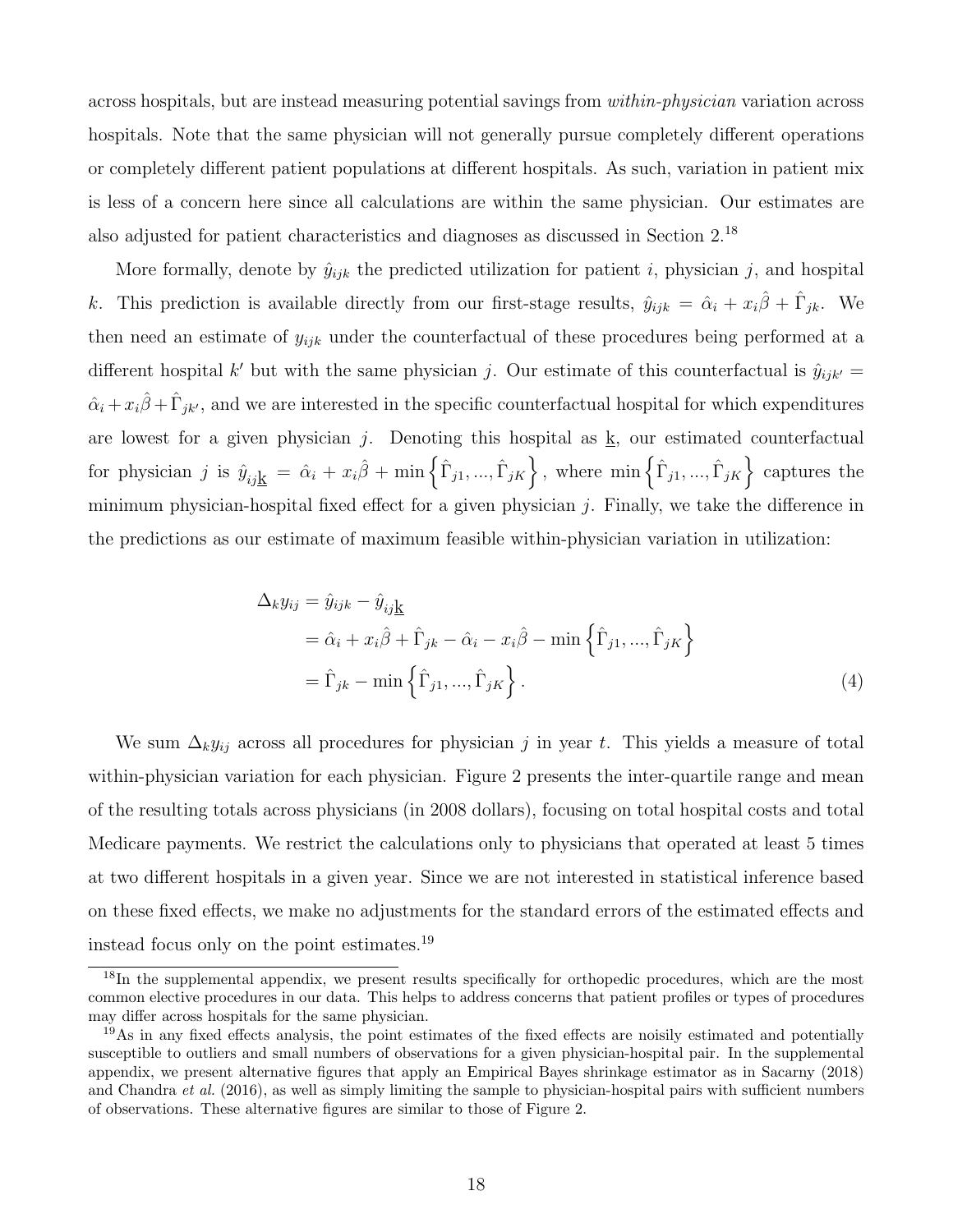across hospitals, but are instead measuring potential savings from *within-physician* variation across hospitals. Note that the same physician will not generally pursue completely different operations or completely different patient populations at different hospitals. As such, variation in patient mix is less of a concern here since all calculations are within the same physician. Our estimates are also adjusted for patient characteristics and diagnoses as discussed in Section 2.[18]

More formally, denote by $\hat{y}_{ijk}$ the predicted utilization for patient $i$, physician $j$, and hospital $k$. This prediction is available directly from our first-stage results, $\hat{y}_{ijk} = \hat{\alpha}_i + x_i\hat{\beta} + \hat{\Gamma}_{jk}$. We then need an estimate of $y_{ijk}$ under the counterfactual of these procedures being performed at a different hospital $k'$ but with the same physician $j$. Our estimate of this counterfactual is $\hat{y}_{ijk'} = \hat{\alpha}_i + x_i\hat{\beta} + \hat{\Gamma}_{jk'}$, and we are interested in the specific counterfactual hospital for which expenditures are lowest for a given physician $j$. Denoting this hospital as $\underline{k}$, our estimated counterfactual for physician $j$ is $\hat{y}_{ij\underline{k}} = \hat{\alpha}_i + x_i\hat{\beta} + \min\left\{\hat{\Gamma}_{j1}, ..., \hat{\Gamma}_{jK}\right\}$, where $\min\left\{\hat{\Gamma}_{j1}, ..., \hat{\Gamma}_{jK}\right\}$ captures the minimum physician-hospital fixed effect for a given physician $j$. Finally, we take the difference in the predictions as our estimate of maximum feasible within-physician variation in utilization:

$$
\begin{aligned}
\Delta_k y_{ij} &= \hat{y}_{ijk} - \hat{y}_{ij\underline{k}} \\
&= \hat{\alpha}_i + x_i\hat{\beta} + \hat{\Gamma}_{jk} - \hat{\alpha}_i - x_i\hat{\beta} - \min\left\{\hat{\Gamma}_{j1}, ..., \hat{\Gamma}_{jK}\right\} \\
&= \hat{\Gamma}_{jk} - \min\left\{\hat{\Gamma}_{j1}, ..., \hat{\Gamma}_{jK}\right\}. \qquad (4)
\end{aligned}
$$

We sum $\Delta_k y_{ij}$ across all procedures for physician $j$ in year $t$. This yields a measure of total within-physician variation for each physician. Figure 2 presents the inter-quartile range and mean of the resulting totals across physicians (in 2008 dollars), focusing on total hospital costs and total Medicare payments. We restrict the calculations only to physicians that operated at least 5 times at two different hospitals in a given year. Since we are not interested in statistical inference based on these fixed effects, we make no adjustments for the standard errors of the estimated effects and instead focus only on the point estimates.[19]

[18] In the supplemental appendix, we present results specifically for orthopedic procedures, which are the most common elective procedures in our data. This helps to address concerns that patient profiles or types of procedures may differ across hospitals for the same physician.

[19] As in any fixed effects analysis, the point estimates of the fixed effects are noisily estimated and potentially susceptible to outliers and small numbers of observations for a given physician-hospital pair. In the supplemental appendix, we present alternative figures that apply an Empirical Bayes shrinkage estimator as in Sacarny (2018) and Chandra *et al.* (2016), as well as simply limiting the sample to physician-hospital pairs with sufficient numbers of observations. These alternative figures are similar to those of Figure 2.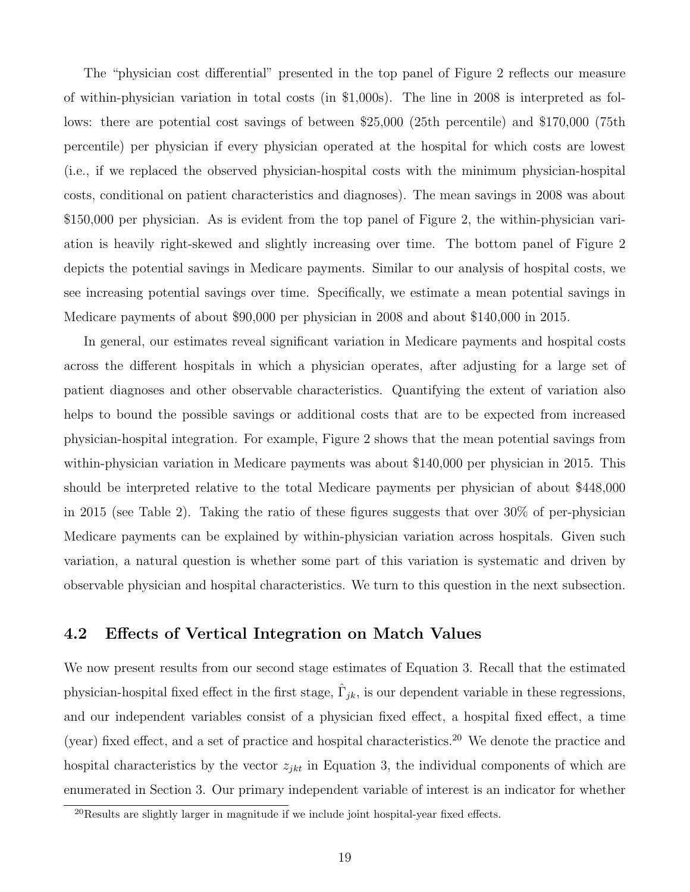The "physician cost differential" presented in the top panel of Figure 2 reflects our measure of within-physician variation in total costs (in $1,000s). The line in 2008 is interpreted as follows: there are potential cost savings of between $25,000 (25th percentile) and $170,000 (75th percentile) per physician if every physician operated at the hospital for which costs are lowest (i.e., if we replaced the observed physician-hospital costs with the minimum physician-hospital costs, conditional on patient characteristics and diagnoses). The mean savings in 2008 was about $150,000 per physician. As is evident from the top panel of Figure 2, the within-physician variation is heavily right-skewed and slightly increasing over time. The bottom panel of Figure 2 depicts the potential savings in Medicare payments. Similar to our analysis of hospital costs, we see increasing potential savings over time. Specifically, we estimate a mean potential savings in Medicare payments of about $90,000 per physician in 2008 and about $140,000 in 2015.

In general, our estimates reveal significant variation in Medicare payments and hospital costs across the different hospitals in which a physician operates, after adjusting for a large set of patient diagnoses and other observable characteristics. Quantifying the extent of variation also helps to bound the possible savings or additional costs that are to be expected from increased physician-hospital integration. For example, Figure 2 shows that the mean potential savings from within-physician variation in Medicare payments was about $140,000 per physician in 2015. This should be interpreted relative to the total Medicare payments per physician of about $448,000 in 2015 (see Table 2). Taking the ratio of these figures suggests that over 30% of per-physician Medicare payments can be explained by within-physician variation across hospitals. Given such variation, a natural question is whether some part of this variation is systematic and driven by observable physician and hospital characteristics. We turn to this question in the next subsection.

## 4.2 Effects of Vertical Integration on Match Values

We now present results from our second stage estimates of Equation 3. Recall that the estimated physician-hospital fixed effect in the first stage, $\hat{\Gamma}_{jk}$, is our dependent variable in these regressions, and our independent variables consist of a physician fixed effect, a hospital fixed effect, a time (year) fixed effect, and a set of practice and hospital characteristics.[20] We denote the practice and hospital characteristics by the vector $z_{jkt}$ in Equation 3, the individual components of which are enumerated in Section 3. Our primary independent variable of interest is an indicator for whether

[20]Results are slightly larger in magnitude if we include joint hospital-year fixed effects.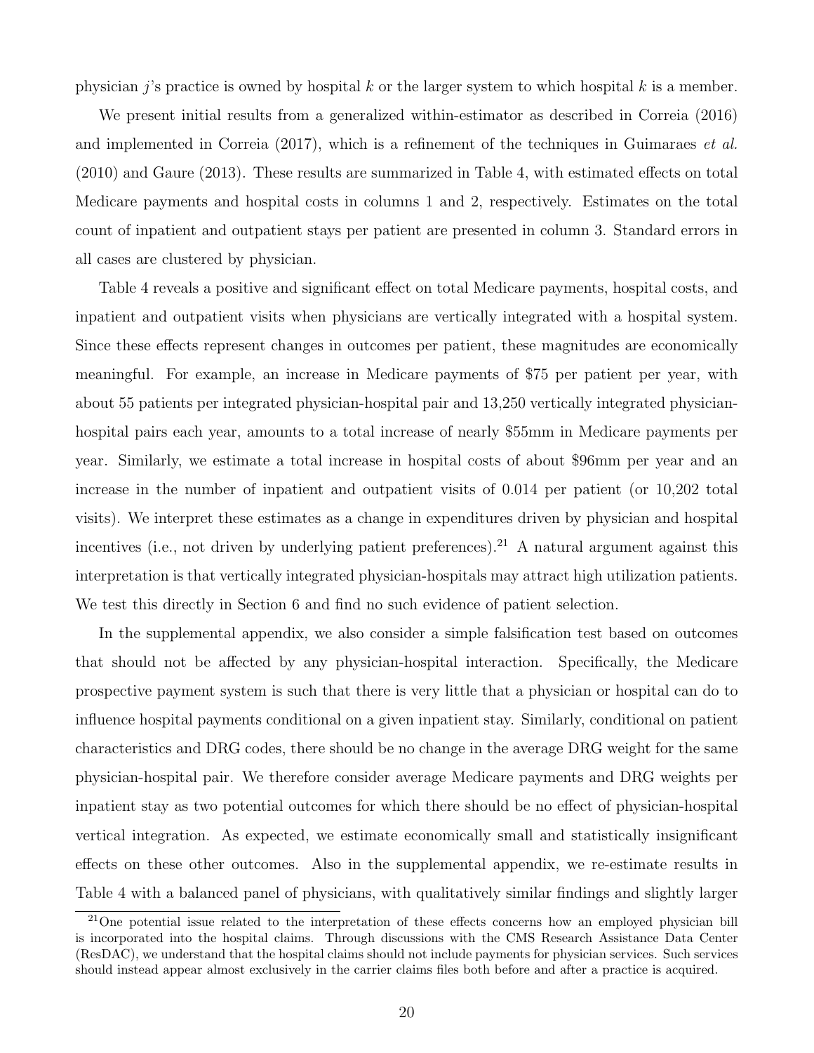physician $j$'s practice is owned by hospital $k$ or the larger system to which hospital $k$ is a member.

We present initial results from a generalized within-estimator as described in Correia (2016) and implemented in Correia (2017), which is a refinement of the techniques in Guimaraes *et al.* (2010) and Gaure (2013). These results are summarized in Table 4, with estimated effects on total Medicare payments and hospital costs in columns 1 and 2, respectively. Estimates on the total count of inpatient and outpatient stays per patient are presented in column 3. Standard errors in all cases are clustered by physician.

Table 4 reveals a positive and significant effect on total Medicare payments, hospital costs, and inpatient and outpatient visits when physicians are vertically integrated with a hospital system. Since these effects represent changes in outcomes per patient, these magnitudes are economically meaningful. For example, an increase in Medicare payments of $75 per patient per year, with about 55 patients per integrated physician-hospital pair and 13,250 vertically integrated physician-hospital pairs each year, amounts to a total increase of nearly $55mm in Medicare payments per year. Similarly, we estimate a total increase in hospital costs of about $96mm per year and an increase in the number of inpatient and outpatient visits of 0.014 per patient (or 10,202 total visits). We interpret these estimates as a change in expenditures driven by physician and hospital incentives (i.e., not driven by underlying patient preferences).[21] A natural argument against this interpretation is that vertically integrated physician-hospitals may attract high utilization patients. We test this directly in Section 6 and find no such evidence of patient selection.

In the supplemental appendix, we also consider a simple falsification test based on outcomes that should not be affected by any physician-hospital interaction. Specifically, the Medicare prospective payment system is such that there is very little that a physician or hospital can do to influence hospital payments conditional on a given inpatient stay. Similarly, conditional on patient characteristics and DRG codes, there should be no change in the average DRG weight for the same physician-hospital pair. We therefore consider average Medicare payments and DRG weights per inpatient stay as two potential outcomes for which there should be no effect of physician-hospital vertical integration. As expected, we estimate economically small and statistically insignificant effects on these other outcomes. Also in the supplemental appendix, we re-estimate results in Table 4 with a balanced panel of physicians, with qualitatively similar findings and slightly larger

[21] One potential issue related to the interpretation of these effects concerns how an employed physician bill is incorporated into the hospital claims. Through discussions with the CMS Research Assistance Data Center (ResDAC), we understand that the hospital claims should not include payments for physician services. Such services should instead appear almost exclusively in the carrier claims files both before and after a practice is acquired.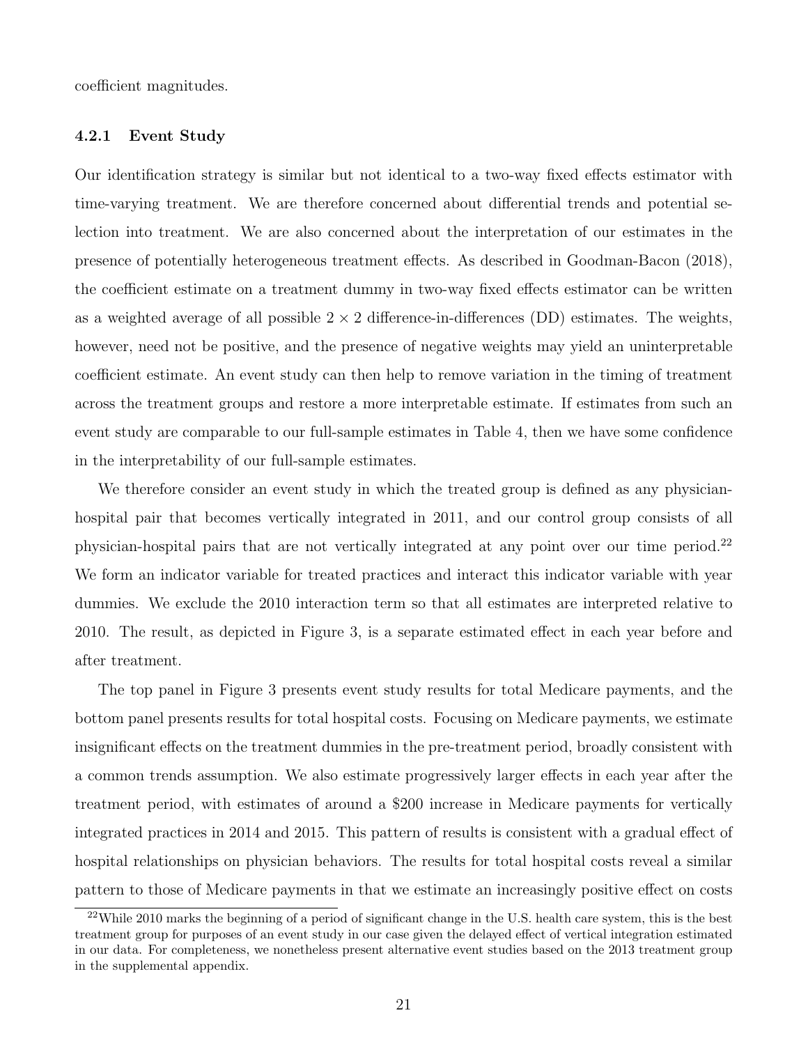coefficient magnitudes.

### 4.2.1 Event Study

Our identification strategy is similar but not identical to a two-way fixed effects estimator with time-varying treatment. We are therefore concerned about differential trends and potential selection into treatment. We are also concerned about the interpretation of our estimates in the presence of potentially heterogeneous treatment effects. As described in Goodman-Bacon (2018), the coefficient estimate on a treatment dummy in two-way fixed effects estimator can be written as a weighted average of all possible $2 \times 2$ difference-in-differences (DD) estimates. The weights, however, need not be positive, and the presence of negative weights may yield an uninterpretable coefficient estimate. An event study can then help to remove variation in the timing of treatment across the treatment groups and restore a more interpretable estimate. If estimates from such an event study are comparable to our full-sample estimates in Table 4, then we have some confidence in the interpretability of our full-sample estimates.

We therefore consider an event study in which the treated group is defined as any physician-hospital pair that becomes vertically integrated in 2011, and our control group consists of all physician-hospital pairs that are not vertically integrated at any point over our time period.[22] We form an indicator variable for treated practices and interact this indicator variable with year dummies. We exclude the 2010 interaction term so that all estimates are interpreted relative to 2010. The result, as depicted in Figure 3, is a separate estimated effect in each year before and after treatment.

The top panel in Figure 3 presents event study results for total Medicare payments, and the bottom panel presents results for total hospital costs. Focusing on Medicare payments, we estimate insignificant effects on the treatment dummies in the pre-treatment period, broadly consistent with a common trends assumption. We also estimate progressively larger effects in each year after the treatment period, with estimates of around a $200 increase in Medicare payments for vertically integrated practices in 2014 and 2015. This pattern of results is consistent with a gradual effect of hospital relationships on physician behaviors. The results for total hospital costs reveal a similar pattern to those of Medicare payments in that we estimate an increasingly positive effect on costs

[22]While 2010 marks the beginning of a period of significant change in the U.S. health care system, this is the best treatment group for purposes of an event study in our case given the delayed effect of vertical integration estimated in our data. For completeness, we nonetheless present alternative event studies based on the 2013 treatment group in the supplemental appendix.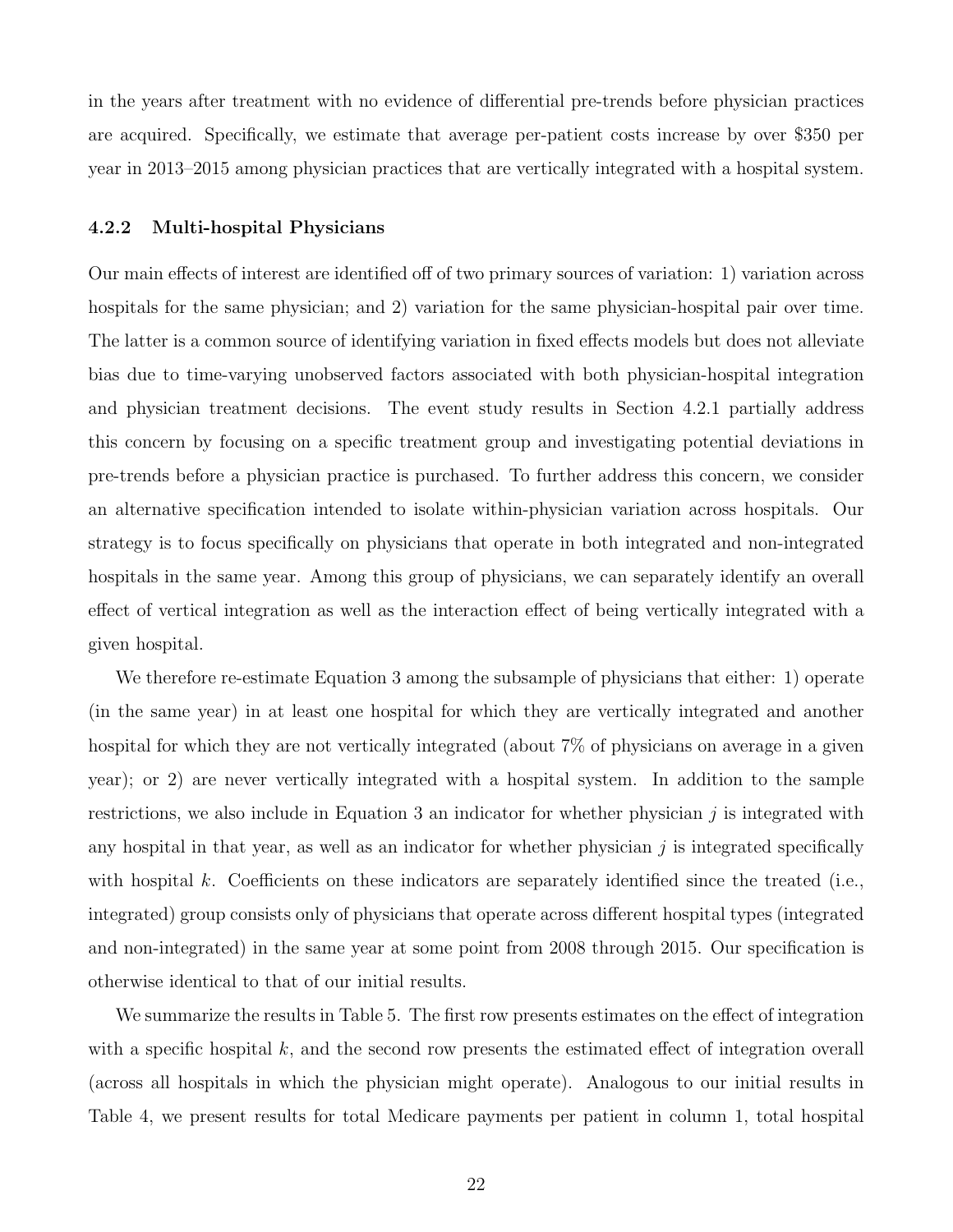in the years after treatment with no evidence of differential pre-trends before physician practices are acquired. Specifically, we estimate that average per-patient costs increase by over $350 per year in 2013–2015 among physician practices that are vertically integrated with a hospital system.

### 4.2.2 Multi-hospital Physicians

Our main effects of interest are identified off of two primary sources of variation: 1) variation across hospitals for the same physician; and 2) variation for the same physician-hospital pair over time. The latter is a common source of identifying variation in fixed effects models but does not alleviate bias due to time-varying unobserved factors associated with both physician-hospital integration and physician treatment decisions. The event study results in Section 4.2.1 partially address this concern by focusing on a specific treatment group and investigating potential deviations in pre-trends before a physician practice is purchased. To further address this concern, we consider an alternative specification intended to isolate within-physician variation across hospitals. Our strategy is to focus specifically on physicians that operate in both integrated and non-integrated hospitals in the same year. Among this group of physicians, we can separately identify an overall effect of vertical integration as well as the interaction effect of being vertically integrated with a given hospital.

We therefore re-estimate Equation 3 among the subsample of physicians that either: 1) operate (in the same year) in at least one hospital for which they are vertically integrated and another hospital for which they are not vertically integrated (about 7% of physicians on average in a given year); or 2) are never vertically integrated with a hospital system. In addition to the sample restrictions, we also include in Equation 3 an indicator for whether physician $j$ is integrated with any hospital in that year, as well as an indicator for whether physician $j$ is integrated specifically with hospital $k$. Coefficients on these indicators are separately identified since the treated (i.e., integrated) group consists only of physicians that operate across different hospital types (integrated and non-integrated) in the same year at some point from 2008 through 2015. Our specification is otherwise identical to that of our initial results.

We summarize the results in Table 5. The first row presents estimates on the effect of integration with a specific hospital $k$, and the second row presents the estimated effect of integration overall (across all hospitals in which the physician might operate). Analogous to our initial results in Table 4, we present results for total Medicare payments per patient in column 1, total hospital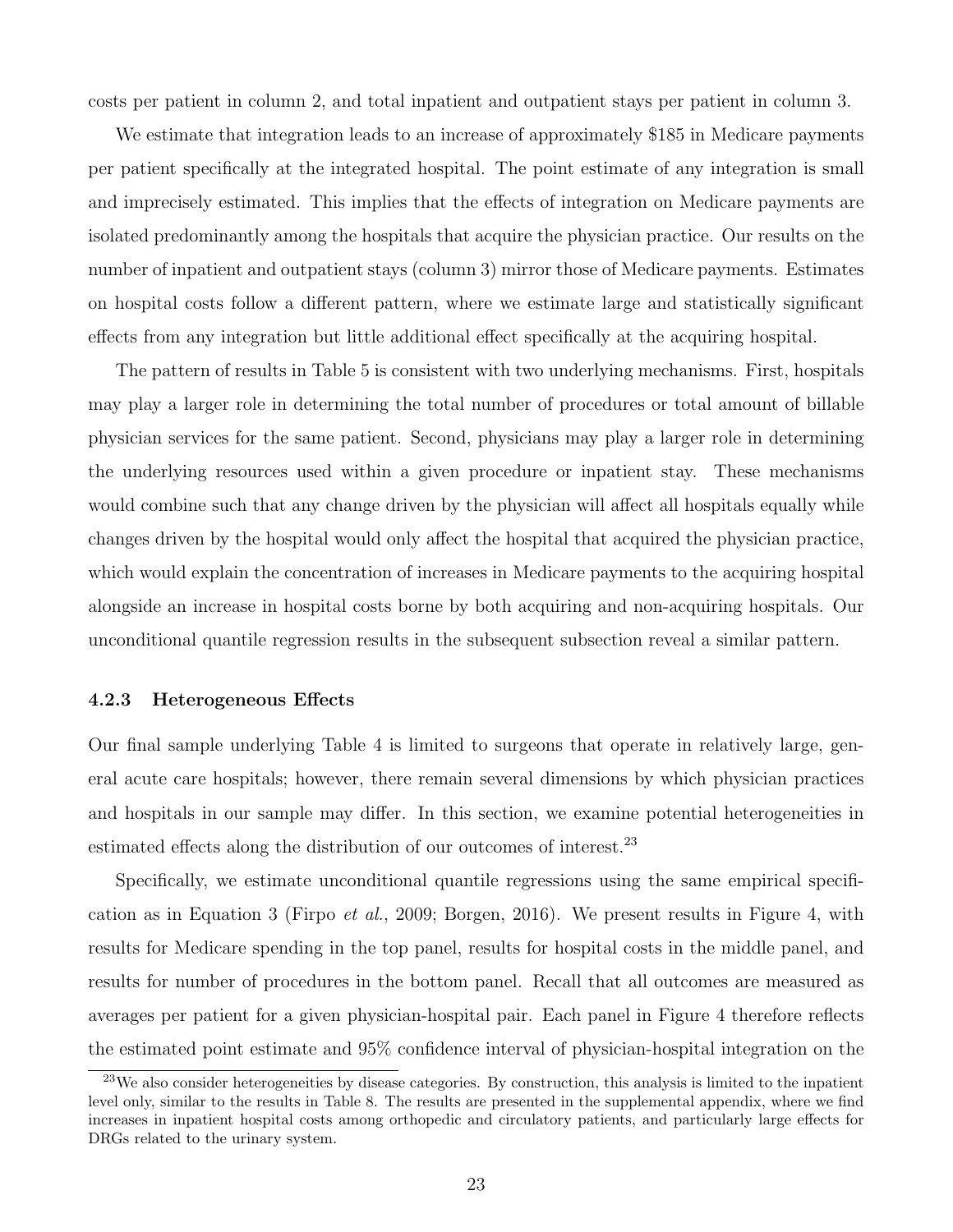costs per patient in column 2, and total inpatient and outpatient stays per patient in column 3.

We estimate that integration leads to an increase of approximately \$185 in Medicare payments per patient specifically at the integrated hospital. The point estimate of any integration is small and imprecisely estimated. This implies that the effects of integration on Medicare payments are isolated predominantly among the hospitals that acquire the physician practice. Our results on the number of inpatient and outpatient stays (column 3) mirror those of Medicare payments. Estimates on hospital costs follow a different pattern, where we estimate large and statistically significant effects from any integration but little additional effect specifically at the acquiring hospital.

The pattern of results in Table 5 is consistent with two underlying mechanisms. First, hospitals may play a larger role in determining the total number of procedures or total amount of billable physician services for the same patient. Second, physicians may play a larger role in determining the underlying resources used within a given procedure or inpatient stay. These mechanisms would combine such that any change driven by the physician will affect all hospitals equally while changes driven by the hospital would only affect the hospital that acquired the physician practice, which would explain the concentration of increases in Medicare payments to the acquiring hospital alongside an increase in hospital costs borne by both acquiring and non-acquiring hospitals. Our unconditional quantile regression results in the subsequent subsection reveal a similar pattern.

### 4.2.3 Heterogeneous Effects

Our final sample underlying Table 4 is limited to surgeons that operate in relatively large, general acute care hospitals; however, there remain several dimensions by which physician practices and hospitals in our sample may differ. In this section, we examine potential heterogeneities in estimated effects along the distribution of our outcomes of interest.[23]

Specifically, we estimate unconditional quantile regressions using the same empirical specification as in Equation 3 (Firpo *et al.*, 2009; Borgen, 2016). We present results in Figure 4, with results for Medicare spending in the top panel, results for hospital costs in the middle panel, and results for number of procedures in the bottom panel. Recall that all outcomes are measured as averages per patient for a given physician-hospital pair. Each panel in Figure 4 therefore reflects the estimated point estimate and 95% confidence interval of physician-hospital integration on the

[23] We also consider heterogeneities by disease categories. By construction, this analysis is limited to the inpatient level only, similar to the results in Table 8. The results are presented in the supplemental appendix, where we find increases in inpatient hospital costs among orthopedic and circulatory patients, and particularly large effects for DRGs related to the urinary system.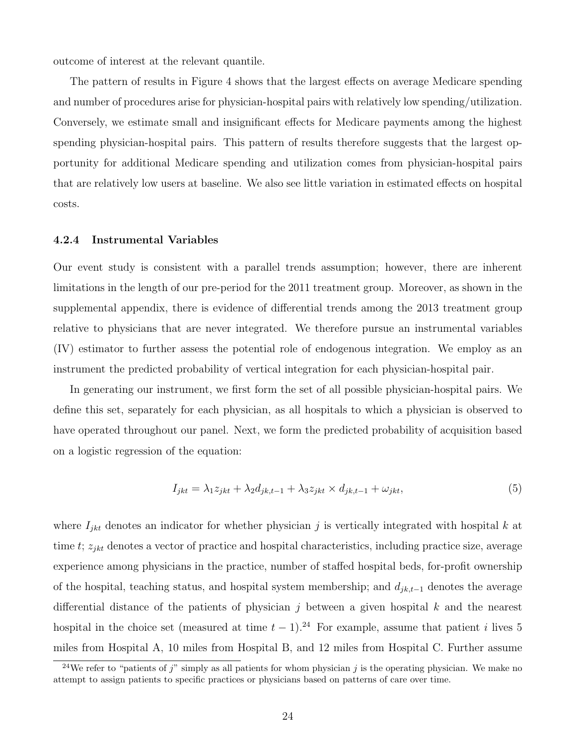outcome of interest at the relevant quantile.

The pattern of results in Figure 4 shows that the largest effects on average Medicare spending and number of procedures arise for physician-hospital pairs with relatively low spending/utilization. Conversely, we estimate small and insignificant effects for Medicare payments among the highest spending physician-hospital pairs. This pattern of results therefore suggests that the largest opportunity for additional Medicare spending and utilization comes from physician-hospital pairs that are relatively low users at baseline. We also see little variation in estimated effects on hospital costs.

#### 4.2.4 Instrumental Variables

Our event study is consistent with a parallel trends assumption; however, there are inherent limitations in the length of our pre-period for the 2011 treatment group. Moreover, as shown in the supplemental appendix, there is evidence of differential trends among the 2013 treatment group relative to physicians that are never integrated. We therefore pursue an instrumental variables (IV) estimator to further assess the potential role of endogenous integration. We employ as an instrument the predicted probability of vertical integration for each physician-hospital pair.

In generating our instrument, we first form the set of all possible physician-hospital pairs. We define this set, separately for each physician, as all hospitals to which a physician is observed to have operated throughout our panel. Next, we form the predicted probability of acquisition based on a logistic regression of the equation:

$$I_{jkt} = \lambda_1 z_{jkt} + \lambda_2 d_{jk,t-1} + \lambda_3 z_{jkt} \times d_{jk,t-1} + \omega_{jkt}, \tag{5}$$

where $I_{jkt}$ denotes an indicator for whether physician $j$ is vertically integrated with hospital $k$ at time $t$; $z_{jkt}$ denotes a vector of practice and hospital characteristics, including practice size, average experience among physicians in the practice, number of staffed hospital beds, for-profit ownership of the hospital, teaching status, and hospital system membership; and $d_{jk,t-1}$ denotes the average differential distance of the patients of physician $j$ between a given hospital $k$ and the nearest hospital in the choice set (measured at time $t-1$).[24] For example, assume that patient $i$ lives 5 miles from Hospital A, 10 miles from Hospital B, and 12 miles from Hospital C. Further assume

[24] We refer to "patients of $j$" simply as all patients for whom physician $j$ is the operating physician. We make no attempt to assign patients to specific practices or physicians based on patterns of care over time.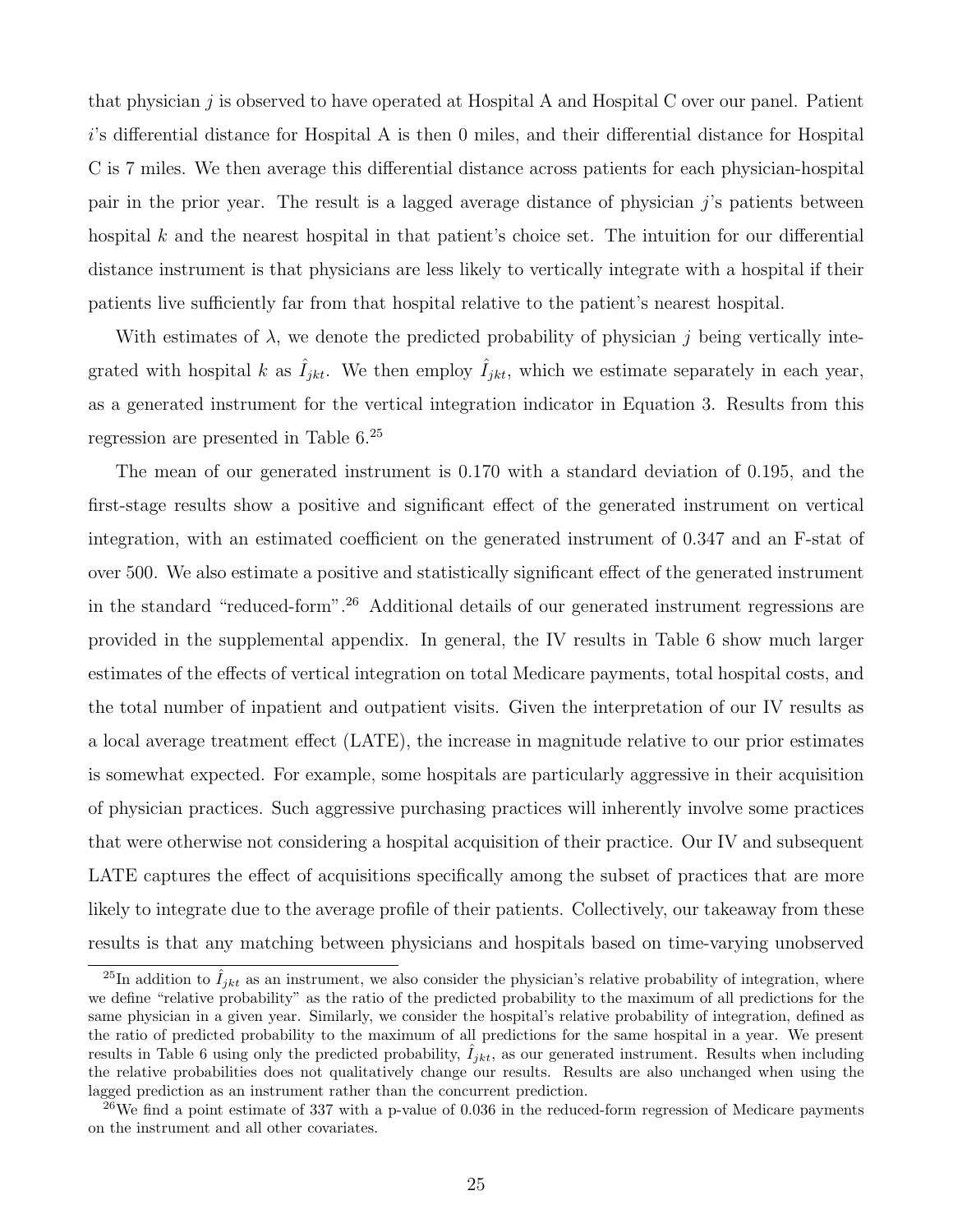that physician $j$ is observed to have operated at Hospital A and Hospital C over our panel. Patient $i$'s differential distance for Hospital A is then 0 miles, and their differential distance for Hospital C is 7 miles. We then average this differential distance across patients for each physician-hospital pair in the prior year. The result is a lagged average distance of physician $j$'s patients between hospital $k$ and the nearest hospital in that patient's choice set. The intuition for our differential distance instrument is that physicians are less likely to vertically integrate with a hospital if their patients live sufficiently far from that hospital relative to the patient's nearest hospital.

With estimates of $\lambda$, we denote the predicted probability of physician $j$ being vertically integrated with hospital $k$ as $\hat{I}_{jkt}$. We then employ $\hat{I}_{jkt}$, which we estimate separately in each year, as a generated instrument for the vertical integration indicator in Equation 3. Results from this regression are presented in Table 6.[25]

The mean of our generated instrument is 0.170 with a standard deviation of 0.195, and the first-stage results show a positive and significant effect of the generated instrument on vertical integration, with an estimated coefficient on the generated instrument of 0.347 and an F-stat of over 500. We also estimate a positive and statistically significant effect of the generated instrument in the standard "reduced-form".[26] Additional details of our generated instrument regressions are provided in the supplemental appendix. In general, the IV results in Table 6 show much larger estimates of the effects of vertical integration on total Medicare payments, total hospital costs, and the total number of inpatient and outpatient visits. Given the interpretation of our IV results as a local average treatment effect (LATE), the increase in magnitude relative to our prior estimates is somewhat expected. For example, some hospitals are particularly aggressive in their acquisition of physician practices. Such aggressive purchasing practices will inherently involve some practices that were otherwise not considering a hospital acquisition of their practice. Our IV and subsequent LATE captures the effect of acquisitions specifically among the subset of practices that are more likely to integrate due to the average profile of their patients. Collectively, our takeaway from these results is that any matching between physicians and hospitals based on time-varying unobserved

[25] In addition to $\hat{I}_{jkt}$ as an instrument, we also consider the physician's relative probability of integration, where we define "relative probability" as the ratio of the predicted probability to the maximum of all predictions for the same physician in a given year. Similarly, we consider the hospital's relative probability of integration, defined as the ratio of predicted probability to the maximum of all predictions for the same hospital in a year. We present results in Table 6 using only the predicted probability, $\hat{I}_{jkt}$, as our generated instrument. Results when including the relative probabilities does not qualitatively change our results. Results are also unchanged when using the lagged prediction as an instrument rather than the concurrent prediction.

[26] We find a point estimate of 337 with a p-value of 0.036 in the reduced-form regression of Medicare payments on the instrument and all other covariates.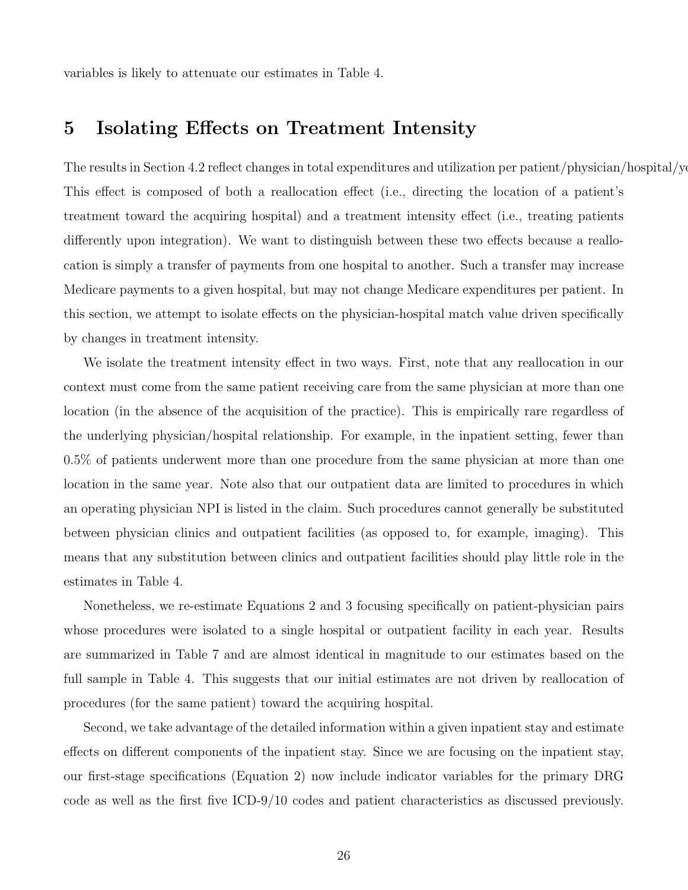variables is likely to attenuate our estimates in Table 4.

# 5 Isolating Effects on Treatment Intensity

The results in Section 4.2 reflect changes in total expenditures and utilization per patient/physician/hospital/year. This effect is composed of both a reallocation effect (i.e., directing the location of a patient's treatment toward the acquiring hospital) and a treatment intensity effect (i.e., treating patients differently upon integration). We want to distinguish between these two effects because a reallocation is simply a transfer of payments from one hospital to another. Such a transfer may increase Medicare payments to a given hospital, but may not change Medicare expenditures per patient. In this section, we attempt to isolate effects on the physician-hospital match value driven specifically by changes in treatment intensity.

We isolate the treatment intensity effect in two ways. First, note that any reallocation in our context must come from the same patient receiving care from the same physician at more than one location (in the absence of the acquisition of the practice). This is empirically rare regardless of the underlying physician/hospital relationship. For example, in the inpatient setting, fewer than 0.5% of patients underwent more than one procedure from the same physician at more than one location in the same year. Note also that our outpatient data are limited to procedures in which an operating physician NPI is listed in the claim. Such procedures cannot generally be substituted between physician clinics and outpatient facilities (as opposed to, for example, imaging). This means that any substitution between clinics and outpatient facilities should play little role in the estimates in Table 4.

Nonetheless, we re-estimate Equations 2 and 3 focusing specifically on patient-physician pairs whose procedures were isolated to a single hospital or outpatient facility in each year. Results are summarized in Table 7 and are almost identical in magnitude to our estimates based on the full sample in Table 4. This suggests that our initial estimates are not driven by reallocation of procedures (for the same patient) toward the acquiring hospital.

Second, we take advantage of the detailed information within a given inpatient stay and estimate effects on different components of the inpatient stay. Since we are focusing on the inpatient stay, our first-stage specifications (Equation 2) now include indicator variables for the primary DRG code as well as the first five ICD-9/10 codes and patient characteristics as discussed previously.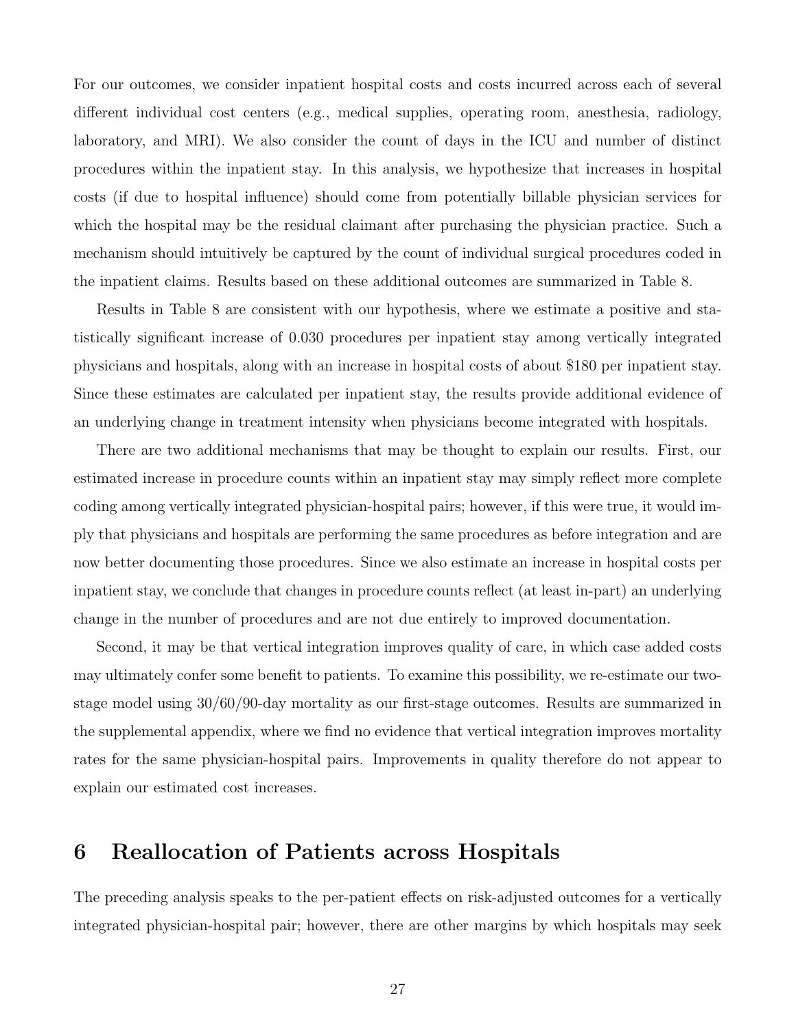For our outcomes, we consider inpatient hospital costs and costs incurred across each of several different individual cost centers (e.g., medical supplies, operating room, anesthesia, radiology, laboratory, and MRI). We also consider the count of days in the ICU and number of distinct procedures within the inpatient stay. In this analysis, we hypothesize that increases in hospital costs (if due to hospital influence) should come from potentially billable physician services for which the hospital may be the residual claimant after purchasing the physician practice. Such a mechanism should intuitively be captured by the count of individual surgical procedures coded in the inpatient claims. Results based on these additional outcomes are summarized in Table 8.

Results in Table 8 are consistent with our hypothesis, where we estimate a positive and statistically significant increase of 0.030 procedures per inpatient stay among vertically integrated physicians and hospitals, along with an increase in hospital costs of about $180 per inpatient stay. Since these estimates are calculated per inpatient stay, the results provide additional evidence of an underlying change in treatment intensity when physicians become integrated with hospitals.

There are two additional mechanisms that may be thought to explain our results. First, our estimated increase in procedure counts within an inpatient stay may simply reflect more complete coding among vertically integrated physician-hospital pairs; however, if this were true, it would imply that physicians and hospitals are performing the same procedures as before integration and are now better documenting those procedures. Since we also estimate an increase in hospital costs per inpatient stay, we conclude that changes in procedure counts reflect (at least in-part) an underlying change in the number of procedures and are not due entirely to improved documentation.

Second, it may be that vertical integration improves quality of care, in which case added costs may ultimately confer some benefit to patients. To examine this possibility, we re-estimate our two-stage model using 30/60/90-day mortality as our first-stage outcomes. Results are summarized in the supplemental appendix, where we find no evidence that vertical integration improves mortality rates for the same physician-hospital pairs. Improvements in quality therefore do not appear to explain our estimated cost increases.

# 6 Reallocation of Patients across Hospitals

The preceding analysis speaks to the per-patient effects on risk-adjusted outcomes for a vertically integrated physician-hospital pair; however, there are other margins by which hospitals may seek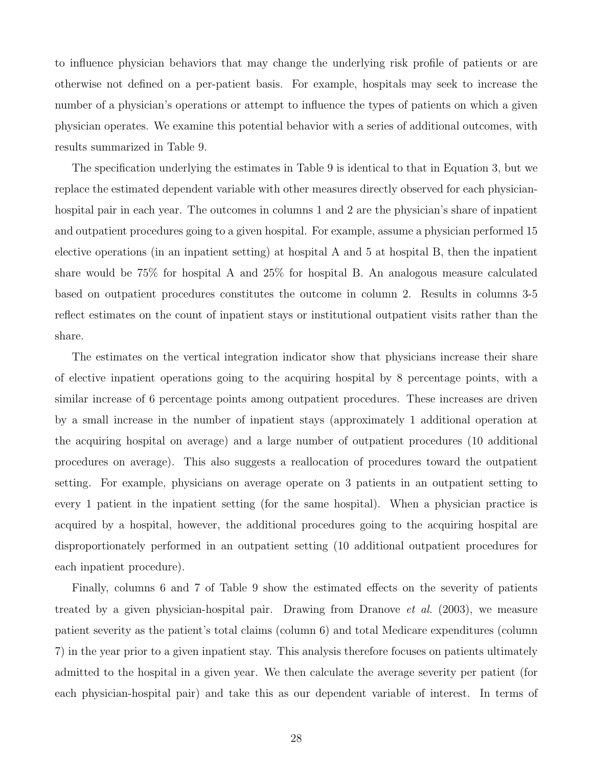to influence physician behaviors that may change the underlying risk profile of patients or are otherwise not defined on a per-patient basis. For example, hospitals may seek to increase the number of a physician's operations or attempt to influence the types of patients on which a given physician operates. We examine this potential behavior with a series of additional outcomes, with results summarized in Table 9.

The specification underlying the estimates in Table 9 is identical to that in Equation 3, but we replace the estimated dependent variable with other measures directly observed for each physician-hospital pair in each year. The outcomes in columns 1 and 2 are the physician's share of inpatient and outpatient procedures going to a given hospital. For example, assume a physician performed 15 elective operations (in an inpatient setting) at hospital A and 5 at hospital B, then the inpatient share would be 75% for hospital A and 25% for hospital B. An analogous measure calculated based on outpatient procedures constitutes the outcome in column 2. Results in columns 3-5 reflect estimates on the count of inpatient stays or institutional outpatient visits rather than the share.

The estimates on the vertical integration indicator show that physicians increase their share of elective inpatient operations going to the acquiring hospital by 8 percentage points, with a similar increase of 6 percentage points among outpatient procedures. These increases are driven by a small increase in the number of inpatient stays (approximately 1 additional operation at the acquiring hospital on average) and a large number of outpatient procedures (10 additional procedures on average). This also suggests a reallocation of procedures toward the outpatient setting. For example, physicians on average operate on 3 patients in an outpatient setting to every 1 patient in the inpatient setting (for the same hospital). When a physician practice is acquired by a hospital, however, the additional procedures going to the acquiring hospital are disproportionately performed in an outpatient setting (10 additional outpatient procedures for each inpatient procedure).

Finally, columns 6 and 7 of Table 9 show the estimated effects on the severity of patients treated by a given physician-hospital pair. Drawing from Dranove *et al.* (2003), we measure patient severity as the patient's total claims (column 6) and total Medicare expenditures (column 7) in the year prior to a given inpatient stay. This analysis therefore focuses on patients ultimately admitted to the hospital in a given year. We then calculate the average severity per patient (for each physician-hospital pair) and take this as our dependent variable of interest. In terms of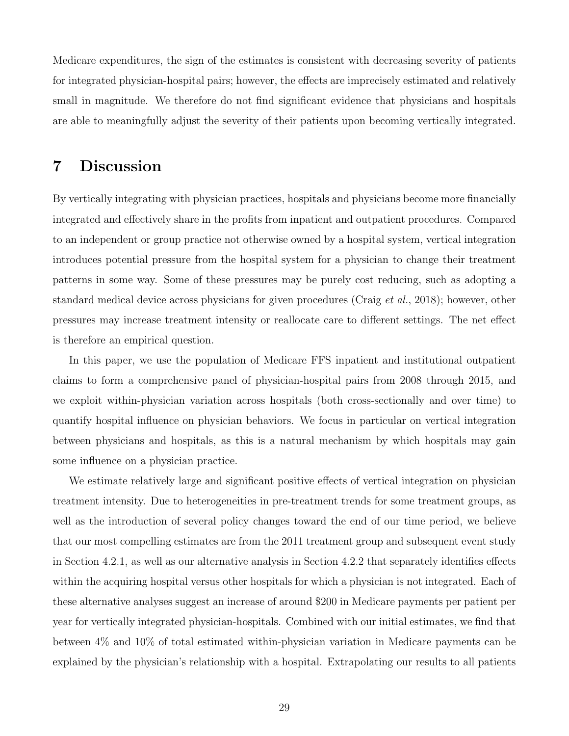Medicare expenditures, the sign of the estimates is consistent with decreasing severity of patients for integrated physician-hospital pairs; however, the effects are imprecisely estimated and relatively small in magnitude. We therefore do not find significant evidence that physicians and hospitals are able to meaningfully adjust the severity of their patients upon becoming vertically integrated.

# 7 Discussion

By vertically integrating with physician practices, hospitals and physicians become more financially integrated and effectively share in the profits from inpatient and outpatient procedures. Compared to an independent or group practice not otherwise owned by a hospital system, vertical integration introduces potential pressure from the hospital system for a physician to change their treatment patterns in some way. Some of these pressures may be purely cost reducing, such as adopting a standard medical device across physicians for given procedures (Craig *et al.*, 2018); however, other pressures may increase treatment intensity or reallocate care to different settings. The net effect is therefore an empirical question.

In this paper, we use the population of Medicare FFS inpatient and institutional outpatient claims to form a comprehensive panel of physician-hospital pairs from 2008 through 2015, and we exploit within-physician variation across hospitals (both cross-sectionally and over time) to quantify hospital influence on physician behaviors. We focus in particular on vertical integration between physicians and hospitals, as this is a natural mechanism by which hospitals may gain some influence on a physician practice.

We estimate relatively large and significant positive effects of vertical integration on physician treatment intensity. Due to heterogeneities in pre-treatment trends for some treatment groups, as well as the introduction of several policy changes toward the end of our time period, we believe that our most compelling estimates are from the 2011 treatment group and subsequent event study in Section 4.2.1, as well as our alternative analysis in Section 4.2.2 that separately identifies effects within the acquiring hospital versus other hospitals for which a physician is not integrated. Each of these alternative analyses suggest an increase of around $200 in Medicare payments per patient per year for vertically integrated physician-hospitals. Combined with our initial estimates, we find that between 4% and 10% of total estimated within-physician variation in Medicare payments can be explained by the physician's relationship with a hospital. Extrapolating our results to all patients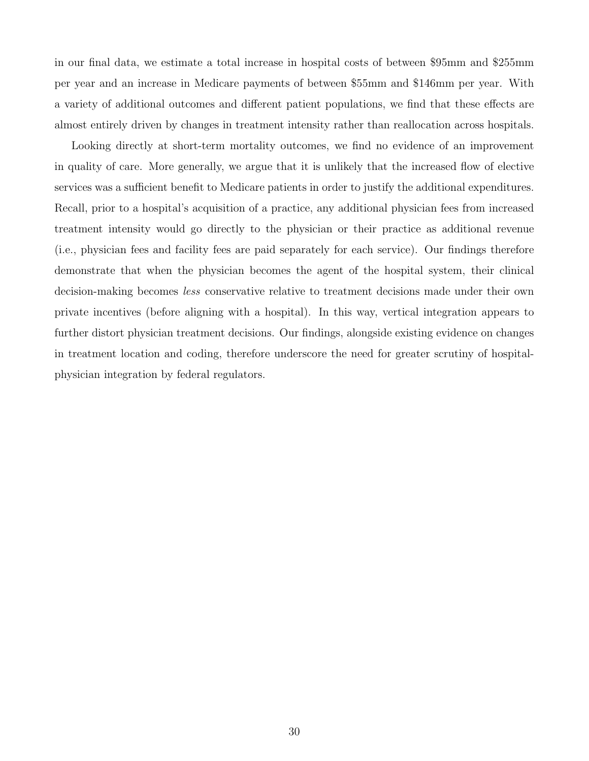in our final data, we estimate a total increase in hospital costs of between $95mm and $255mm per year and an increase in Medicare payments of between $55mm and $146mm per year. With a variety of additional outcomes and different patient populations, we find that these effects are almost entirely driven by changes in treatment intensity rather than reallocation across hospitals.

Looking directly at short-term mortality outcomes, we find no evidence of an improvement in quality of care. More generally, we argue that it is unlikely that the increased flow of elective services was a sufficient benefit to Medicare patients in order to justify the additional expenditures. Recall, prior to a hospital's acquisition of a practice, any additional physician fees from increased treatment intensity would go directly to the physician or their practice as additional revenue (i.e., physician fees and facility fees are paid separately for each service). Our findings therefore demonstrate that when the physician becomes the agent of the hospital system, their clinical decision-making becomes *less* conservative relative to treatment decisions made under their own private incentives (before aligning with a hospital). In this way, vertical integration appears to further distort physician treatment decisions. Our findings, alongside existing evidence on changes in treatment location and coding, therefore underscore the need for greater scrutiny of hospital-physician integration by federal regulators.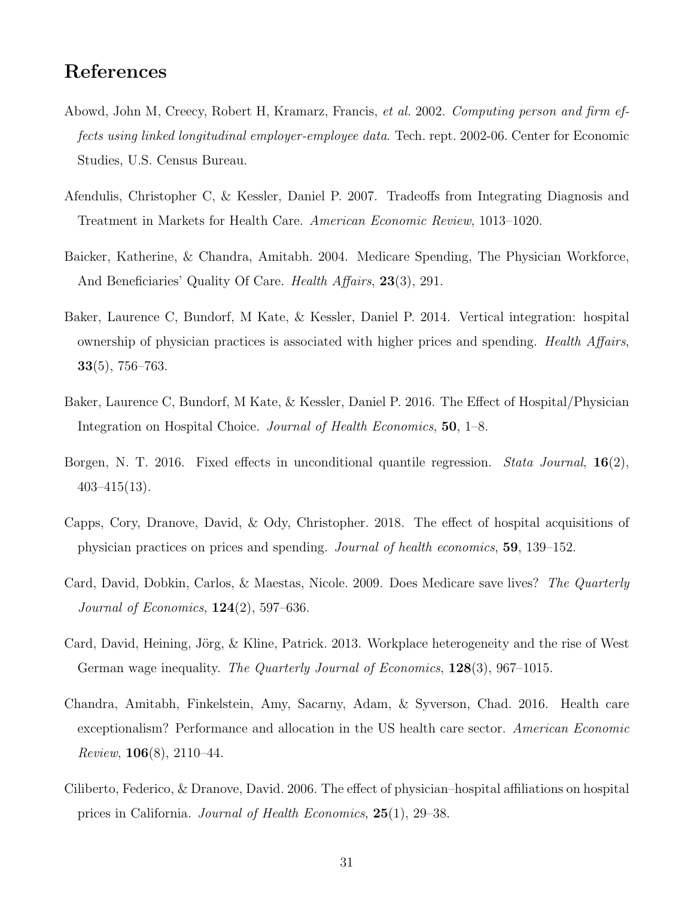# References

Abowd, John M, Creecy, Robert H, Kramarz, Francis, *et al.* 2002. *Computing person and firm effects using linked longitudinal employer-employee data*. Tech. rept. 2002-06. Center for Economic Studies, U.S. Census Bureau.

Afendulis, Christopher C, & Kessler, Daniel P. 2007. Tradeoffs from Integrating Diagnosis and Treatment in Markets for Health Care. *American Economic Review*, 1013–1020.

Baicker, Katherine, & Chandra, Amitabh. 2004. Medicare Spending, The Physician Workforce, And Beneficiaries' Quality Of Care. *Health Affairs*, **23**(3), 291.

Baker, Laurence C, Bundorf, M Kate, & Kessler, Daniel P. 2014. Vertical integration: hospital ownership of physician practices is associated with higher prices and spending. *Health Affairs*, **33**(5), 756–763.

Baker, Laurence C, Bundorf, M Kate, & Kessler, Daniel P. 2016. The Effect of Hospital/Physician Integration on Hospital Choice. *Journal of Health Economics*, **50**, 1–8.

Borgen, N. T. 2016. Fixed effects in unconditional quantile regression. *Stata Journal*, **16**(2), 403–415(13).

Capps, Cory, Dranove, David, & Ody, Christopher. 2018. The effect of hospital acquisitions of physician practices on prices and spending. *Journal of health economics*, **59**, 139–152.

Card, David, Dobkin, Carlos, & Maestas, Nicole. 2009. Does Medicare save lives? *The Quarterly Journal of Economics*, **124**(2), 597–636.

Card, David, Heining, Jörg, & Kline, Patrick. 2013. Workplace heterogeneity and the rise of West German wage inequality. *The Quarterly Journal of Economics*, **128**(3), 967–1015.

Chandra, Amitabh, Finkelstein, Amy, Sacarny, Adam, & Syverson, Chad. 2016. Health care exceptionalism? Performance and allocation in the US health care sector. *American Economic Review*, **106**(8), 2110–44.

Ciliberto, Federico, & Dranove, David. 2006. The effect of physician–hospital affiliations on hospital prices in California. *Journal of Health Economics*, **25**(1), 29–38.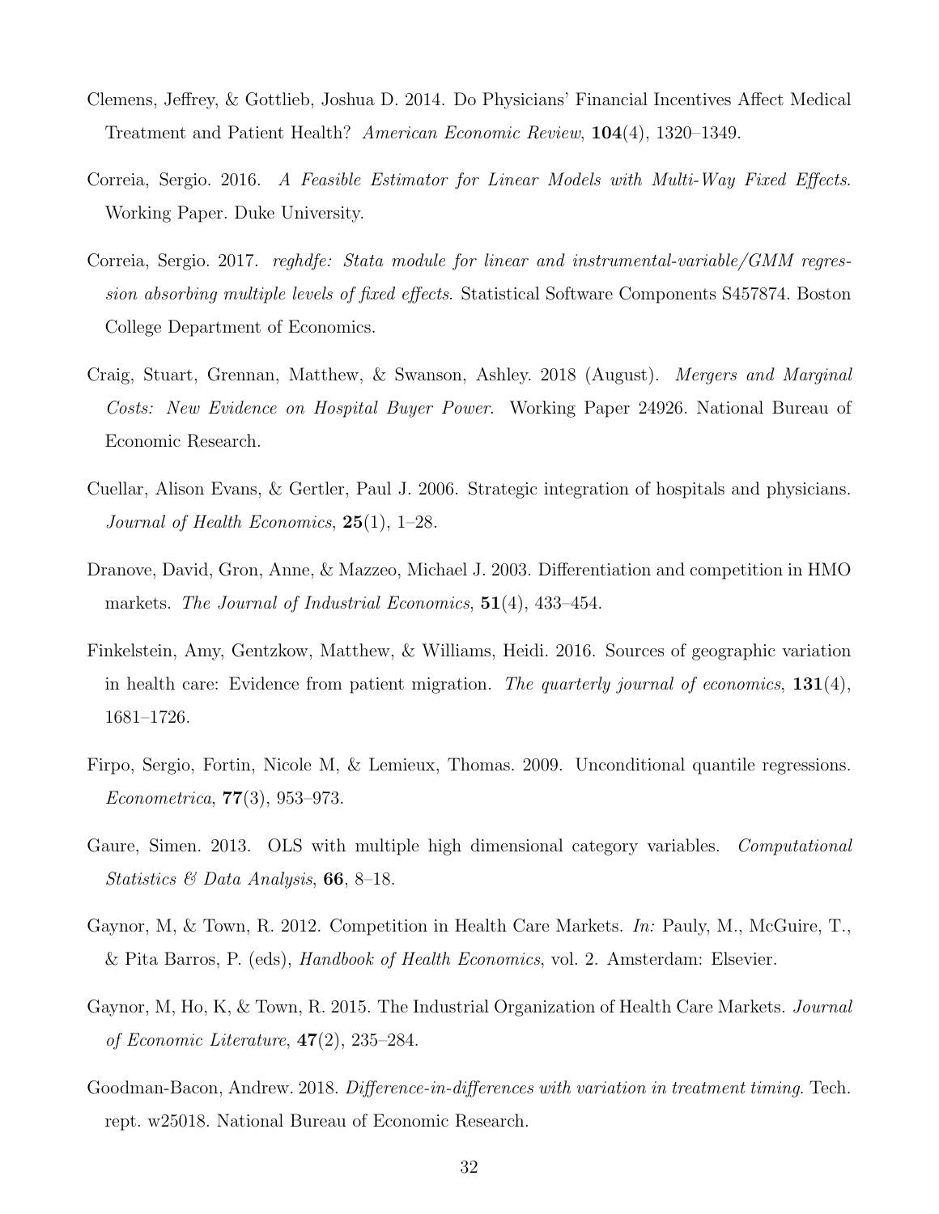Clemens, Jeffrey, & Gottlieb, Joshua D. 2014. Do Physicians' Financial Incentives Affect Medical Treatment and Patient Health? *American Economic Review*, **104**(4), 1320–1349.

Correia, Sergio. 2016. *A Feasible Estimator for Linear Models with Multi-Way Fixed Effects*. Working Paper. Duke University.

Correia, Sergio. 2017. *reghdfe: Stata module for linear and instrumental-variable/GMM regression absorbing multiple levels of fixed effects*. Statistical Software Components S457874. Boston College Department of Economics.

Craig, Stuart, Grennan, Matthew, & Swanson, Ashley. 2018 (August). *Mergers and Marginal Costs: New Evidence on Hospital Buyer Power*. Working Paper 24926. National Bureau of Economic Research.

Cuellar, Alison Evans, & Gertler, Paul J. 2006. Strategic integration of hospitals and physicians. *Journal of Health Economics*, **25**(1), 1–28.

Dranove, David, Gron, Anne, & Mazzeo, Michael J. 2003. Differentiation and competition in HMO markets. *The Journal of Industrial Economics*, **51**(4), 433–454.

Finkelstein, Amy, Gentzkow, Matthew, & Williams, Heidi. 2016. Sources of geographic variation in health care: Evidence from patient migration. *The quarterly journal of economics*, **131**(4), 1681–1726.

Firpo, Sergio, Fortin, Nicole M, & Lemieux, Thomas. 2009. Unconditional quantile regressions. *Econometrica*, **77**(3), 953–973.

Gaure, Simen. 2013. OLS with multiple high dimensional category variables. *Computational Statistics & Data Analysis*, **66**, 8–18.

Gaynor, M, & Town, R. 2012. Competition in Health Care Markets. *In:* Pauly, M., McGuire, T., & Pita Barros, P. (eds), *Handbook of Health Economics*, vol. 2. Amsterdam: Elsevier.

Gaynor, M, Ho, K, & Town, R. 2015. The Industrial Organization of Health Care Markets. *Journal of Economic Literature*, **47**(2), 235–284.

Goodman-Bacon, Andrew. 2018. *Difference-in-differences with variation in treatment timing*. Tech. rept. w25018. National Bureau of Economic Research.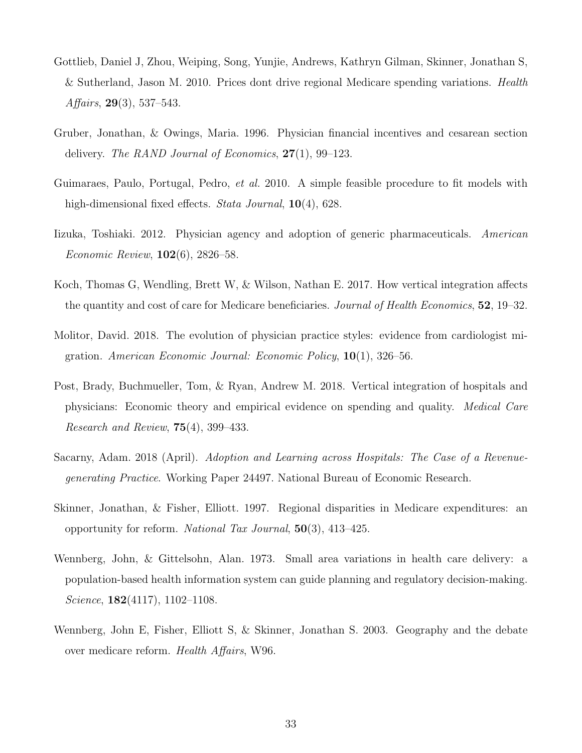Gottlieb, Daniel J, Zhou, Weiping, Song, Yunjie, Andrews, Kathryn Gilman, Skinner, Jonathan S, & Sutherland, Jason M. 2010. Prices dont drive regional Medicare spending variations. *Health Affairs*, **29**(3), 537–543.

Gruber, Jonathan, & Owings, Maria. 1996. Physician financial incentives and cesarean section delivery. *The RAND Journal of Economics*, **27**(1), 99–123.

Guimaraes, Paulo, Portugal, Pedro, *et al.* 2010. A simple feasible procedure to fit models with high-dimensional fixed effects. *Stata Journal*, **10**(4), 628.

Iizuka, Toshiaki. 2012. Physician agency and adoption of generic pharmaceuticals. *American Economic Review*, **102**(6), 2826–58.

Koch, Thomas G, Wendling, Brett W, & Wilson, Nathan E. 2017. How vertical integration affects the quantity and cost of care for Medicare beneficiaries. *Journal of Health Economics*, **52**, 19–32.

Molitor, David. 2018. The evolution of physician practice styles: evidence from cardiologist migration. *American Economic Journal: Economic Policy*, **10**(1), 326–56.

Post, Brady, Buchmueller, Tom, & Ryan, Andrew M. 2018. Vertical integration of hospitals and physicians: Economic theory and empirical evidence on spending and quality. *Medical Care Research and Review*, **75**(4), 399–433.

Sacarny, Adam. 2018 (April). *Adoption and Learning across Hospitals: The Case of a Revenue-generating Practice*. Working Paper 24497. National Bureau of Economic Research.

Skinner, Jonathan, & Fisher, Elliott. 1997. Regional disparities in Medicare expenditures: an opportunity for reform. *National Tax Journal*, **50**(3), 413–425.

Wennberg, John, & Gittelsohn, Alan. 1973. Small area variations in health care delivery: a population-based health information system can guide planning and regulatory decision-making. *Science*, **182**(4117), 1102–1108.

Wennberg, John E, Fisher, Elliott S, & Skinner, Jonathan S. 2003. Geography and the debate over medicare reform. *Health Affairs*, W96.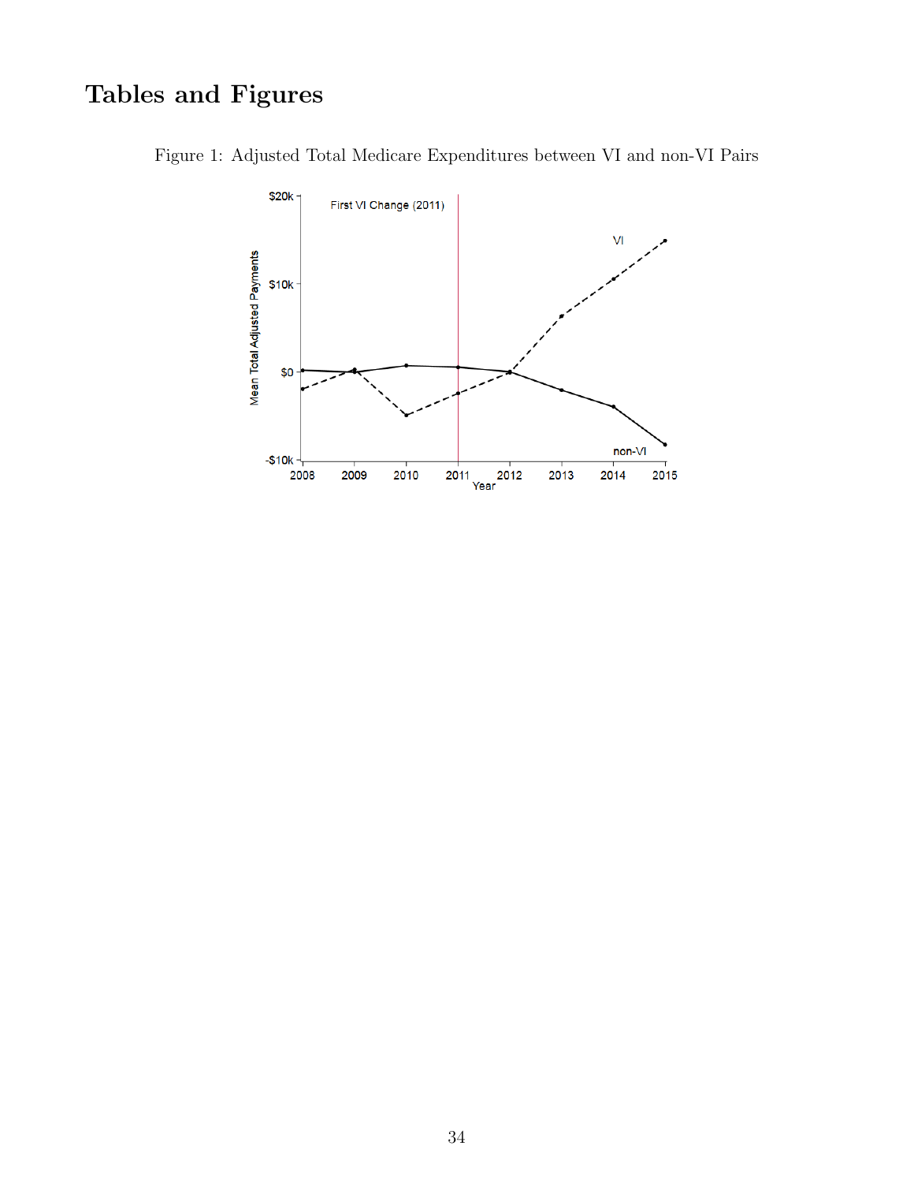# Tables and Figures

Figure 1: Adjusted Total Medicare Expenditures between VI and non-VI Pairs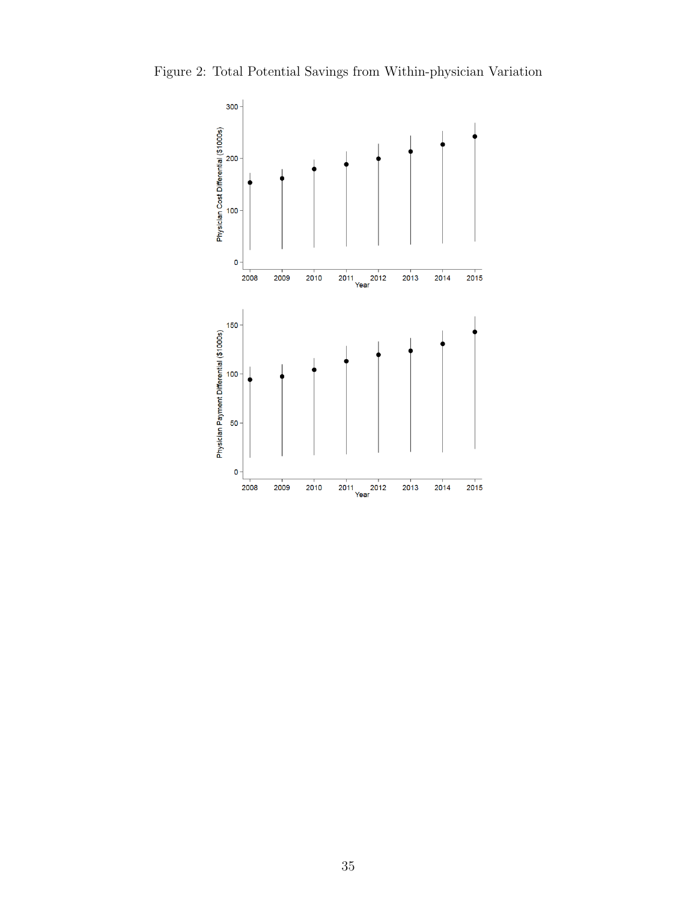Figure 2: Total Potential Savings from Within-physician Variation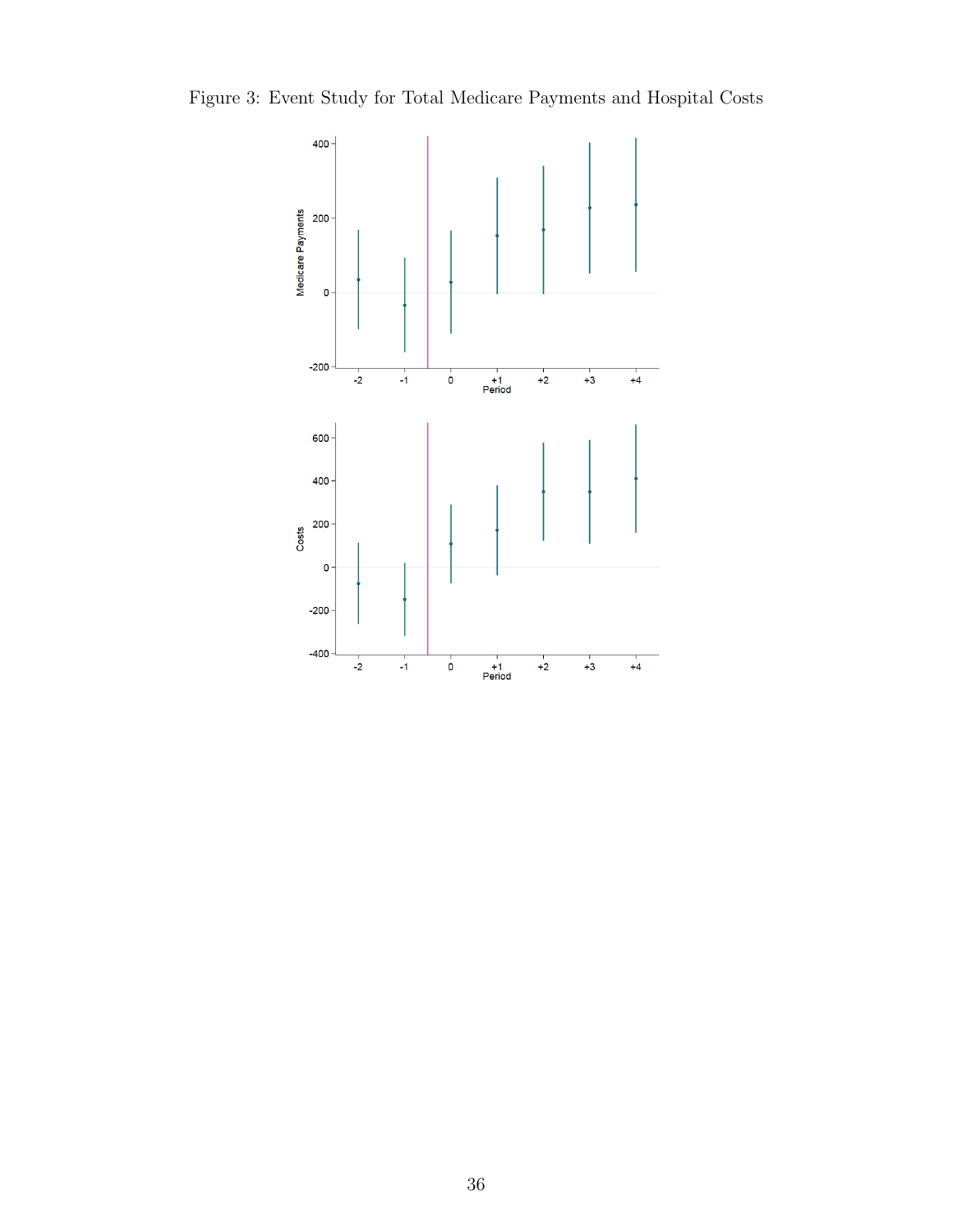Figure 3: Event Study for Total Medicare Payments and Hospital Costs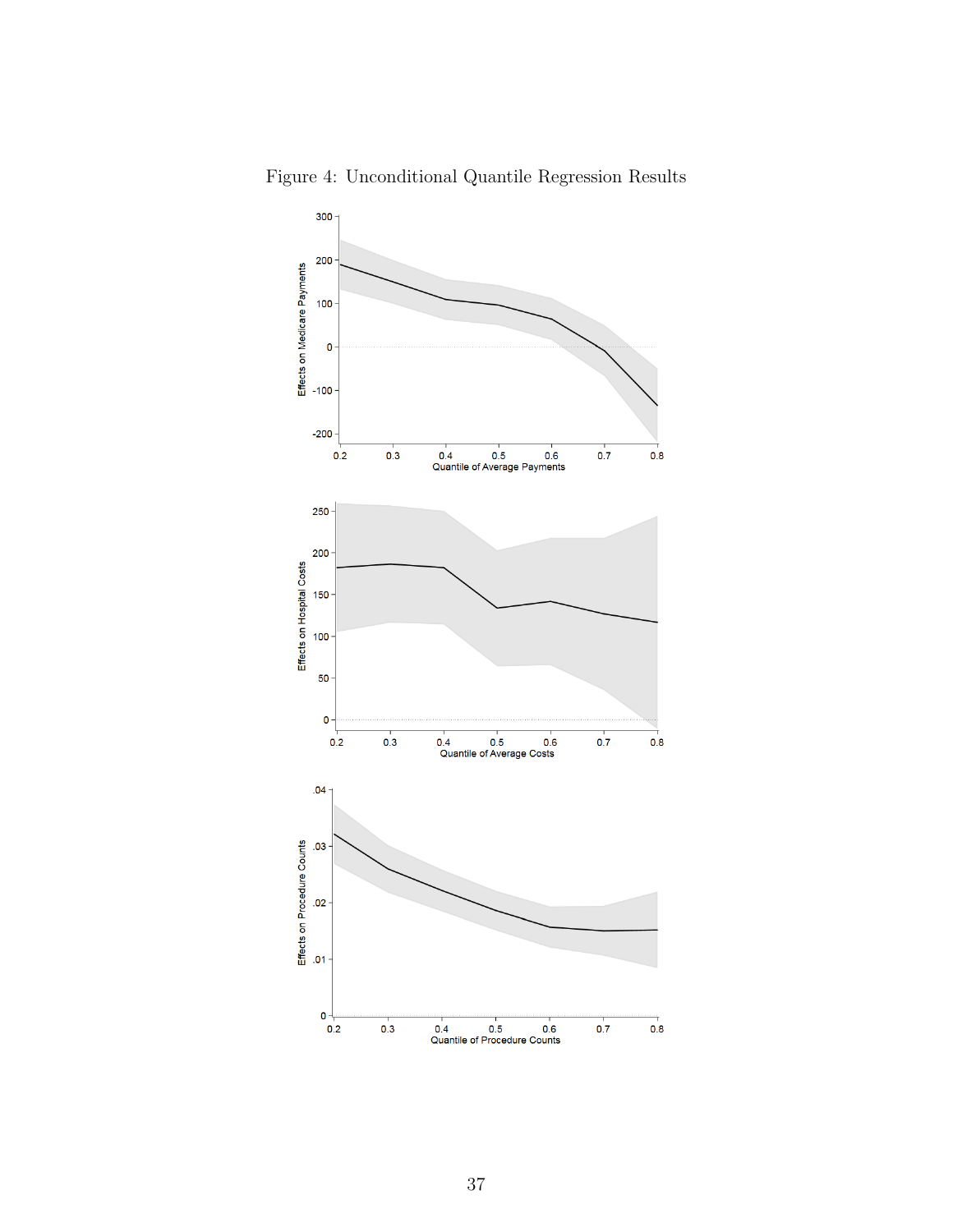Figure 4: Unconditional Quantile Regression Results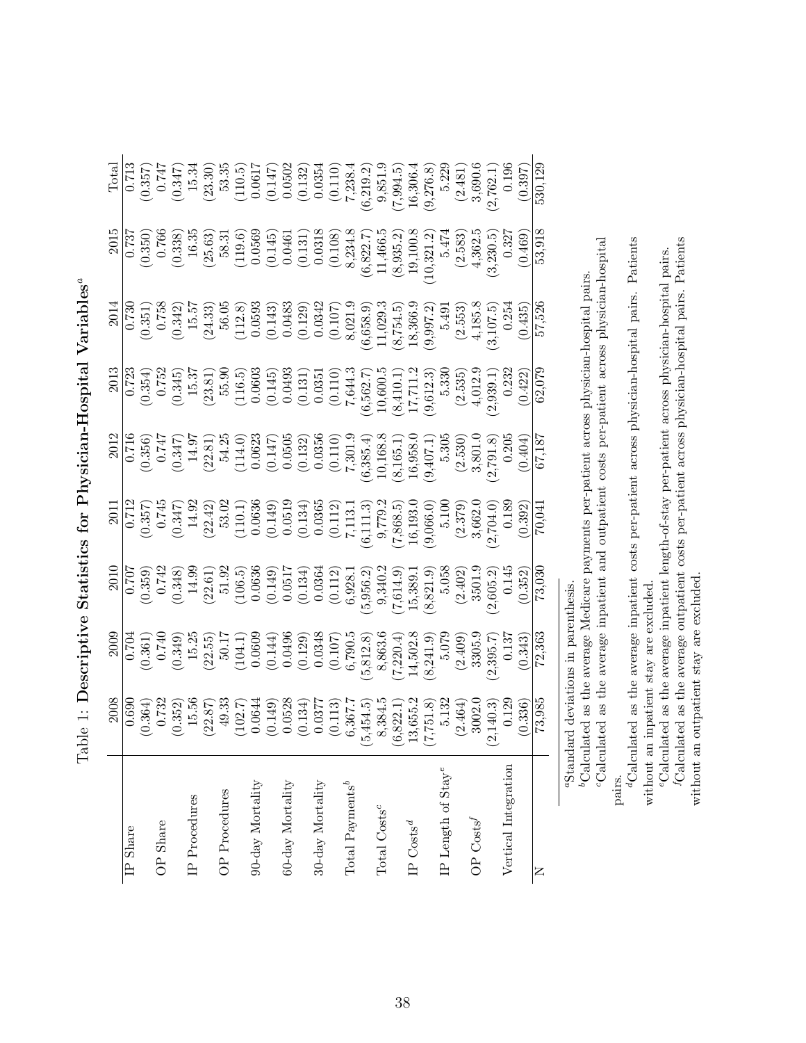Table 1: **Descriptive Statistics for Physician-Hospital Variables**[a]

| | 2008 | 2009 | 2010 | 2011 | 2012 | 2013 | 2014 | 2015 | Total |
|---|---|---|---|---|---|---|---|---|---|
| IP Share | 0.690 | 0.704 | 0.707 | 0.712 | 0.716 | 0.723 | 0.730 | 0.737 | 0.713 |
| | (0.364) | (0.361) | (0.359) | (0.357) | (0.356) | (0.354) | (0.351) | (0.350) | (0.357) |
| OP Share | 0.732 | 0.740 | 0.742 | 0.745 | 0.747 | 0.752 | 0.758 | 0.766 | 0.747 |
| | (0.352) | (0.349) | (0.348) | (0.347) | (0.347) | (0.345) | (0.342) | (0.338) | (0.347) |
| IP Procedures | 15.56 | 15.25 | 14.99 | 14.92 | 14.97 | 15.37 | 15.57 | 16.35 | 15.34 |
| | (22.87) | (22.55) | (22.61) | (22.42) | (22.81) | (23.81) | (24.33) | (25.63) | (23.30) |
| OP Procedures | 49.33 | 50.17 | 51.92 | 53.02 | 54.25 | 55.90 | 56.05 | 58.31 | 53.35 |
| | (102.7) | (104.1) | (106.5) | (110.1) | (114.0) | (116.5) | (112.8) | (119.6) | (110.5) |
| 90-day Mortality | 0.0644 | 0.0609 | 0.0636 | 0.0636 | 0.0623 | 0.0603 | 0.0593 | 0.0569 | 0.0617 |
| | (0.149) | (0.144) | (0.149) | (0.149) | (0.147) | (0.145) | (0.143) | (0.145) | (0.147) |
| 60-day Mortality | 0.0528 | 0.0496 | 0.0517 | 0.0519 | 0.0505 | 0.0493 | 0.0483 | 0.0461 | 0.0502 |
| | (0.134) | (0.129) | (0.134) | (0.134) | (0.132) | (0.131) | (0.129) | (0.131) | (0.132) |
| 30-day Mortality | 0.0377 | 0.0348 | 0.0364 | 0.0365 | 0.0356 | 0.0351 | 0.0342 | 0.0318 | 0.0354 |
| | (0.113) | (0.107) | (0.112) | (0.112) | (0.110) | (0.110) | (0.107) | (0.108) | (0.110) |
| Total Payments[b] | 6,367.7 | 6,790.5 | 6,928.1 | 7,113.1 | 7,301.9 | 7,644.3 | 8,021.9 | 8,234.8 | 7,238.4 |
| | (5,454.5) | (5,812.8) | (5,956.2) | (6,111.3) | (6,385.4) | (6,562.7) | (6,658.9) | (6,822.7) | (6,219.2) |
| Total Costs[c] | 8,384.5 | 8,863.6 | 9,340.2 | 9,779.2 | 10,168.8 | 10,600.5 | 11,029.3 | 11,466.5 | 9,851.9 |
| | (6,822.1) | (7,220.4) | (7,614.9) | (7,868.5) | (8,165.1) | (8,410.1) | (8,754.5) | (8,935.2) | (7,994.5) |
| IP Costs[d] | 13,655.2 | 14,502.8 | 15,389.1 | 16,193.0 | 16,958.0 | 17,711.2 | 18,366.9 | 19,100.8 | 16,306.4 |
| | (7,751.8) | (8,241.9) | (8,821.9) | (9,066.0) | (9,407.1) | (9,612.3) | (9,997.2) | (10,321.2) | (9,276.8) |
| IP Length of Stay[e] | 5.132 | 5.079 | 5.058 | 5.100 | 5.305 | 5.330 | 5.491 | 5.474 | 5.229 |
| | (2.464) | (2.409) | (2.402) | (2.379) | (2.530) | (2.535) | (2.553) | (2.583) | (2.481) |
| OP Costs[f] | 3002.0 | 3305.9 | 3501.9 | 3,662.0 | 3,801.0 | 4,012.9 | 4,185.8 | 4,362.5 | 3,690.6 |
| | (2,140.3) | (2,395.7) | (2,605.2) | (2,704.0) | (2,791.8) | (2,939.1) | (3,107.5) | (3,230.5) | (2,762.1) |
| Vertical Integration | 0.129 | 0.137 | 0.145 | 0.189 | 0.205 | 0.232 | 0.254 | 0.327 | 0.196 |
| | (0.336) | (0.343) | (0.352) | (0.392) | (0.404) | (0.422) | (0.435) | (0.469) | (0.397) |
| N | 73,985 | 72,363 | 73,030 | 70,041 | 67,187 | 62,079 | 57,526 | 53,918 | 530,129 |

[a] Standard deviations in parenthesis.

[b] Calculated as the average Medicare payments per-patient across physician-hospital pairs.

[c] Calculated as the average inpatient and outpatient costs per-patient across physician-hospital pairs.

[d] Calculated as the average inpatient costs per-patient across physician-hospital pairs. Patients without an inpatient stay are excluded.

[e] Calculated as the average inpatient length-of-stay per-patient across physician-hospital pairs.

[f] Calculated as the average outpatient costs per-patient across physician-hospital pairs. Patients without an outpatient stay are excluded.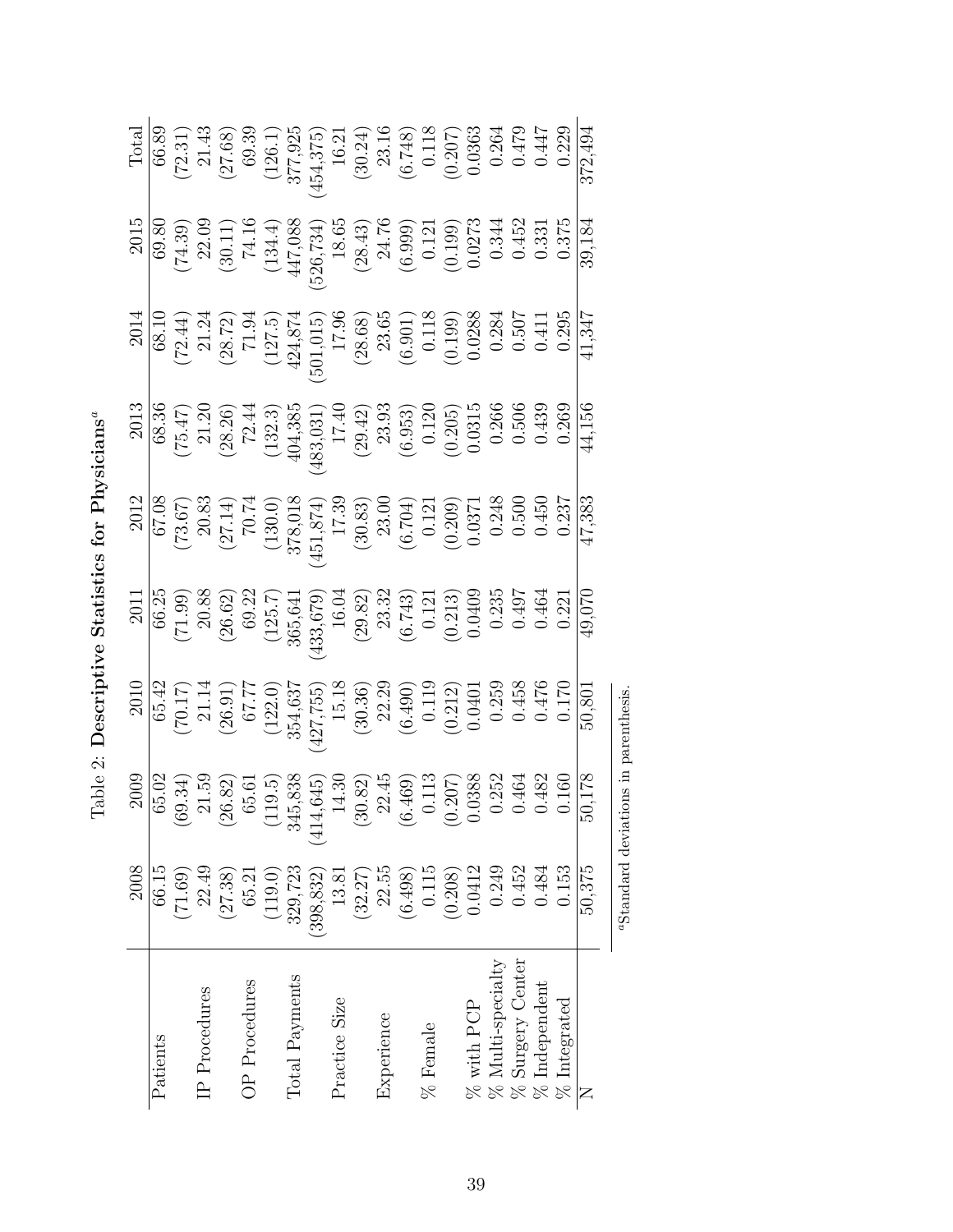Table 2: **Descriptive Statistics for Physicians**[a]

| | 2008 | 2009 | 2010 | 2011 | 2012 | 2013 | 2014 | 2015 | Total |
|---|---|---|---|---|---|---|---|---|---|
| Patients | 66.15 | 65.02 | 65.42 | 66.25 | 67.08 | 68.36 | 68.10 | 69.80 | 66.89 |
| | (71.69) | (69.34) | (70.17) | (71.99) | (73.67) | (75.47) | (72.44) | (74.39) | (72.31) |
| IP Procedures | 22.49 | 21.59 | 21.14 | 20.88 | 20.83 | 21.20 | 21.24 | 22.09 | 21.43 |
| | (27.38) | (26.82) | (26.91) | (26.62) | (27.14) | (28.26) | (28.72) | (30.11) | (27.68) |
| OP Procedures | 65.21 | 65.61 | 67.77 | 69.22 | 70.74 | 72.44 | 71.94 | 74.16 | 69.39 |
| | (119.0) | (119.5) | (122.0) | (125.7) | (130.0) | (132.3) | (127.5) | (134.4) | (126.1) |
| Total Payments | 329,723 | 345,838 | 354,637 | 365,641 | 378,018 | 404,385 | 424,874 | 447,088 | 377,925 |
| | (398,832) | (414,645) | (427,755) | (433,679) | (451,874) | (483,031) | (501,015) | (526,734) | (454,375) |
| Practice Size | 13.81 | 14.30 | 15.18 | 16.04 | 17.39 | 17.40 | 17.96 | 18.65 | 16.21 |
| | (32.27) | (30.82) | (30.36) | (29.82) | (30.83) | (29.42) | (28.68) | (28.43) | (30.24) |
| Experience | 22.55 | 22.45 | 22.29 | 23.32 | 23.00 | 23.93 | 23.65 | 24.76 | 23.16 |
| | (6.498) | (6.469) | (6.490) | (6.743) | (6.704) | (6.953) | (6.901) | (6.999) | (6.748) |
| % Female | 0.115 | 0.113 | 0.119 | 0.121 | 0.121 | 0.120 | 0.118 | 0.121 | 0.118 |
| | (0.208) | (0.207) | (0.212) | (0.213) | (0.209) | (0.205) | (0.199) | (0.199) | (0.207) |
| % with PCP | 0.0412 | 0.0388 | 0.0401 | 0.0409 | 0.0371 | 0.0315 | 0.0288 | 0.0273 | 0.0363 |
| % Multi-specialty | 0.249 | 0.252 | 0.259 | 0.235 | 0.248 | 0.266 | 0.284 | 0.344 | 0.264 |
| % Surgery Center | 0.452 | 0.464 | 0.458 | 0.497 | 0.500 | 0.506 | 0.507 | 0.452 | 0.479 |
| % Independent | 0.484 | 0.482 | 0.476 | 0.464 | 0.450 | 0.439 | 0.411 | 0.331 | 0.447 |
| % Integrated | 0.153 | 0.160 | 0.170 | 0.221 | 0.237 | 0.269 | 0.295 | 0.375 | 0.229 |
| N | 50,375 | 50,178 | 50,801 | 49,070 | 47,383 | 44,156 | 41,347 | 39,184 | 372,494 |

[a]Standard deviations in parenthesis.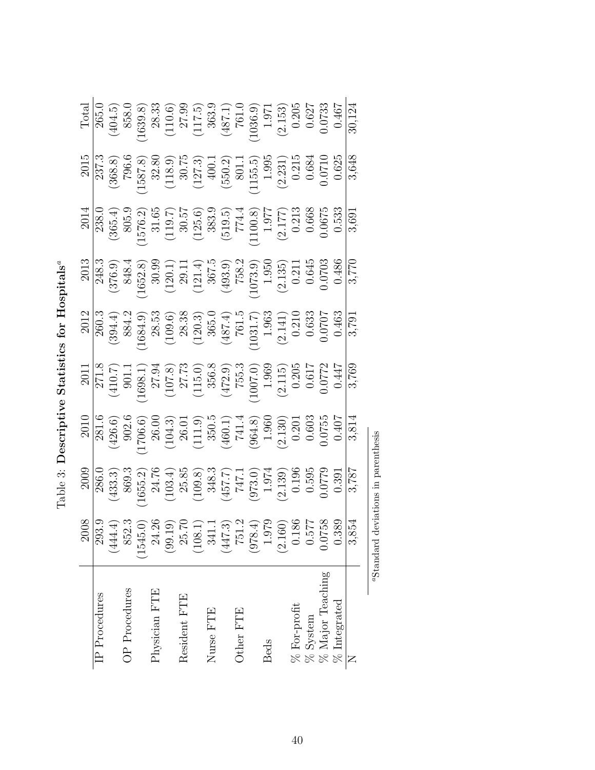Table 3: **Descriptive Statistics for Hospitals**[a]

| | 2008 | 2009 | 2010 | 2011 | 2012 | 2013 | 2014 | 2015 | Total |
|---|---|---|---|---|---|---|---|---|---|
| IP Procedures | 293.9 | 286.0 | 281.6 | 271.8 | 260.3 | 248.3 | 238.0 | 237.3 | 265.0 |
| | (444.4) | (433.3) | (426.6) | (410.7) | (394.4) | (376.9) | (365.4) | (368.8) | (404.5) |
| OP Procedures | 852.3 | 869.3 | 902.6 | 901.1 | 884.2 | 848.4 | 805.9 | 796.6 | 858.0 |
| | (1545.0) | (1655.2) | (1706.6) | (1698.1) | (1684.9) | (1652.8) | (1576.2) | (1587.8) | (1639.8) |
| Physician FTE | 24.26 | 24.76 | 26.00 | 27.94 | 28.53 | 30.99 | 31.65 | 32.80 | 28.33 |
| | (99.19) | (103.4) | (104.3) | (107.8) | (109.6) | (120.1) | (119.7) | (118.9) | (110.6) |
| Resident FTE | 25.70 | 25.85 | 26.01 | 27.73 | 28.38 | 29.11 | 30.57 | 30.75 | 27.99 |
| | (108.1) | (109.8) | (111.9) | (115.0) | (120.3) | (121.4) | (125.6) | (127.3) | (117.5) |
| Nurse FTE | 341.1 | 348.3 | 350.5 | 356.8 | 365.0 | 367.5 | 383.9 | 400.1 | 363.9 |
| | (447.3) | (457.7) | (460.1) | (472.9) | (487.4) | (493.9) | (519.5) | (550.2) | (487.1) |
| Other FTE | 751.2 | 747.1 | 741.4 | 755.3 | 761.5 | 758.2 | 774.4 | 801.1 | 761.0 |
| | (978.4) | (973.0) | (964.8) | (1007.0) | (1031.7) | (1073.9) | (1100.8) | (1155.5) | (1036.9) |
| Beds | 1.979 | 1.974 | 1.960 | 1.969 | 1.963 | 1.950 | 1.977 | 1.995 | 1.971 |
| | (2.160) | (2.139) | (2.130) | (2.115) | (2.141) | (2.135) | (2.177) | (2.231) | (2.153) |
| % For-profit | 0.186 | 0.196 | 0.201 | 0.205 | 0.210 | 0.211 | 0.213 | 0.215 | 0.205 |
| % System | 0.577 | 0.595 | 0.603 | 0.617 | 0.633 | 0.645 | 0.668 | 0.684 | 0.627 |
| % Major Teaching | 0.0758 | 0.0779 | 0.0755 | 0.0772 | 0.0707 | 0.0703 | 0.0675 | 0.0710 | 0.0733 |
| % Integrated | 0.389 | 0.391 | 0.407 | 0.447 | 0.463 | 0.486 | 0.533 | 0.625 | 0.467 |
| N | 3,854 | 3,787 | 3,814 | 3,769 | 3,791 | 3,770 | 3,691 | 3,648 | 30,124 |

[a] Standard deviations in parenthesis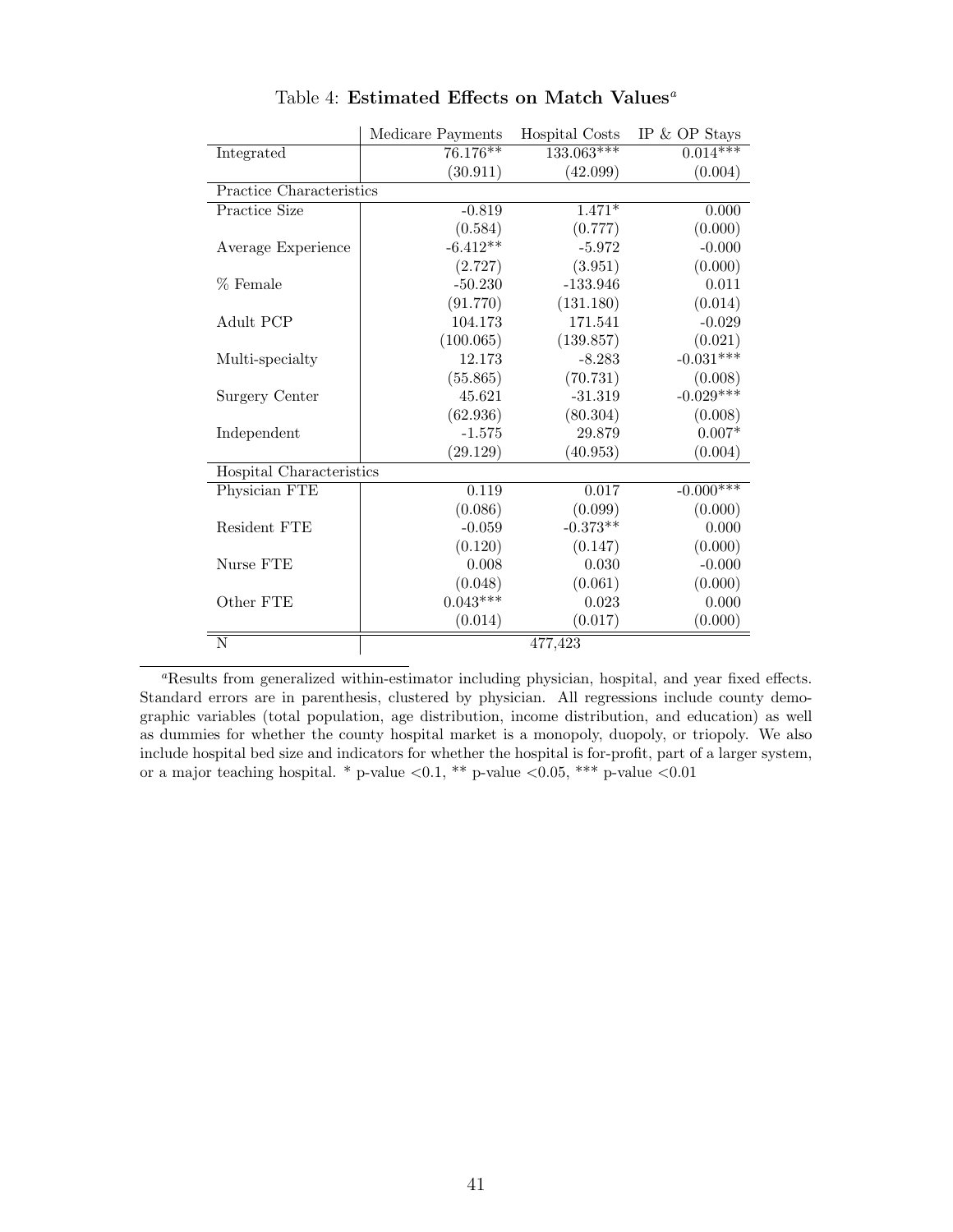Table 4: **Estimated Effects on Match Values**[a]

| | Medicare Payments | Hospital Costs | IP & OP Stays |
|---|---|---|---|
| Integrated | 76.176** | 133.063*** | 0.014*** |
| | (30.911) | (42.099) | (0.004) |
| Practice Characteristics | | | |
| Practice Size | -0.819 | 1.471* | 0.000 |
| | (0.584) | (0.777) | (0.000) |
| Average Experience | -6.412** | -5.972 | -0.000 |
| | (2.727) | (3.951) | (0.000) |
| % Female | -50.230 | -133.946 | 0.011 |
| | (91.770) | (131.180) | (0.014) |
| Adult PCP | 104.173 | 171.541 | -0.029 |
| | (100.065) | (139.857) | (0.021) |
| Multi-specialty | 12.173 | -8.283 | -0.031*** |
| | (55.865) | (70.731) | (0.008) |
| Surgery Center | 45.621 | -31.319 | -0.029*** |
| | (62.936) | (80.304) | (0.008) |
| Independent | -1.575 | 29.879 | 0.007* |
| | (29.129) | (40.953) | (0.004) |
| Hospital Characteristics | | | |
| Physician FTE | 0.119 | 0.017 | -0.000*** |
| | (0.086) | (0.099) | (0.000) |
| Resident FTE | -0.059 | -0.373** | 0.000 |
| | (0.120) | (0.147) | (0.000) |
| Nurse FTE | 0.008 | 0.030 | -0.000 |
| | (0.048) | (0.061) | (0.000) |
| Other FTE | 0.043*** | 0.023 | 0.000 |
| | (0.014) | (0.017) | (0.000) |
| N | | 477,423 | |

[a]Results from generalized within-estimator including physician, hospital, and year fixed effects. Standard errors are in parenthesis, clustered by physician. All regressions include county demographic variables (total population, age distribution, income distribution, and education) as well as dummies for whether the county hospital market is a monopoly, duopoly, or triopoly. We also include hospital bed size and indicators for whether the hospital is for-profit, part of a larger system, or a major teaching hospital. * p-value <0.1, ** p-value <0.05, *** p-value <0.01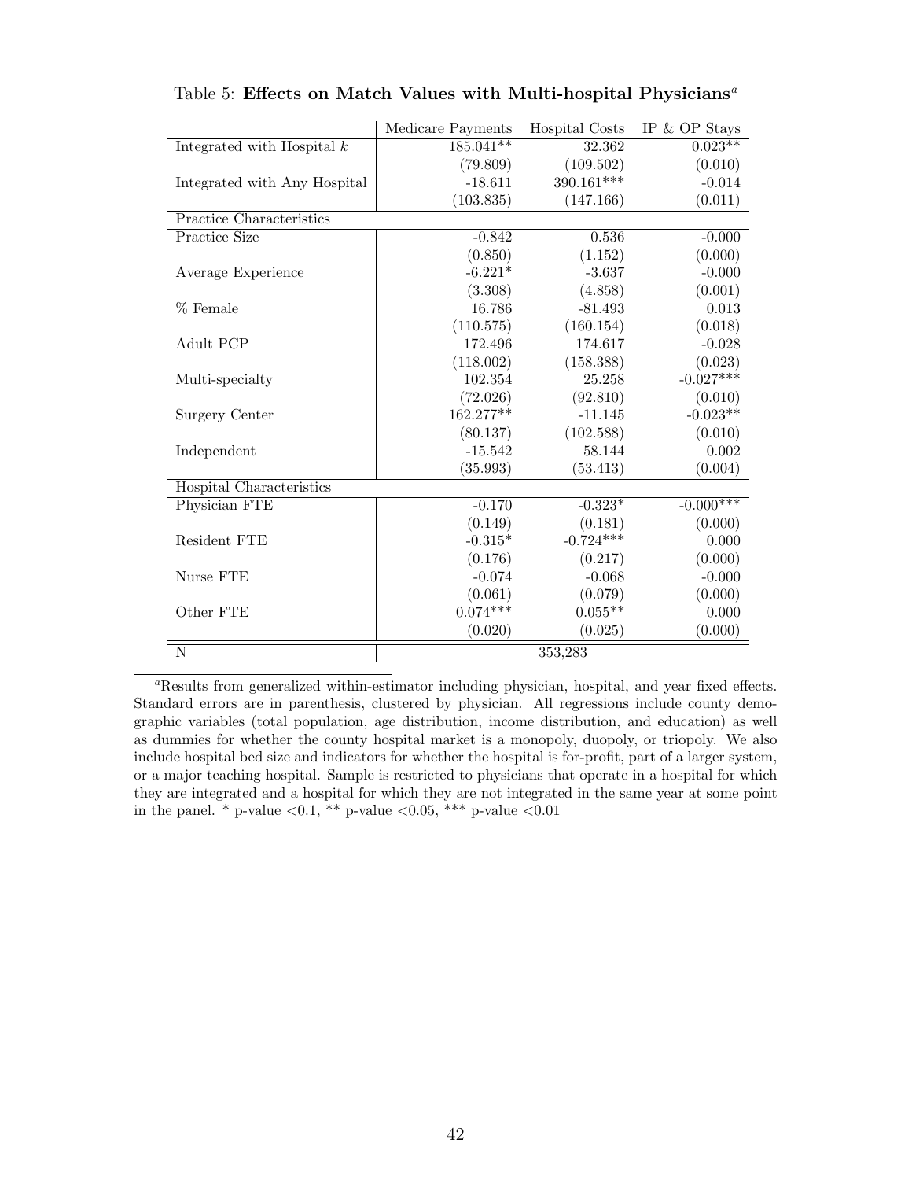Table 5: **Effects on Match Values with Multi-hospital Physicians**[a]

| | Medicare Payments | Hospital Costs | IP & OP Stays |
|---|---|---|---|
| Integrated with Hospital $k$ | 185.041** | 32.362 | 0.023** |
| | (79.809) | (109.502) | (0.010) |
| Integrated with Any Hospital | -18.611 | 390.161*** | -0.014 |
| | (103.835) | (147.166) | (0.011) |
| Practice Characteristics | | | |
| Practice Size | -0.842 | 0.536 | -0.000 |
| | (0.850) | (1.152) | (0.000) |
| Average Experience | -6.221* | -3.637 | -0.000 |
| | (3.308) | (4.858) | (0.001) |
| % Female | 16.786 | -81.493 | 0.013 |
| | (110.575) | (160.154) | (0.018) |
| Adult PCP | 172.496 | 174.617 | -0.028 |
| | (118.002) | (158.388) | (0.023) |
| Multi-specialty | 102.354 | 25.258 | -0.027*** |
| | (72.026) | (92.810) | (0.010) |
| Surgery Center | 162.277** | -11.145 | -0.023** |
| | (80.137) | (102.588) | (0.010) |
| Independent | -15.542 | 58.144 | 0.002 |
| | (35.993) | (53.413) | (0.004) |
| Hospital Characteristics | | | |
| Physician FTE | -0.170 | -0.323* | -0.000*** |
| | (0.149) | (0.181) | (0.000) |
| Resident FTE | -0.315* | -0.724*** | 0.000 |
| | (0.176) | (0.217) | (0.000) |
| Nurse FTE | -0.074 | -0.068 | -0.000 |
| | (0.061) | (0.079) | (0.000) |
| Other FTE | 0.074*** | 0.055** | 0.000 |
| | (0.020) | (0.025) | (0.000) |
| N | | 353,283 | |

[a]Results from generalized within-estimator including physician, hospital, and year fixed effects. Standard errors are in parenthesis, clustered by physician. All regressions include county demographic variables (total population, age distribution, income distribution, and education) as well as dummies for whether the county hospital market is a monopoly, duopoly, or triopoly. We also include hospital bed size and indicators for whether the hospital is for-profit, part of a larger system, or a major teaching hospital. Sample is restricted to physicians that operate in a hospital for which they are integrated and a hospital for which they are not integrated in the same year at some point in the panel. * p-value <0.1, ** p-value <0.05, *** p-value <0.01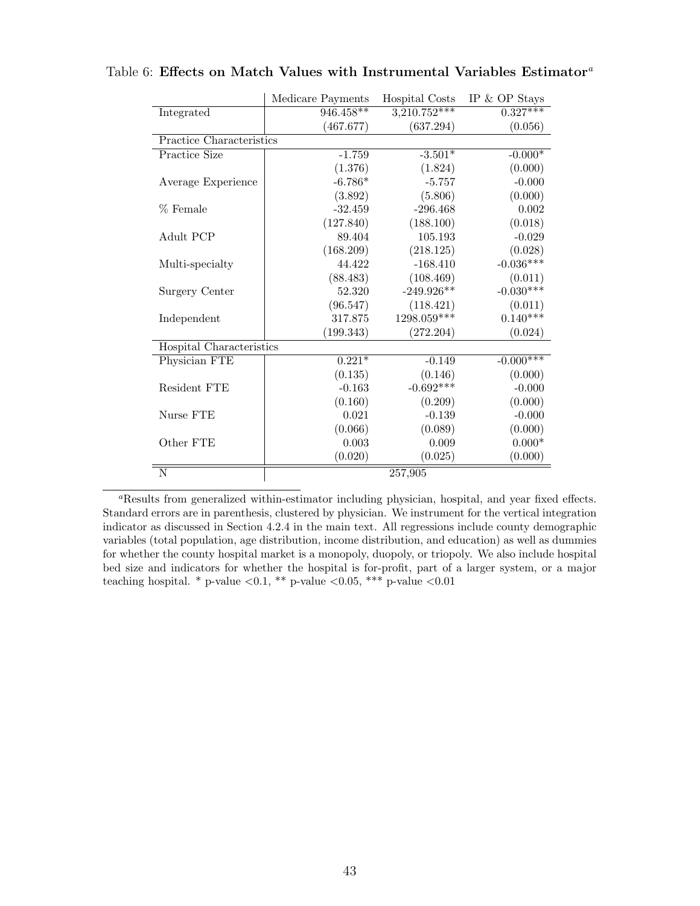Table 6: **Effects on Match Values with Instrumental Variables Estimator**[a]

| | Medicare Payments | Hospital Costs | IP & OP Stays |
|---|---|---|---|
| Integrated | 946.458** | 3,210.752*** | 0.327*** |
| | (467.677) | (637.294) | (0.056) |
| Practice Characteristics | | | |
| Practice Size | -1.759 | -3.501* | -0.000* |
| | (1.376) | (1.824) | (0.000) |
| Average Experience | -6.786* | -5.757 | -0.000 |
| | (3.892) | (5.806) | (0.000) |
| % Female | -32.459 | -296.468 | 0.002 |
| | (127.840) | (188.100) | (0.018) |
| Adult PCP | 89.404 | 105.193 | -0.029 |
| | (168.209) | (218.125) | (0.028) |
| Multi-specialty | 44.422 | -168.410 | -0.036*** |
| | (88.483) | (108.469) | (0.011) |
| Surgery Center | 52.320 | -249.926** | -0.030*** |
| | (96.547) | (118.421) | (0.011) |
| Independent | 317.875 | 1298.059*** | 0.140*** |
| | (199.343) | (272.204) | (0.024) |
| Hospital Characteristics | | | |
| Physician FTE | 0.221* | -0.149 | -0.000*** |
| | (0.135) | (0.146) | (0.000) |
| Resident FTE | -0.163 | -0.692*** | -0.000 |
| | (0.160) | (0.209) | (0.000) |
| Nurse FTE | 0.021 | -0.139 | -0.000 |
| | (0.066) | (0.089) | (0.000) |
| Other FTE | 0.003 | 0.009 | 0.000* |
| | (0.020) | (0.025) | (0.000) |
| N | | 257,905 | |

[a]Results from generalized within-estimator including physician, hospital, and year fixed effects. Standard errors are in parenthesis, clustered by physician. We instrument for the vertical integration indicator as discussed in Section 4.2.4 in the main text. All regressions include county demographic variables (total population, age distribution, income distribution, and education) as well as dummies for whether the county hospital market is a monopoly, duopoly, or triopoly. We also include hospital bed size and indicators for whether the hospital is for-profit, part of a larger system, or a major teaching hospital. * p-value <0.1, ** p-value <0.05, *** p-value <0.01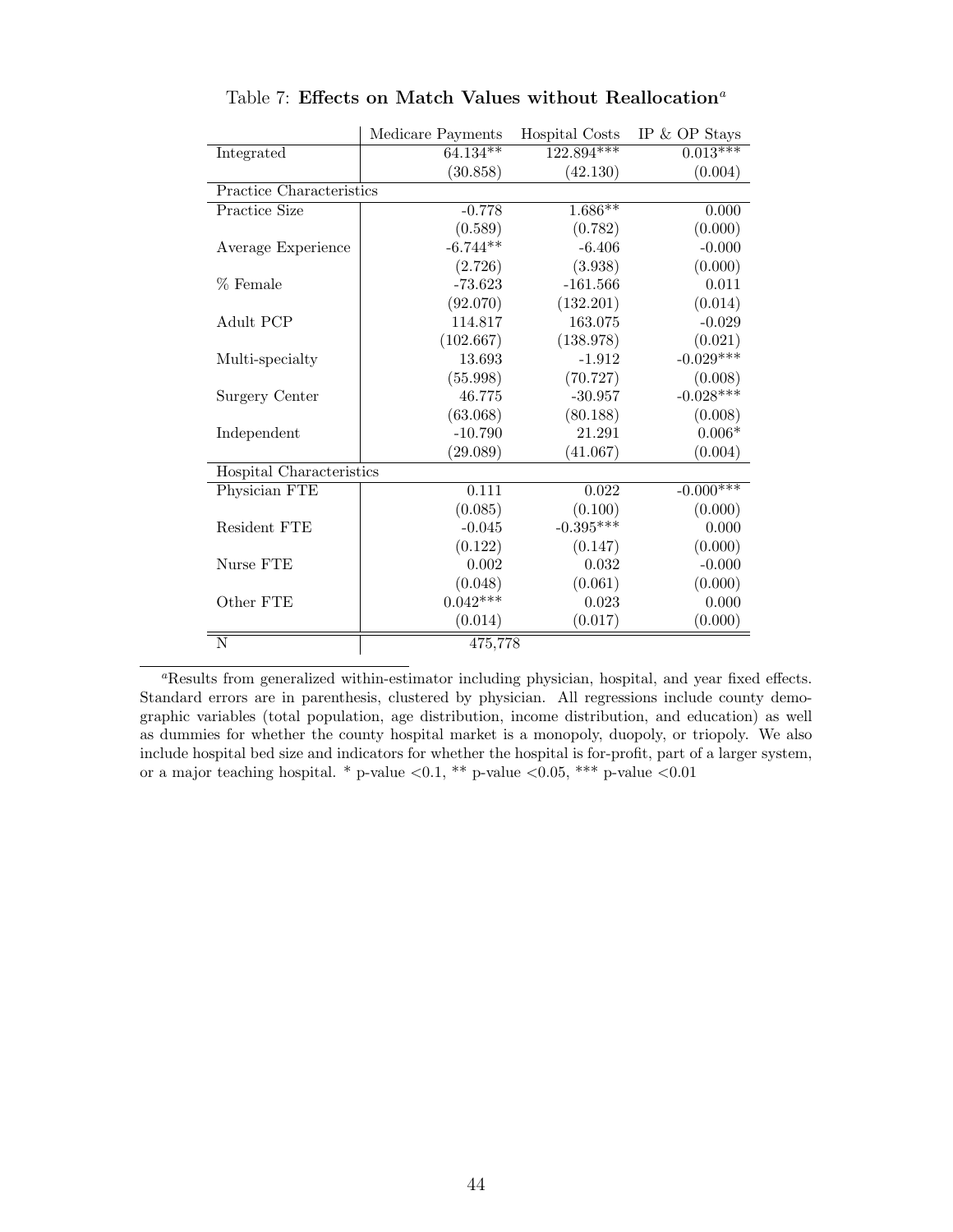Table 7: **Effects on Match Values without Reallocation**[a]

| | Medicare Payments | Hospital Costs | IP & OP Stays |
|---|---|---|---|
| Integrated | 64.134** | 122.894*** | 0.013*** |
| | (30.858) | (42.130) | (0.004) |
| *Practice Characteristics* | | | |
| Practice Size | -0.778 | 1.686** | 0.000 |
| | (0.589) | (0.782) | (0.000) |
| Average Experience | -6.744** | -6.406 | -0.000 |
| | (2.726) | (3.938) | (0.000) |
| % Female | -73.623 | -161.566 | 0.011 |
| | (92.070) | (132.201) | (0.014) |
| Adult PCP | 114.817 | 163.075 | -0.029 |
| | (102.667) | (138.978) | (0.021) |
| Multi-specialty | 13.693 | -1.912 | -0.029*** |
| | (55.998) | (70.727) | (0.008) |
| Surgery Center | 46.775 | -30.957 | -0.028*** |
| | (63.068) | (80.188) | (0.008) |
| Independent | -10.790 | 21.291 | 0.006* |
| | (29.089) | (41.067) | (0.004) |
| *Hospital Characteristics* | | | |
| Physician FTE | 0.111 | 0.022 | -0.000*** |
| | (0.085) | (0.100) | (0.000) |
| Resident FTE | -0.045 | -0.395*** | 0.000 |
| | (0.122) | (0.147) | (0.000) |
| Nurse FTE | 0.002 | 0.032 | -0.000 |
| | (0.048) | (0.061) | (0.000) |
| Other FTE | 0.042*** | 0.023 | 0.000 |
| | (0.014) | (0.017) | (0.000) |
| N | 475,778 | | |

[a]Results from generalized within-estimator including physician, hospital, and year fixed effects. Standard errors are in parenthesis, clustered by physician. All regressions include county demographic variables (total population, age distribution, income distribution, and education) as well as dummies for whether the county hospital market is a monopoly, duopoly, or triopoly. We also include hospital bed size and indicators for whether the hospital is for-profit, part of a larger system, or a major teaching hospital. * p-value <0.1, ** p-value <0.05, *** p-value <0.01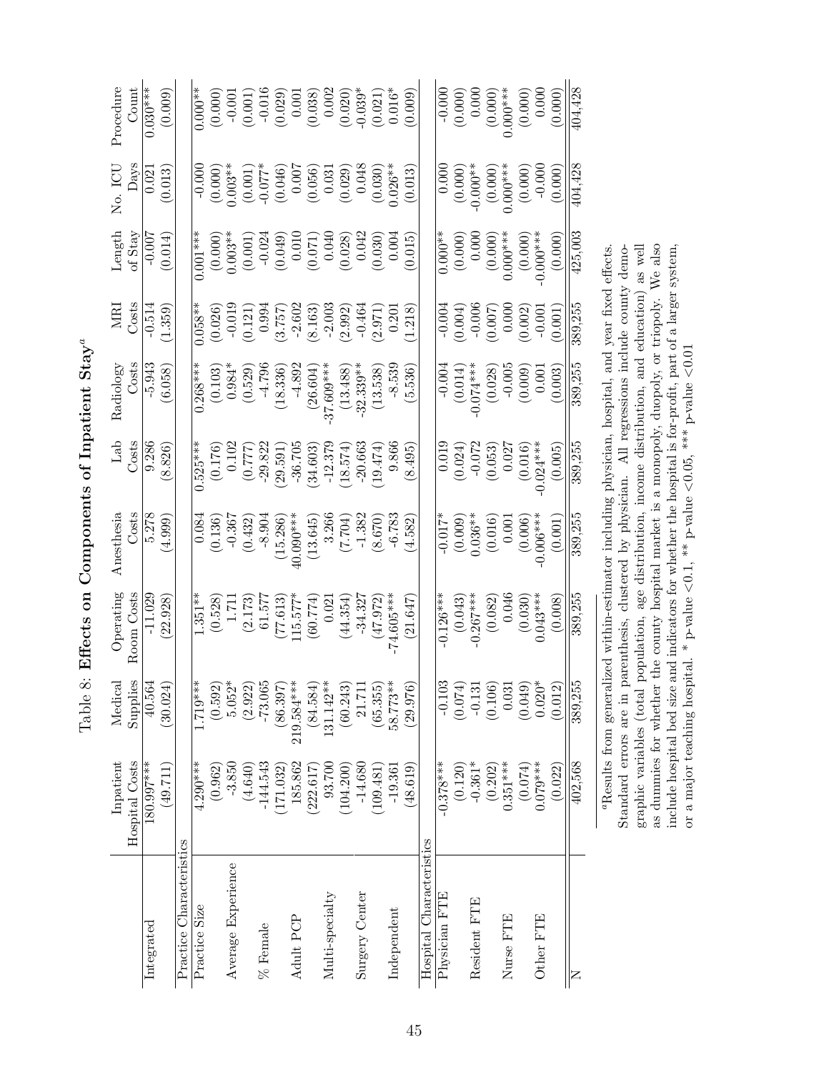Table 8: **Effects on Components of Inpatient Stay**[a]

| | Inpatient Hospital Costs | Medical Supplies | Operating Room Costs | Anesthesia Costs | Lab Costs | Radiology Costs | MRI Costs | Length of Stay | No. ICU Days | Procedure Count |
|---|---|---|---|---|---|---|---|---|---|---|
| Integrated | 180.997*** | 40.564 | -11.029 | 5.278 | 9.286 | -5.943 | -0.514 | -0.007 | 0.021 | 0.030*** |
| | (49.711) | (30.024) | (22.928) | (4.999) | (8.826) | (6.058) | (1.359) | (0.014) | (0.013) | (0.009) |
| Practice Characteristics | | | | | | | | | | |
| Practice Size | 4.290*** | 1.719*** | 1.351** | 0.084 | 0.525*** | 0.268*** | 0.058** | 0.001*** | -0.000 | 0.000** |
| | (0.962) | (0.592) | (0.528) | (0.136) | (0.176) | (0.103) | (0.026) | (0.000) | (0.000) | (0.000) |
| Average Experience | -3.850 | 5.052* | 1.711 | -0.367 | 0.102 | 0.984* | -0.019 | 0.003** | 0.003** | -0.001 |
| | (4.640) | (2.922) | (2.173) | (0.432) | (0.777) | (0.529) | (0.121) | (0.001) | (0.001) | (0.001) |
| % Female | -144.543 | -73.065 | 61.577 | -8.904 | -29.822 | -4.796 | 0.994 | -0.024 | -0.077* | -0.016 |
| | (171.032) | (86.397) | (77.613) | (15.286) | (29.591) | (18.336) | (3.757) | (0.049) | (0.046) | (0.029) |
| Adult PCP | 185.862 | 219.584*** | 115.577* | 40.090*** | -36.705 | -4.892 | -2.602 | 0.010 | 0.007 | 0.001 |
| | (222.617) | (84.584) | (60.774) | (13.645) | (34.603) | (26.604) | (8.163) | (0.071) | (0.056) | (0.038) |
| Multi-specialty | 93.700 | 131.142** | 0.021 | 3.266 | -12.379 | -37.609*** | -2.003 | 0.040 | 0.031 | 0.002 |
| | (104.200) | (60.243) | (44.354) | (7.704) | (18.574) | (13.488) | (2.992) | (0.028) | (0.029) | (0.020) |
| Surgery Center | -14.680 | 21.711 | -34.327 | -1.382 | -20.663 | -32.339** | -0.464 | 0.042 | 0.048 | -0.039* |
| | (109.481) | (65.355) | (47.972) | (8.670) | (19.474) | (13.538) | (2.971) | (0.030) | (0.030) | (0.021) |
| Independent | -19.361 | 58.773** | -74.605*** | -6.783 | 9.866 | -8.539 | 0.201 | 0.004 | 0.026** | 0.016* |
| | (48.619) | (29.976) | (21.647) | (4.582) | (8.495) | (5.536) | (1.218) | (0.015) | (0.013) | (0.009) |
| Hospital Characteristics | | | | | | | | | | |
| Physician FTE | -0.378*** | -0.103 | -0.126*** | -0.017* | 0.019 | -0.004 | -0.004 | 0.000** | 0.000 | -0.000 |
| | (0.120) | (0.074) | (0.043) | (0.009) | (0.024) | (0.014) | (0.004) | (0.000) | (0.000) | (0.000) |
| Resident FTE | -0.361* | -0.131 | -0.267*** | 0.036** | -0.072 | -0.074*** | -0.006 | 0.000 | -0.000** | 0.000 |
| | (0.202) | (0.106) | (0.082) | (0.016) | (0.053) | (0.028) | (0.007) | (0.000) | (0.000) | (0.000) |
| Nurse FTE | 0.351*** | 0.031 | 0.046 | 0.001 | 0.027 | -0.005 | 0.000 | 0.000*** | 0.000*** | 0.000*** |
| | (0.074) | (0.049) | (0.030) | (0.006) | (0.016) | (0.009) | (0.002) | (0.000) | (0.000) | (0.000) |
| Other FTE | 0.079*** | 0.020* | 0.043*** | -0.006*** | -0.024*** | 0.001 | -0.001 | -0.000*** | -0.000 | 0.000 |
| | (0.022) | (0.012) | (0.008) | (0.001) | (0.005) | (0.003) | (0.001) | (0.000) | (0.000) | (0.000) |
| N | 402,568 | 389,255 | 389,255 | 389,255 | 389,255 | 389,255 | 389,255 | 425,003 | 404,428 | 404,428 |

[a] Results from generalized within-estimator including physician, hospital, and year fixed effects. Standard errors are in parenthesis, clustered by physician. All regressions include county demographic variables (total population, age distribution, income distribution, and education) as well as dummies for whether the county hospital market is a monopoly, duopoly, or triopoly. We also include hospital bed size and indicators for whether the hospital is for-profit, part of a larger system, or a major teaching hospital. * p-value <0.1, ** p-value <0.05, *** p-value <0.01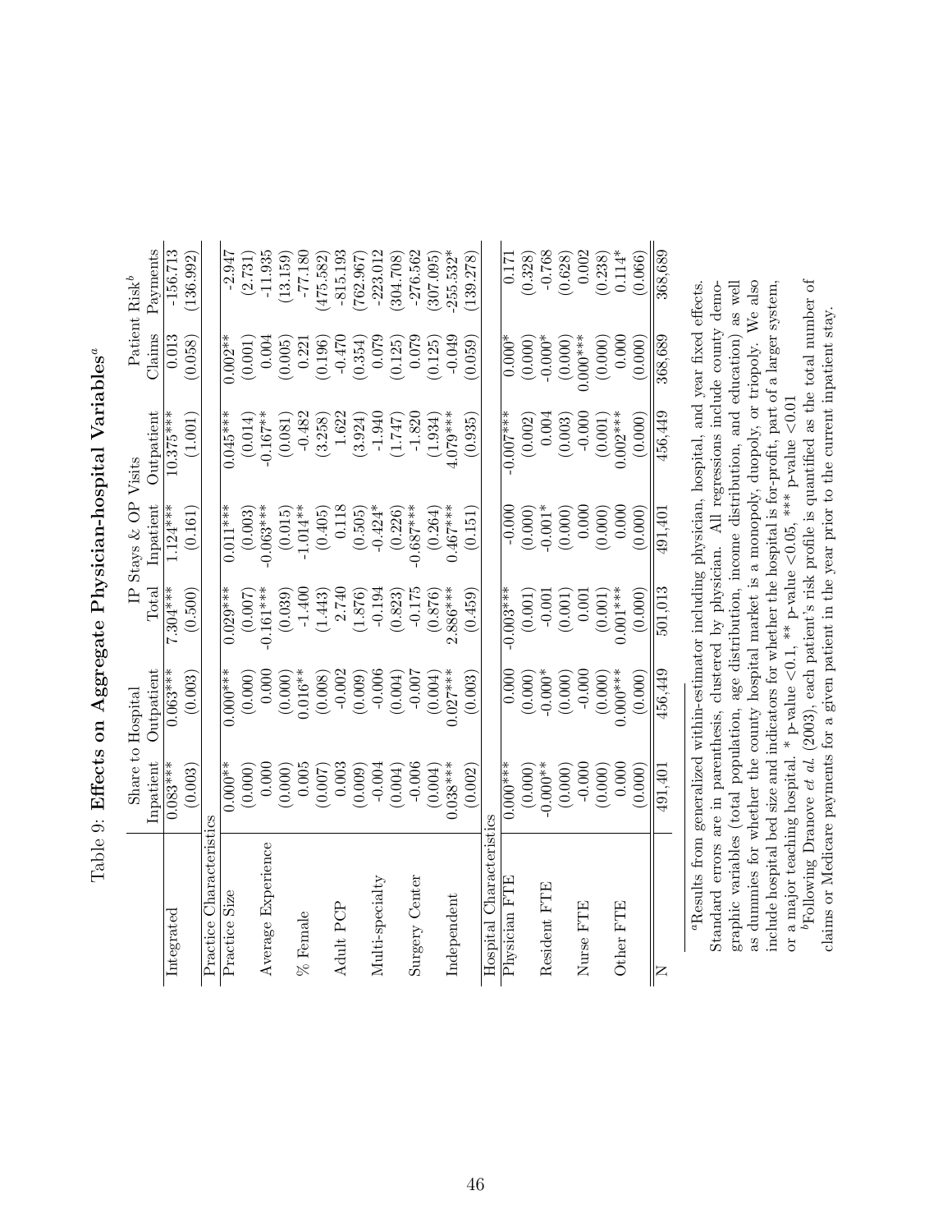Table 9: **Effects on Aggregate Physician-hospital Variables**[a]

| | Share to Hospital | | IP Stays & OP Visits | | | Patient Risk[b] | |
|---|---|---|---|---|---|---|---|
| | Inpatient | Outpatient | Total | Inpatient | Outpatient | Claims | Payments |
| Integrated | 0.083*** | 0.063*** | 7.304*** | 1.124*** | 10.375*** | 0.013 | -156.713 |
| | (0.003) | (0.003) | (0.500) | (0.161) | (1.001) | (0.058) | (136.992) |
| Practice Characteristics | | | | | | | |
| Practice Size | 0.000** | 0.000*** | 0.029*** | 0.011*** | 0.045*** | 0.002** | -2.947 |
| | (0.000) | (0.000) | (0.007) | (0.003) | (0.014) | (0.001) | (2.731) |
| Average Experience | 0.000 | 0.000 | -0.161*** | -0.063*** | -0.167** | 0.004 | -11.935 |
| | (0.000) | (0.000) | (0.039) | (0.015) | (0.081) | (0.005) | (13.159) |
| % Female | 0.005 | 0.016** | -1.400 | -1.014** | -0.482 | 0.221 | -77.180 |
| | (0.007) | (0.008) | (1.443) | (0.405) | (3.258) | (0.196) | (475.582) |
| Adult PCP | 0.003 | -0.002 | 2.740 | 0.118 | 1.622 | -0.470 | -815.193 |
| | (0.009) | (0.009) | (1.876) | (0.505) | (3.924) | (0.354) | (762.967) |
| Multi-specialty | -0.004 | -0.006 | -0.194 | -0.424* | -1.940 | 0.079 | -223.012 |
| | (0.004) | (0.004) | (0.823) | (0.226) | (1.747) | (0.125) | (304.708) |
| Surgery Center | -0.006 | -0.007 | -0.175 | -0.687*** | -1.820 | 0.079 | -276.562 |
| | (0.004) | (0.004) | (0.876) | (0.264) | (1.934) | (0.125) | (307.095) |
| Independent | 0.038*** | 0.027*** | 2.886*** | 0.467*** | 4.079*** | -0.049 | -255.532* |
| | (0.002) | (0.003) | (0.459) | (0.151) | (0.935) | (0.059) | (139.278) |
| Hospital Characteristics | | | | | | | |
| Physician FTE | 0.000*** | 0.000 | -0.003*** | -0.000 | -0.007*** | 0.000* | 0.171 |
| | (0.000) | (0.000) | (0.001) | (0.000) | (0.002) | (0.000) | (0.328) |
| Resident FTE | -0.000** | -0.000* | -0.001 | -0.001* | 0.004 | -0.000* | -0.768 |
| | (0.000) | (0.000) | (0.001) | (0.000) | (0.003) | (0.000) | (0.628) |
| Nurse FTE | -0.000 | -0.000 | 0.001 | 0.000 | -0.000 | 0.000*** | 0.002 |
| | (0.000) | (0.000) | (0.001) | (0.000) | (0.001) | (0.000) | (0.238) |
| Other FTE | 0.000 | 0.000*** | 0.001*** | 0.000 | 0.002*** | 0.000 | 0.114* |
| | (0.000) | (0.000) | (0.000) | (0.000) | (0.000) | (0.000) | (0.066) |
| N | 491,401 | 456,449 | 501,013 | 491,401 | 456,449 | 368,689 | 368,689 |

[a]Results from generalized within-estimator including physician, hospital, and year fixed effects. Standard errors are in parenthesis, clustered by physician. All regressions include county demographic variables (total population, age distribution, income distribution, and education) as well as dummies for whether the county hospital market is a monopoly, duopoly, or triopoly. We also include hospital bed size and indicators for whether the hospital is for-profit, part of a larger system, or a major teaching hospital. * p-value <0.1, ** p-value <0.05, *** p-value <0.01

[b]Following Dranove *et al.* (2003), each patient's risk profile is quantified as the total number of claims or Medicare payments for a given patient in the year prior to the current inpatient stay.